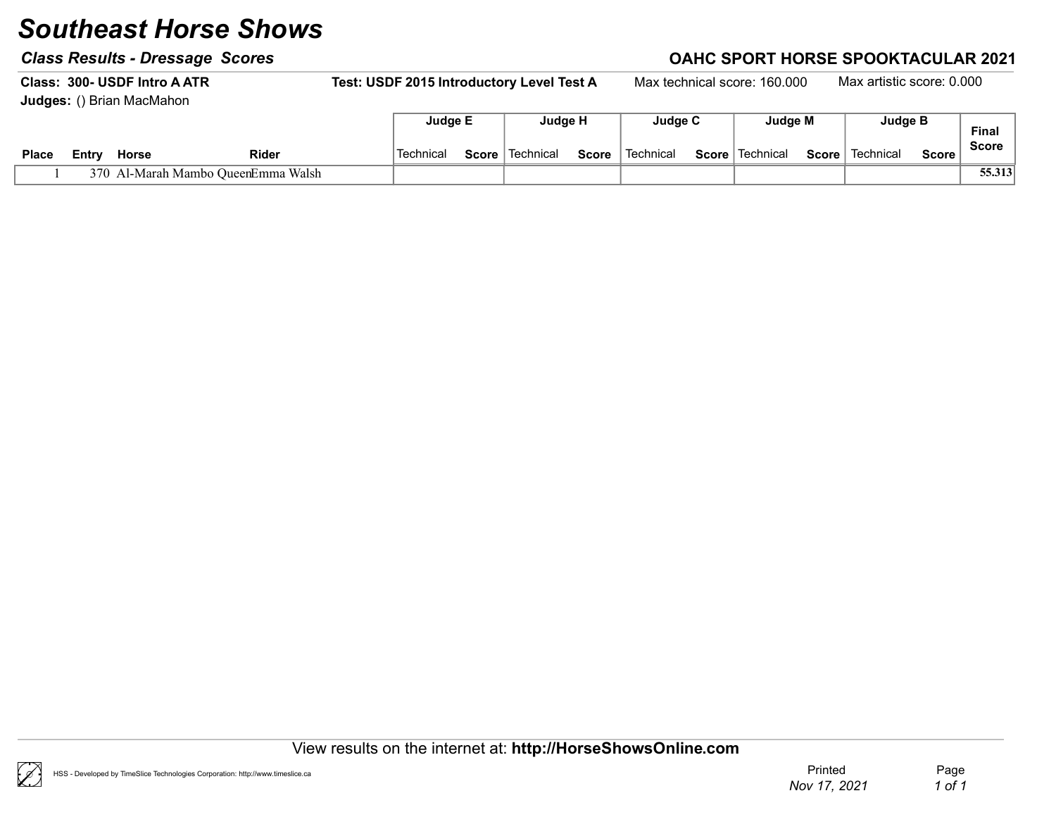# Southeast Horse Shows

### *Class Results - Dressage Scores*

### OAHC SPORT HORSE SPOOKTACULAR 2021

**Class: 300- USDF Intro A ATR** **Test: USDF 2015 Introductory Level Test A** Max technical score: 160.000 Max artistic score: 0.000

**Judges:** () Brian MacMahon

| | | | | Judge E | | Judge H | | Judge C | | Judge M | | Judge B | | |
|---|---|---|---|---|---|---|---|---|---|---|---|---|---|---|
| **Place** | **Entry** | **Horse** | **Rider** | Technical | **Score** | Technical | **Score** | Technical | **Score** | Technical | **Score** | Technical | **Score** | **Final Score** |
| 1 | 370 | Al-Marah Mambo Queen | Emma Walsh | | | | | | | | | | | **55.313** |

View results on the internet at: **http://HorseShowsOnline.com**

HSS - Developed by TimeSlice Technologies Corporation: http://www.timeslice.ca

Printed *Nov 17, 2021*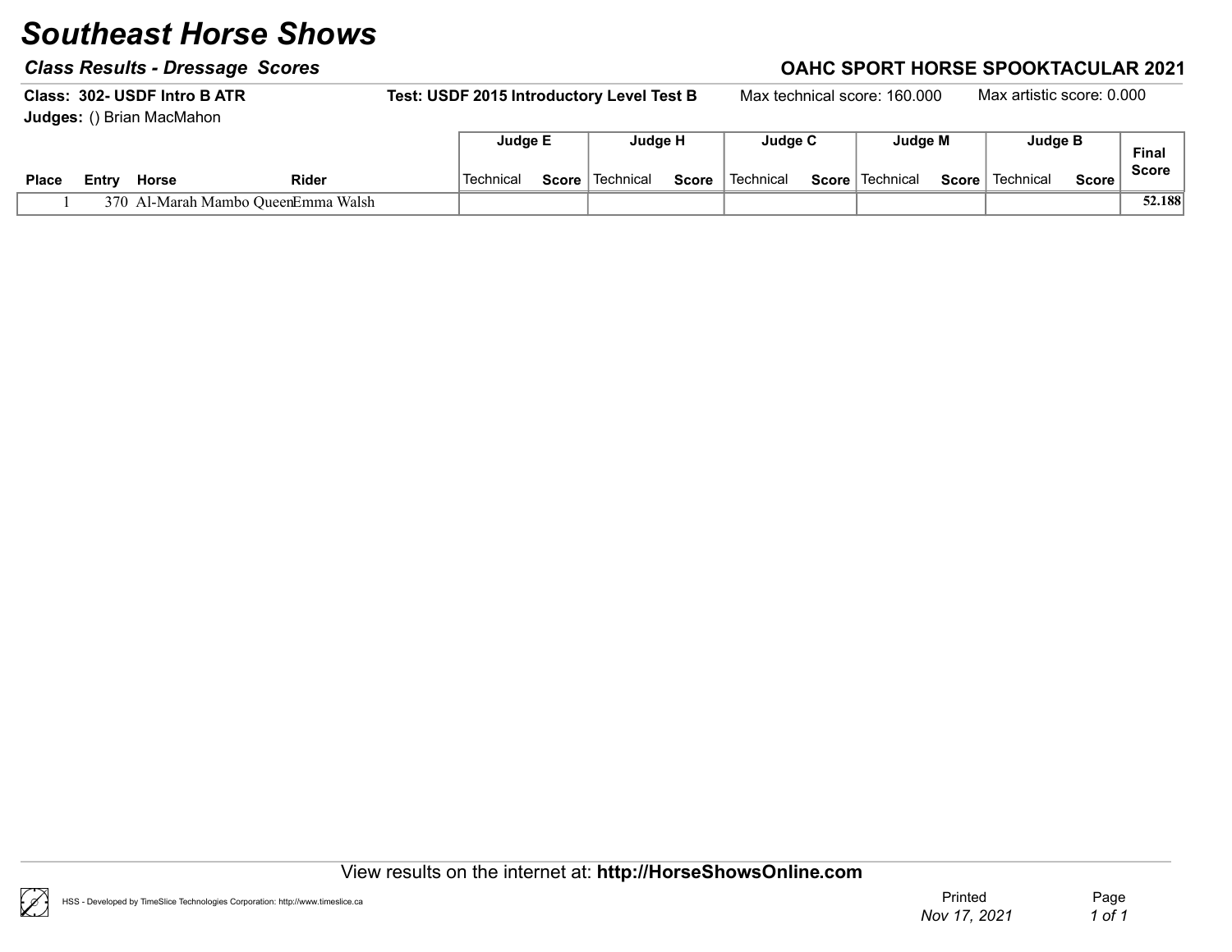# Southeast Horse Shows

### *Class Results - Dressage Scores*

**OAHC SPORT HORSE SPOOKTACULAR 2021**

**Class: 302- USDF Intro B ATR** **Test: USDF 2015 Introductory Level Test B** Max technical score: 160.000 Max artistic score: 0.000

**Judges:** () Brian MacMahon

| | | | | Judge E | | Judge H | | Judge C | | Judge M | | Judge B | | |
|---|---|---|---|---|---|---|---|---|---|---|---|---|---|---|
| **Place** | **Entry** | **Horse** | **Rider** | Technical | **Score** | Technical | **Score** | Technical | **Score** | Technical | **Score** | Technical | **Score** | **Final Score** |
| 1 | 370 | Al-Marah Mambo Queen | Emma Walsh | | | | | | | | | | | **52.188** |

View results on the internet at: **http://HorseShowsOnline.com**

HSS - Developed by TimeSlice Technologies Corporation: http://www.timeslice.ca

Printed *Nov 17, 2021*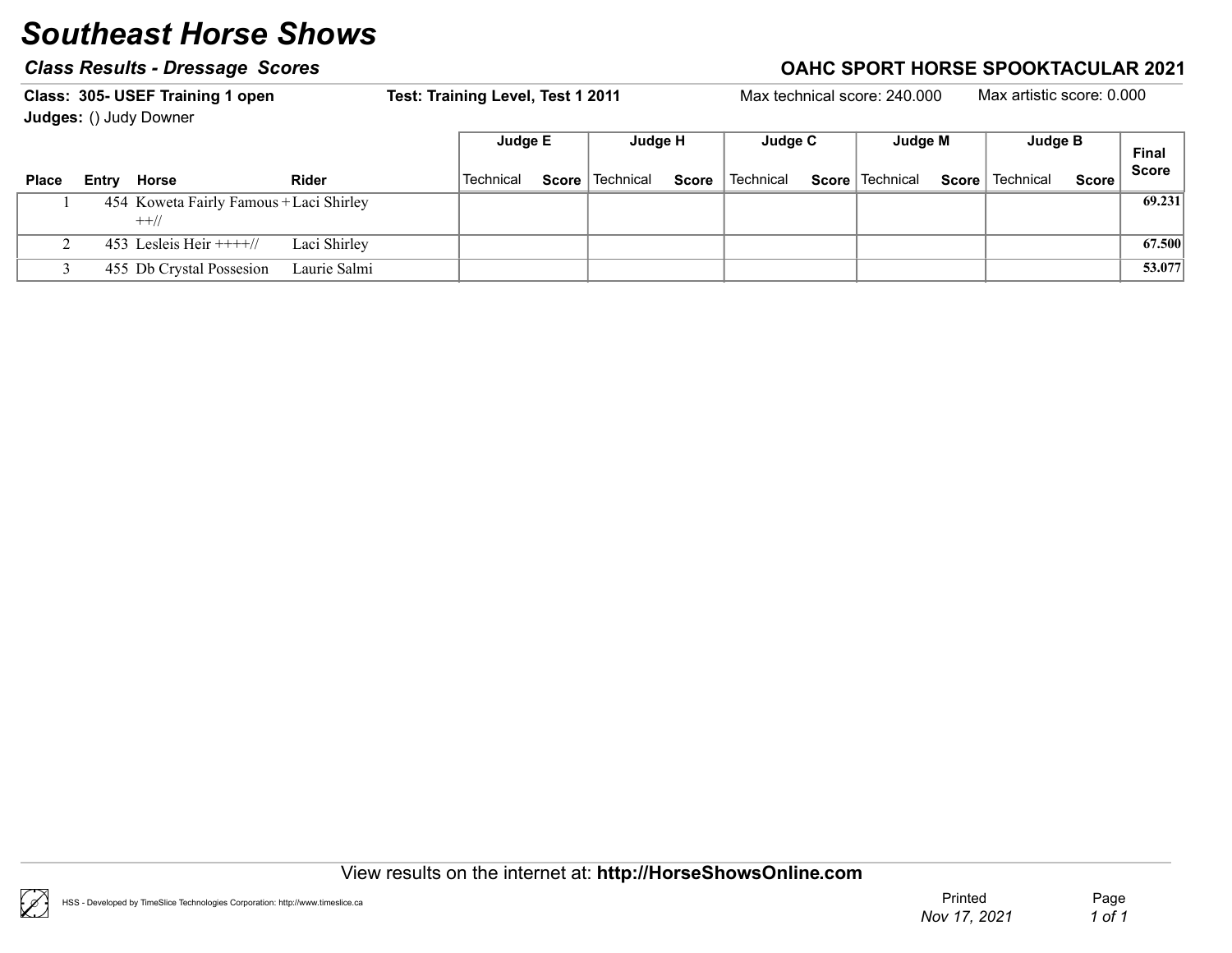# Southeast Horse Shows

### Class Results - Dressage Scores

### OAHC SPORT HORSE SPOOKTACULAR 2021

**Class: 305- USEF Training 1 open** **Test: Training Level, Test 1 2011** Max technical score: 240.000 Max artistic score: 0.000

**Judges:** () Judy Downer

| Place | Entry | Horse | Rider | Judge E | | Judge H | | Judge C | | Judge M | | Judge B | | Final Score |
|---|---|---|---|---|---|---|---|---|---|---|---|---|---|---|
| | | | | Technical | Score | Technical | Score | Technical | Score | Technical | Score | Technical | Score | |
| 1 | 454 | Koweta Fairly Famous +++// | Laci Shirley | | | | | | | | | | | **69.231** |
| 2 | 453 | Lesleis Heir ++++// | Laci Shirley | | | | | | | | | | | **67.500** |
| 3 | 455 | Db Crystal Possesion | Laurie Salmi | | | | | | | | | | | **53.077** |

View results on the internet at: **http://HorseShowsOnline.com**

HSS - Developed by TimeSlice Technologies Corporation: http://www.timeslice.ca

Printed *Nov 17, 2021*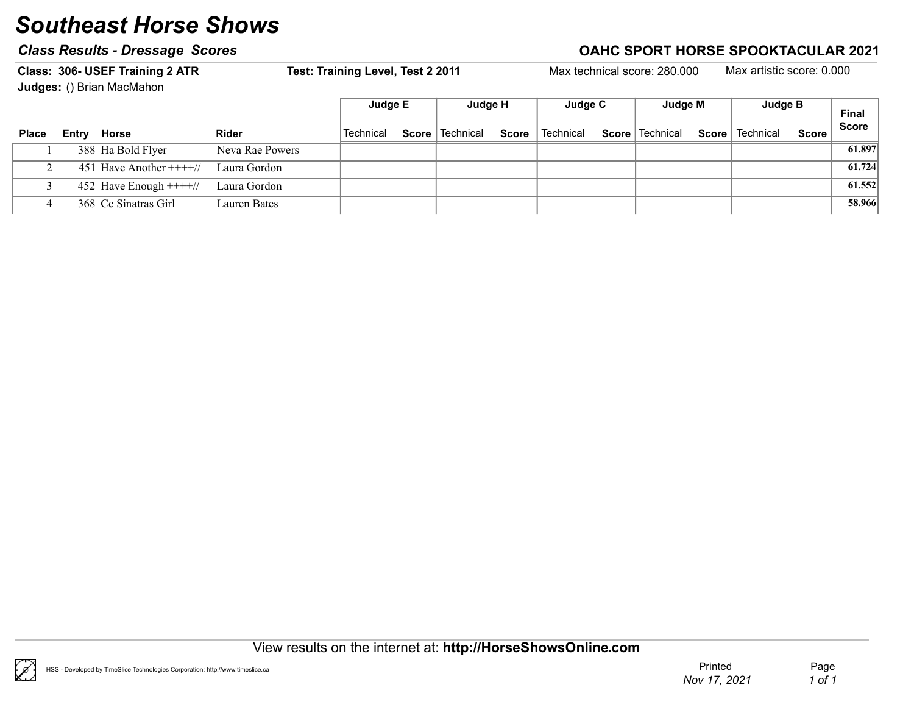# Southeast Horse Shows

## Class Results - Dressage Scores

**OAHC SPORT HORSE SPOOKTACULAR 2021**

**Class: 306- USEF Training 2 ATR** | **Test: Training Level, Test 2 2011** | Max technical score: 280.000 | Max artistic score: 0.000

**Judges:** () Brian MacMahon

| Place | Entry | Horse | Rider | Judge E | | Judge H | | Judge C | | Judge M | | Judge B | | Final Score |
|---|---|---|---|---|---|---|---|---|---|---|---|---|---|---|
| | | | | Technical | Score | Technical | Score | Technical | Score | Technical | Score | Technical | Score | |
| 1 | 388 | Ha Bold Flyer | Neva Rae Powers | | | | | | | | | | | 61.897 |
| 2 | 451 | Have Another ++++// | Laura Gordon | | | | | | | | | | | 61.724 |
| 3 | 452 | Have Enough ++++// | Laura Gordon | | | | | | | | | | | 61.552 |
| 4 | 368 | Cc Sinatras Girl | Lauren Bates | | | | | | | | | | | 58.966 |

View results on the internet at: **http://HorseShowsOnline.com**

HSS - Developed by TimeSlice Technologies Corporation: http://www.timeslice.ca

Printed *Nov 17, 2021*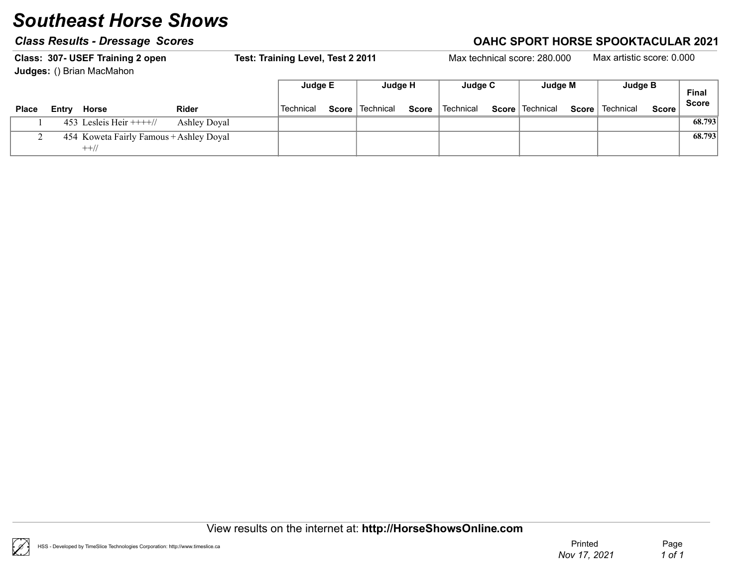# Southeast Horse Shows

## Class Results - Dressage Scores

## OAHC SPORT HORSE SPOOKTACULAR 2021

**Class: 307- USEF Training 2 open** **Test: Training Level, Test 2 2011** Max technical score: 280.000 Max artistic score: 0.000

**Judges:** () Brian MacMahon

| | | | | Judge E | | Judge H | | Judge C | | Judge M | | Judge B | | Final Score |
|---|---|---|---|---|---|---|---|---|---|---|---|---|---|---|
| Place | Entry | Horse | Rider | Technical | Score | Technical | Score | Technical | Score | Technical | Score | Technical | Score | |
| 1 | 453 | Lesleis Heir ++++// | Ashley Doyal | | | | | | | | | | | 68.793 |
| 2 | 454 | Koweta Fairly Famous +++// | Ashley Doyal | | | | | | | | | | | 68.793 |

View results on the internet at: **http://HorseShowsOnline.com**

HSS - Developed by TimeSlice Technologies Corporation: http://www.timeslice.ca

Printed *Nov 17, 2021*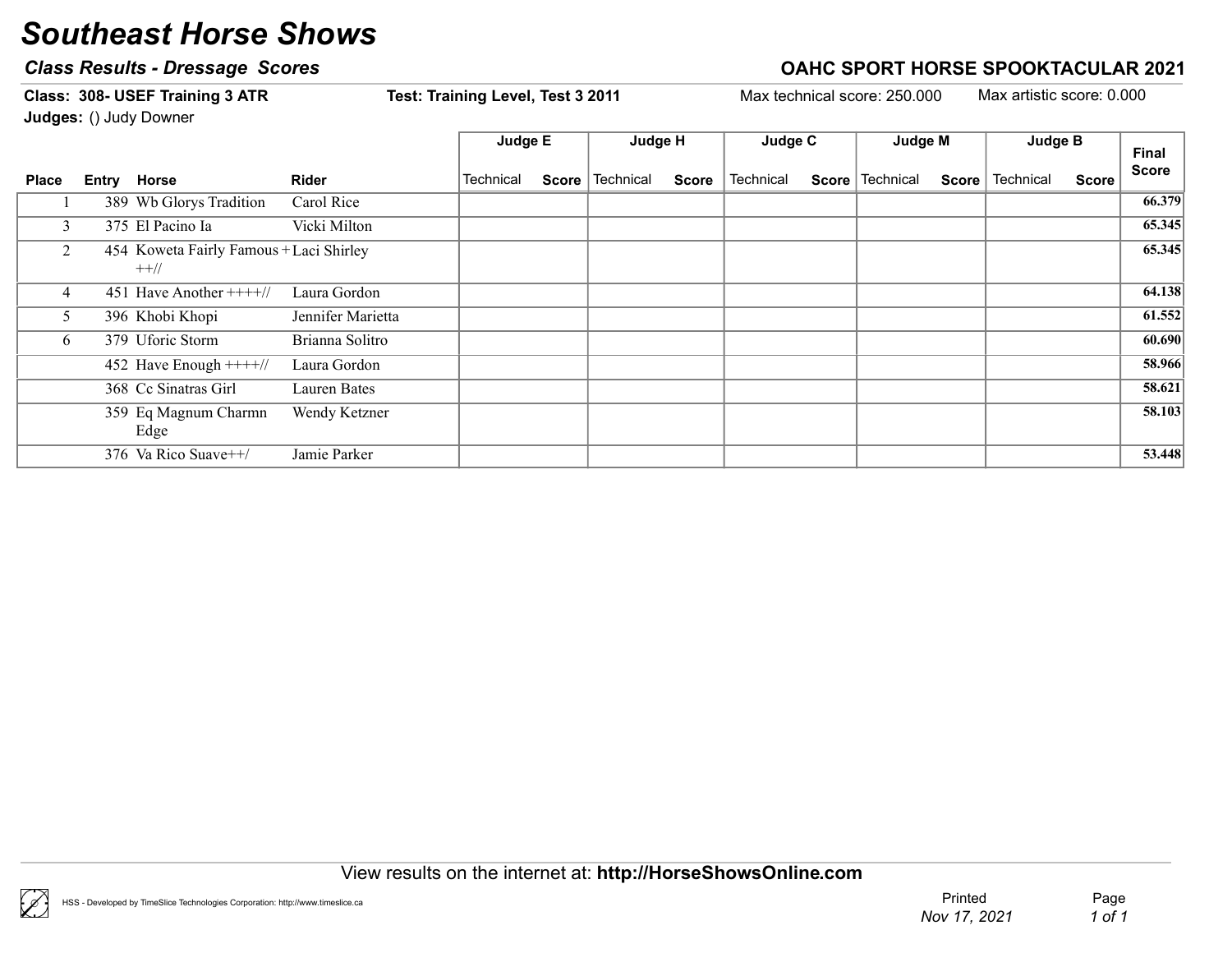# Southeast Horse Shows

***Class Results - Dressage Scores***

**OAHC SPORT HORSE SPOOKTACULAR 2021**

**Class: 308- USEF Training 3 ATR** **Test: Training Level, Test 3 2011** Max technical score: 250.000 Max artistic score: 0.000

**Judges:** () Judy Downer

| Place | Entry | Horse | Rider | Judge E | | Judge H | | Judge C | | Judge M | | Judge B | | Final Score |
|---|---|---|---|---|---|---|---|---|---|---|---|---|---|---|
| | | | | Technical | Score | Technical | Score | Technical | Score | Technical | Score | Technical | Score | |
| 1 | 389 | Wb Glorys Tradition | Carol Rice | | | | | | | | | | | 66.379 |
| 3 | 375 | El Pacino Ia | Vicki Milton | | | | | | | | | | | 65.345 |
| 2 | 454 | Koweta Fairly Famous +++// | Laci Shirley | | | | | | | | | | | 65.345 |
| 4 | 451 | Have Another ++++// | Laura Gordon | | | | | | | | | | | 64.138 |
| 5 | 396 | Khobi Khopi | Jennifer Marietta | | | | | | | | | | | 61.552 |
| 6 | 379 | Uforic Storm | Brianna Solitro | | | | | | | | | | | 60.690 |
| | 452 | Have Enough ++++// | Laura Gordon | | | | | | | | | | | 58.966 |
| | 368 | Cc Sinatras Girl | Lauren Bates | | | | | | | | | | | 58.621 |
| | 359 | Eq Magnum Charmn Edge | Wendy Ketzner | | | | | | | | | | | 58.103 |
| | 376 | Va Rico Suave++/ | Jamie Parker | | | | | | | | | | | 53.448 |

View results on the internet at: **http://HorseShowsOnline.com**

HSS - Developed by TimeSlice Technologies Corporation: http://www.timeslice.ca

Printed *Nov 17, 2021*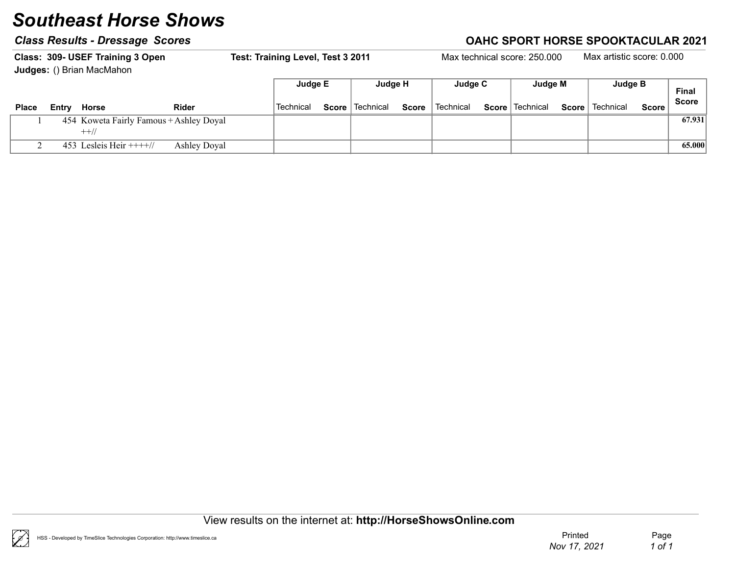# Southeast Horse Shows

### *Class Results - Dressage Scores*

### OAHC SPORT HORSE SPOOKTACULAR 2021

**Class: 309- USEF Training 3 Open** **Test: Training Level, Test 3 2011** Max technical score: 250.000 Max artistic score: 0.000

**Judges:** () Brian MacMahon

| | | | | Judge E | | Judge H | | Judge C | | Judge M | | Judge B | | Final Score |
|---|---|---|---|---|---|---|---|---|---|---|---|---|---|---|
| Place | Entry | Horse | Rider | Technical | Score | Technical | Score | Technical | Score | Technical | Score | Technical | Score | |
| 1 | 454 | Koweta Fairly Famous +++// | Ashley Doyal | | | | | | | | | | | **67.931** |
| 2 | 453 | Lesleis Heir ++++// | Ashley Doyal | | | | | | | | | | | **65.000** |

View results on the internet at: **http://HorseShowsOnline.com**

HSS - Developed by TimeSlice Technologies Corporation: http://www.timeslice.ca

Printed *Nov 17, 2021*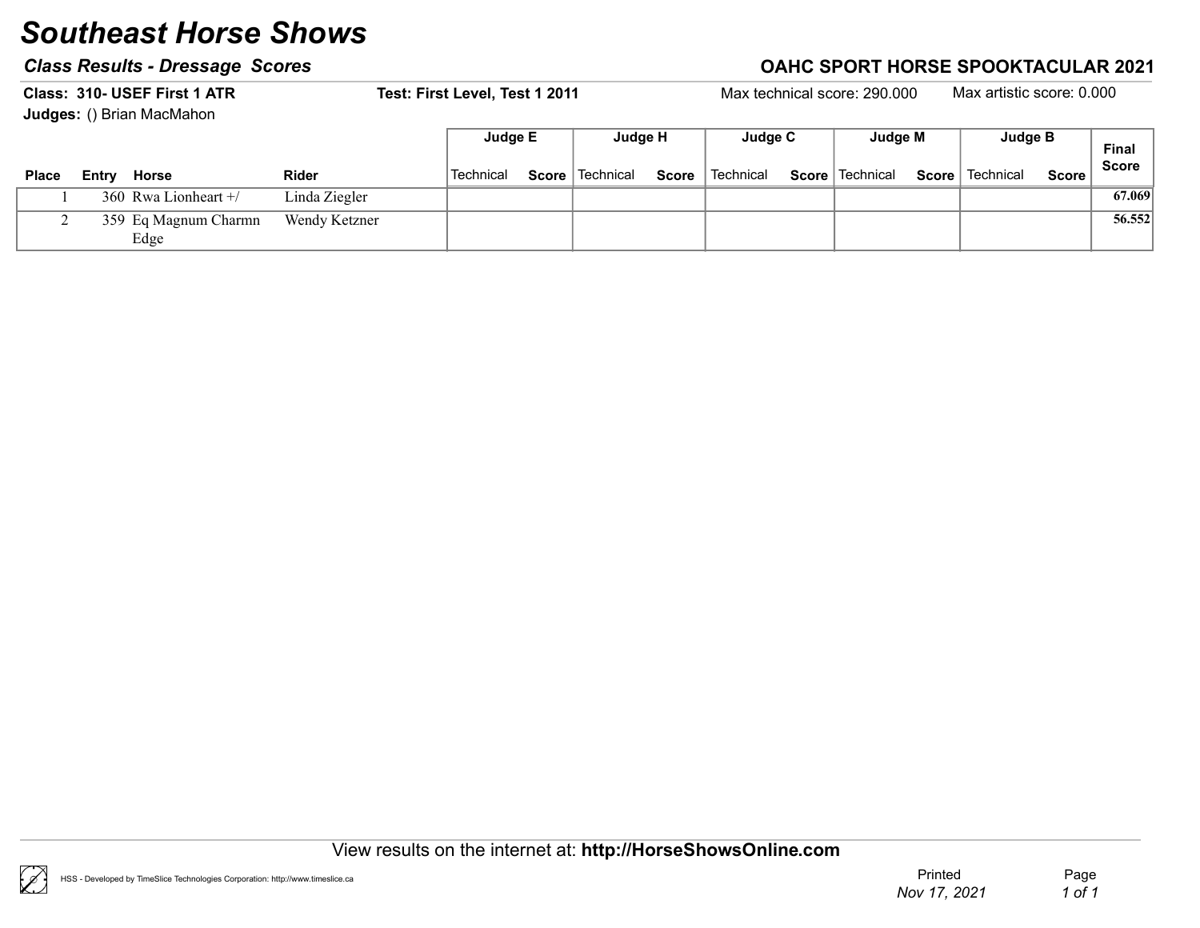# Southeast Horse Shows

***Class Results - Dressage Scores***

**OAHC SPORT HORSE SPOOKTACULAR 2021**

**Class: 310- USEF First 1 ATR** | **Test: First Level, Test 1 2011** | Max technical score: 290.000 | Max artistic score: 0.000

**Judges:** () Brian MacMahon

| | | | | Judge E | | Judge H | | Judge C | | Judge M | | Judge B | | |
|---|---|---|---|---|---|---|---|---|---|---|---|---|---|---|
| **Place** | **Entry** | **Horse** | **Rider** | Technical | **Score** | Technical | **Score** | Technical | **Score** | Technical | **Score** | Technical | **Score** | **Final Score** |
| 1 | 360 | Rwa Lionheart +/ | Linda Ziegler | | | | | | | | | | | **67.069** |
| 2 | 359 | Eq Magnum Charmn Edge | Wendy Ketzner | | | | | | | | | | | **56.552** |

View results on the internet at: **http://HorseShowsOnline.com**

HSS - Developed by TimeSlice Technologies Corporation: http://www.timeslice.ca

Printed *Nov 17, 2021*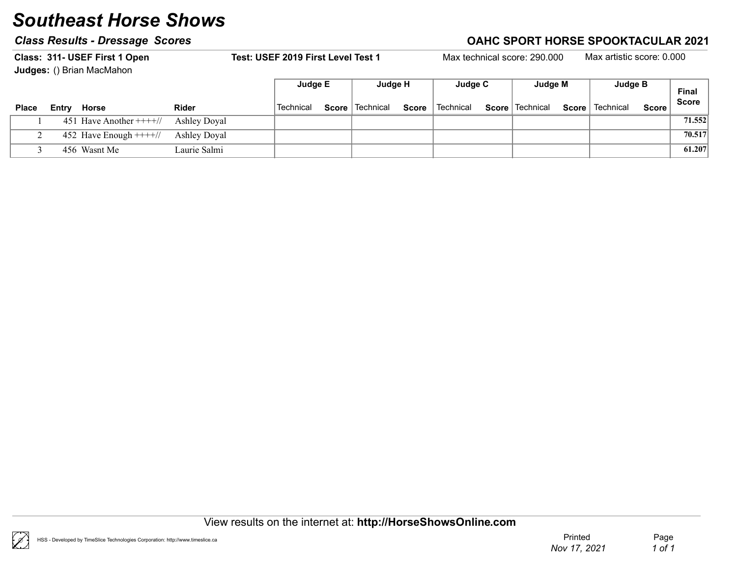# Southeast Horse Shows

## *Class Results - Dressage Scores*

## OAHC SPORT HORSE SPOOKTACULAR 2021

**Class: 311- USEF First 1 Open** **Test: USEF 2019 First Level Test 1** Max technical score: 290.000 Max artistic score: 0.000

**Judges:** () Brian MacMahon

| | | | | Judge E | | Judge H | | Judge C | | Judge M | | Judge B | | Final Score |
|---|---|---|---|---|---|---|---|---|---|---|---|---|---|---|
| **Place** | **Entry** | **Horse** | **Rider** | Technical | **Score** | Technical | **Score** | Technical | **Score** | Technical | **Score** | Technical | **Score** | |
| 1 | 451 | Have Another ++++// | Ashley Doyal | | | | | | | | | | | **71.552** |
| 2 | 452 | Have Enough ++++// | Ashley Doyal | | | | | | | | | | | **70.517** |
| 3 | 456 | Wasnt Me | Laurie Salmi | | | | | | | | | | | **61.207** |

View results on the internet at: **http://HorseShowsOnline.com**

HSS - Developed by TimeSlice Technologies Corporation: http://www.timeslice.ca

Printed *Nov 17, 2021*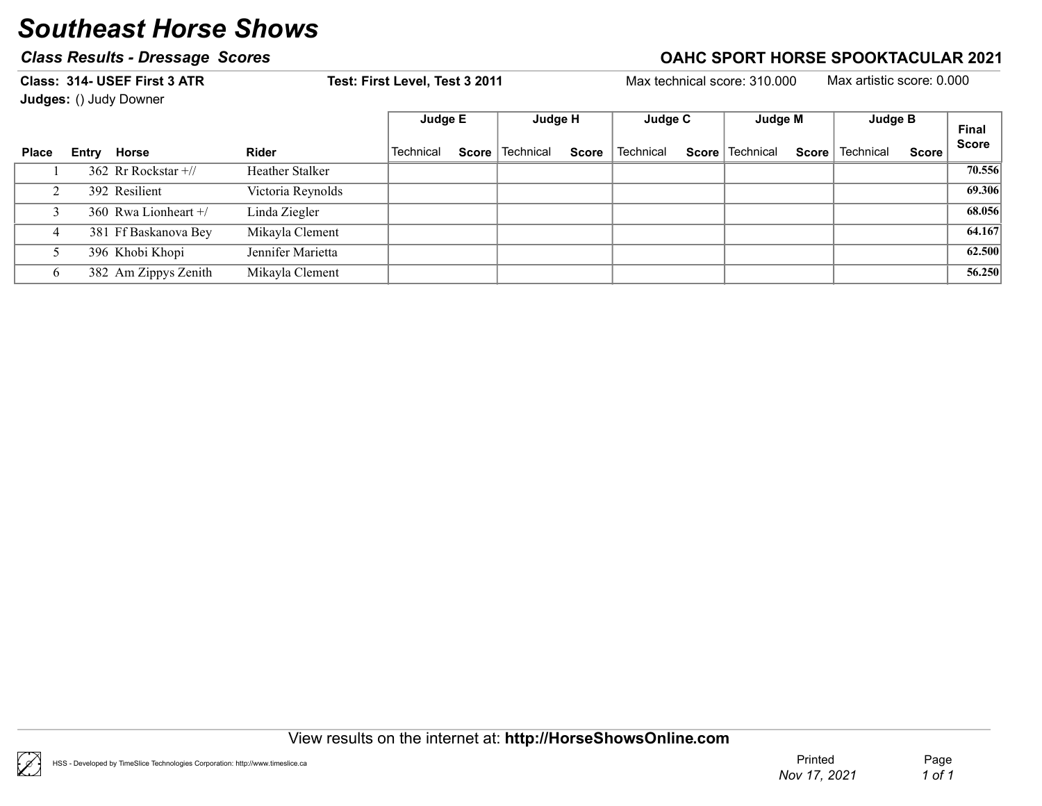# Southeast Horse Shows

## Class Results - Dressage Scores

**OAHC SPORT HORSE SPOOKTACULAR 2021**

**Class: 314- USEF First 3 ATR** **Test: First Level, Test 3 2011** Max technical score: 310.000 Max artistic score: 0.000

**Judges:** () Judy Downer

| Place | Entry | Horse | Rider | Judge E | | Judge H | | Judge C | | Judge M | | Judge B | | Final Score |
|---|---|---|---|---|---|---|---|---|---|---|---|---|---|---|
| | | | | Technical | Score | Technical | Score | Technical | Score | Technical | Score | Technical | Score | |
| 1 | 362 | Rr Rockstar +// | Heather Stalker | | | | | | | | | | | **70.556** |
| 2 | 392 | Resilient | Victoria Reynolds | | | | | | | | | | | **69.306** |
| 3 | 360 | Rwa Lionheart +/ | Linda Ziegler | | | | | | | | | | | **68.056** |
| 4 | 381 | Ff Baskanova Bey | Mikayla Clement | | | | | | | | | | | **64.167** |
| 5 | 396 | Khobi Khopi | Jennifer Marietta | | | | | | | | | | | **62.500** |
| 6 | 382 | Am Zippys Zenith | Mikayla Clement | | | | | | | | | | | **56.250** |

View results on the internet at: **http://HorseShowsOnline.com**

HSS - Developed by TimeSlice Technologies Corporation: http://www.timeslice.ca

Printed *Nov 17, 2021*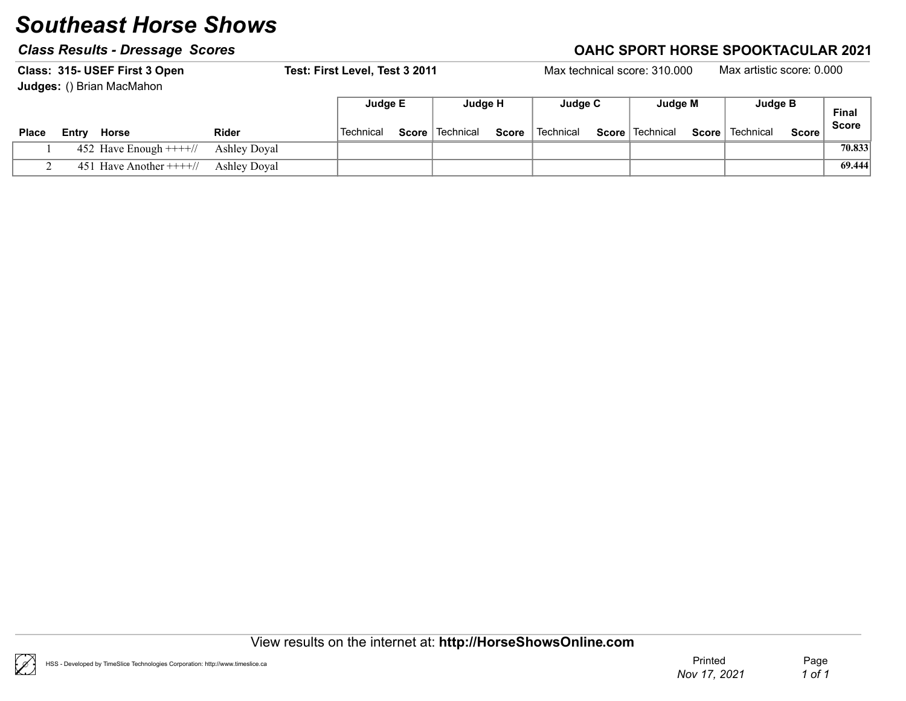# Southeast Horse Shows

## Class Results - Dressage Scores

**OAHC SPORT HORSE SPOOKTACULAR 2021**

**Class: 315- USEF First 3 Open** **Test: First Level, Test 3 2011** Max technical score: 310.000 Max artistic score: 0.000

**Judges:** () Brian MacMahon

| Place | Entry | Horse | Rider | Judge E Technical | Judge E Score | Judge H Technical | Judge H Score | Judge C Technical | Judge C Score | Judge M Technical | Judge M Score | Judge B Technical | Judge B Score | Final Score |
|---|---|---|---|---|---|---|---|---|---|---|---|---|---|---|
| 1 | 452 | Have Enough ++++// | Ashley Doyal | | | | | | | | | | | 70.833 |
| 2 | 451 | Have Another ++++// | Ashley Doyal | | | | | | | | | | | 69.444 |

View results on the internet at: **http://HorseShowsOnline.com**

HSS - Developed by TimeSlice Technologies Corporation: http://www.timeslice.ca

Printed *Nov 17, 2021*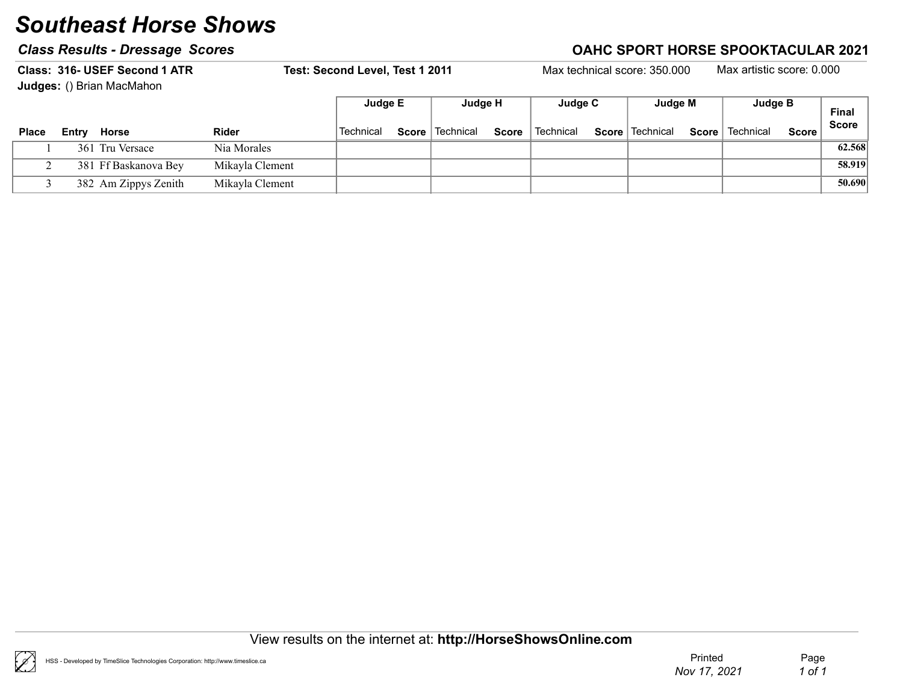# Southeast Horse Shows

## *Class Results - Dressage Scores*

**OAHC SPORT HORSE SPOOKTACULAR 2021**

**Class: 316- USEF Second 1 ATR** **Test: Second Level, Test 1 2011** Max technical score: 350.000 Max artistic score: 0.000

**Judges:** () Brian MacMahon

| | | | | Judge E | | Judge H | | Judge C | | Judge M | | Judge B | | |
|---|---|---|---|---|---|---|---|---|---|---|---|---|---|---|
| **Place** | **Entry** | **Horse** | **Rider** | Technical | **Score** | Technical | **Score** | Technical | **Score** | Technical | **Score** | Technical | **Score** | **Final Score** |
| 1 | 361 | Tru Versace | Nia Morales | | | | | | | | | | | **62.568** |
| 2 | 381 | Ff Baskanova Bey | Mikayla Clement | | | | | | | | | | | **58.919** |
| 3 | 382 | Am Zippys Zenith | Mikayla Clement | | | | | | | | | | | **50.690** |

View results on the internet at: **http://HorseShowsOnline.com**

HSS - Developed by TimeSlice Technologies Corporation: http://www.timeslice.ca

Printed *Nov 17, 2021*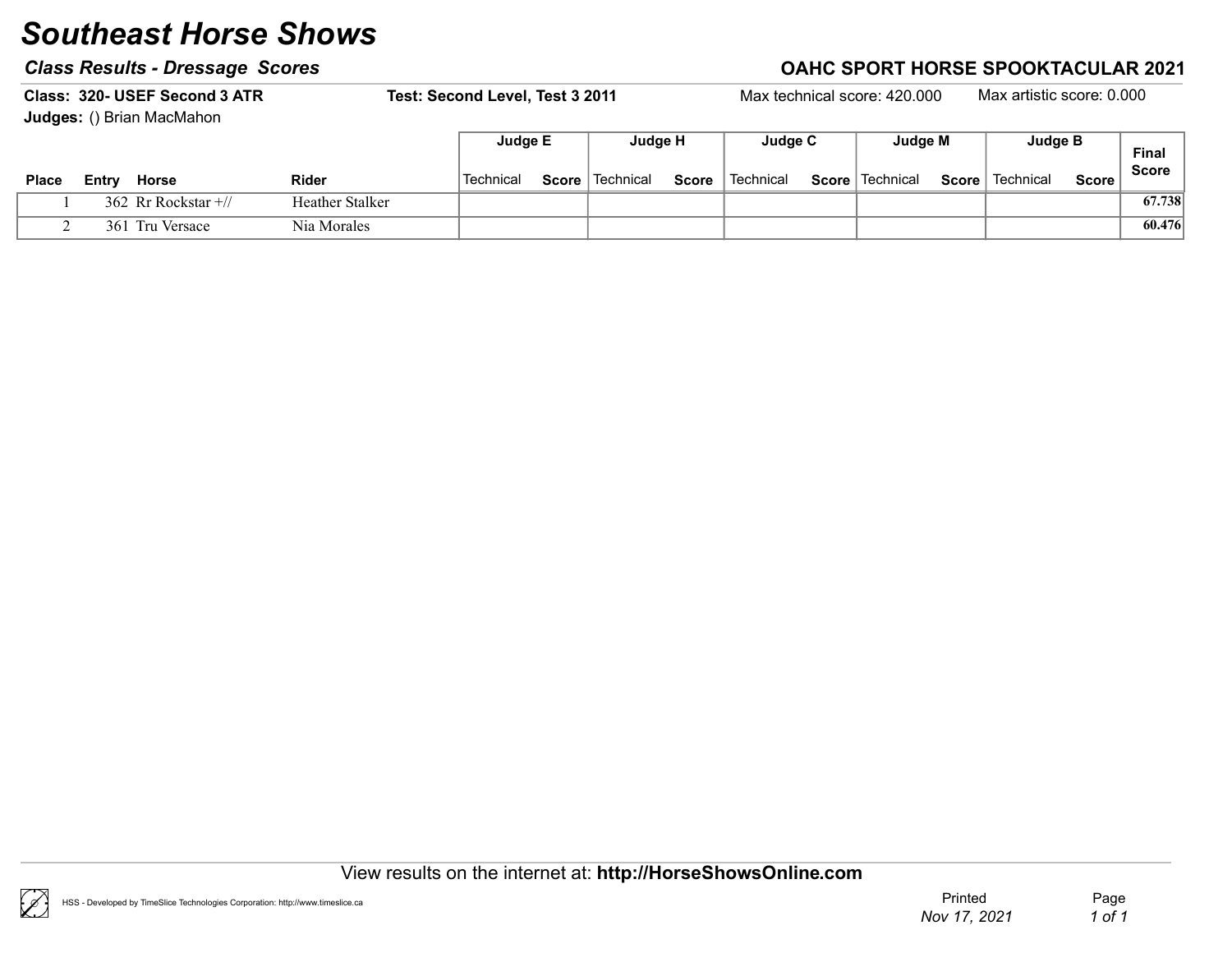# Southeast Horse Shows

### *Class Results - Dressage Scores*

### OAHC SPORT HORSE SPOOKTACULAR 2021

**Class: 320- USEF Second 3 ATR** **Test: Second Level, Test 3 2011** Max technical score: 420.000 Max artistic score: 0.000

**Judges:** () Brian MacMahon

| | | | | Judge E | | Judge H | | Judge C | | Judge M | | Judge B | | |
|---|---|---|---|---|---|---|---|---|---|---|---|---|---|---|
| **Place** | **Entry** | **Horse** | **Rider** | Technical | **Score** | Technical | **Score** | Technical | **Score** | Technical | **Score** | Technical | **Score** | **Final Score** |
| 1 | 362 | Rr Rockstar +// | Heather Stalker | | | | | | | | | | | **67.738** |
| 2 | 361 | Tru Versace | Nia Morales | | | | | | | | | | | **60.476** |

View results on the internet at: **http://HorseShowsOnline.com**

HSS - Developed by TimeSlice Technologies Corporation: http://www.timeslice.ca

Printed *Nov 17, 2021*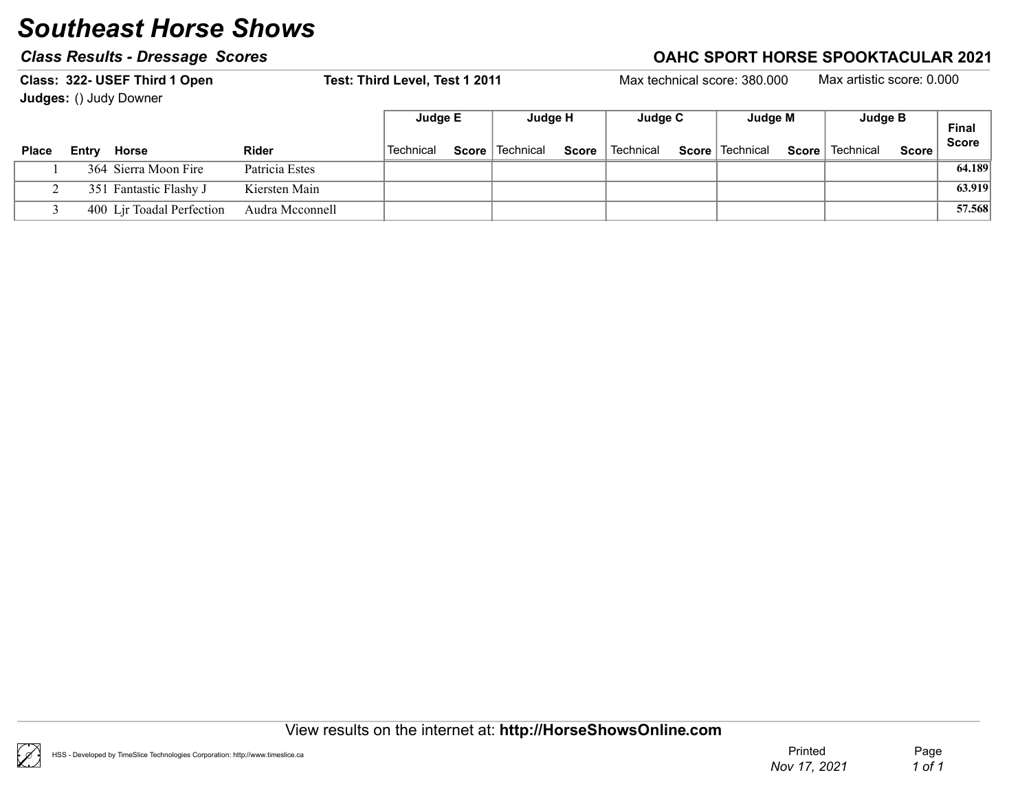# Southeast Horse Shows

### *Class Results - Dressage Scores*

### OAHC SPORT HORSE SPOOKTACULAR 2021

**Class: 322- USEF Third 1 Open** **Test: Third Level, Test 1 2011** Max technical score: 380.000 Max artistic score: 0.000

**Judges:** () Judy Downer

| | | | | Judge E | | Judge H | | Judge C | | Judge M | | Judge B | | |
|---|---|---|---|---|---|---|---|---|---|---|---|---|---|---|
| **Place** | **Entry** | **Horse** | **Rider** | Technical | **Score** | Technical | **Score** | Technical | **Score** | Technical | **Score** | Technical | **Score** | **Final Score** |
| 1 | 364 | Sierra Moon Fire | Patricia Estes | | | | | | | | | | | **64.189** |
| 2 | 351 | Fantastic Flashy J | Kiersten Main | | | | | | | | | | | **63.919** |
| 3 | 400 | Ljr Toadal Perfection | Audra Mcconnell | | | | | | | | | | | **57.568** |

View results on the internet at: **http://HorseShowsOnline.com**

HSS - Developed by TimeSlice Technologies Corporation: http://www.timeslice.ca

Printed *Nov 17, 2021*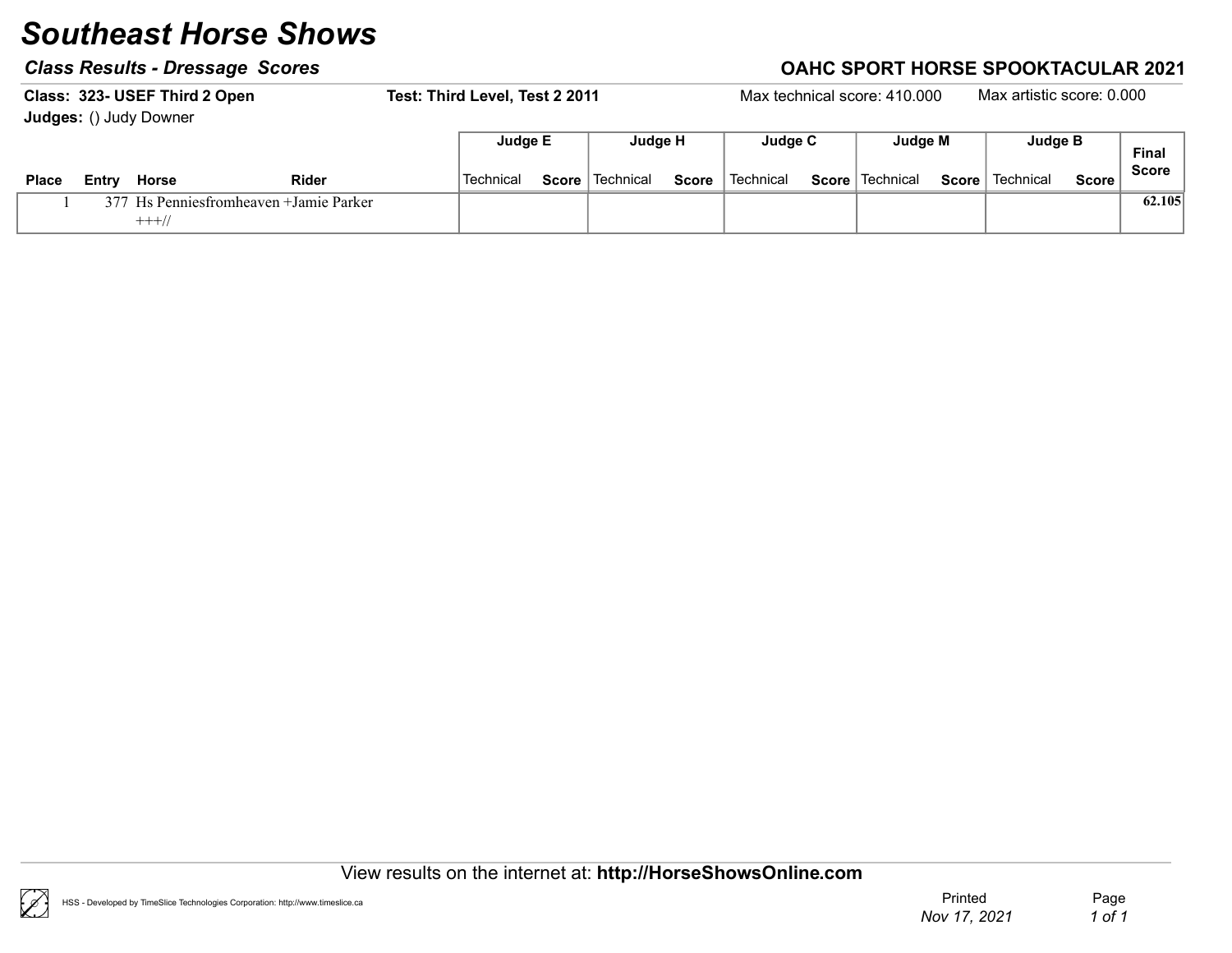# Southeast Horse Shows

***Class Results - Dressage Scores***

**OAHC SPORT HORSE SPOOKTACULAR 2021**

**Class: 323- USEF Third 2 Open** **Test: Third Level, Test 2 2011** Max technical score: 410.000 Max artistic score: 0.000

**Judges:** () Judy Downer

| | | | | Judge E | | Judge H | | Judge C | | Judge M | | Judge B | | Final Score |
|---|---|---|---|---|---|---|---|---|---|---|---|---|---|---|
| **Place** | **Entry** | **Horse** | **Rider** | Technical | **Score** | Technical | **Score** | Technical | **Score** | Technical | **Score** | Technical | **Score** | |
| 1 | 377 | Hs Penniesfromheaven +++// | +Jamie Parker | | | | | | | | | | | **62.105** |

View results on the internet at: **http://HorseShowsOnline.com**

HSS - Developed by TimeSlice Technologies Corporation: http://www.timeslice.ca

Printed *Nov 17, 2021*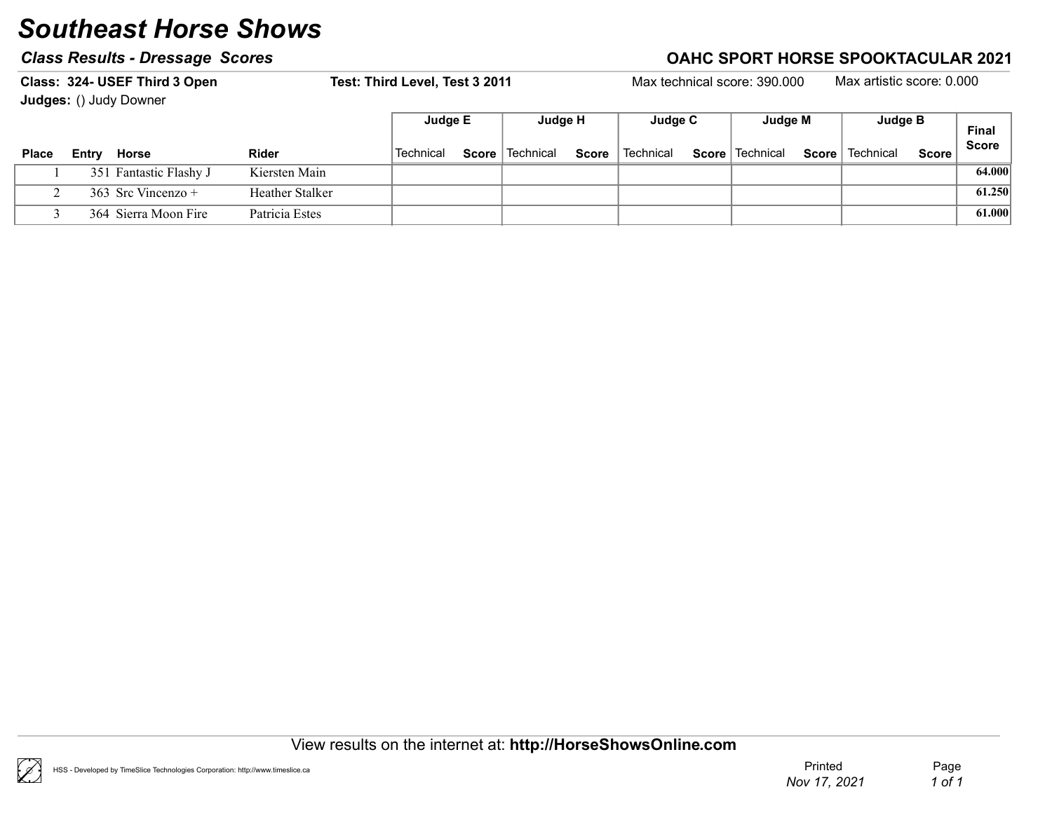# Southeast Horse Shows

## Class Results - Dressage Scores

## OAHC SPORT HORSE SPOOKTACULAR 2021

**Class: 324- USEF Third 3 Open** **Test: Third Level, Test 3 2011** Max technical score: 390.000 Max artistic score: 0.000

**Judges:** () Judy Downer

| | | | | Judge E | | Judge H | | Judge C | | Judge M | | Judge B | | Final Score |
|---|---|---|---|---|---|---|---|---|---|---|---|---|---|---|
| Place | Entry | Horse | Rider | Technical | Score | Technical | Score | Technical | Score | Technical | Score | Technical | Score | |
| 1 | 351 | Fantastic Flashy J | Kiersten Main | | | | | | | | | | | 64.000 |
| 2 | 363 | Src Vincenzo + | Heather Stalker | | | | | | | | | | | 61.250 |
| 3 | 364 | Sierra Moon Fire | Patricia Estes | | | | | | | | | | | 61.000 |

View results on the internet at: **http://HorseShowsOnline.com**

HSS - Developed by TimeSlice Technologies Corporation: http://www.timeslice.ca

Printed Nov 17, 2021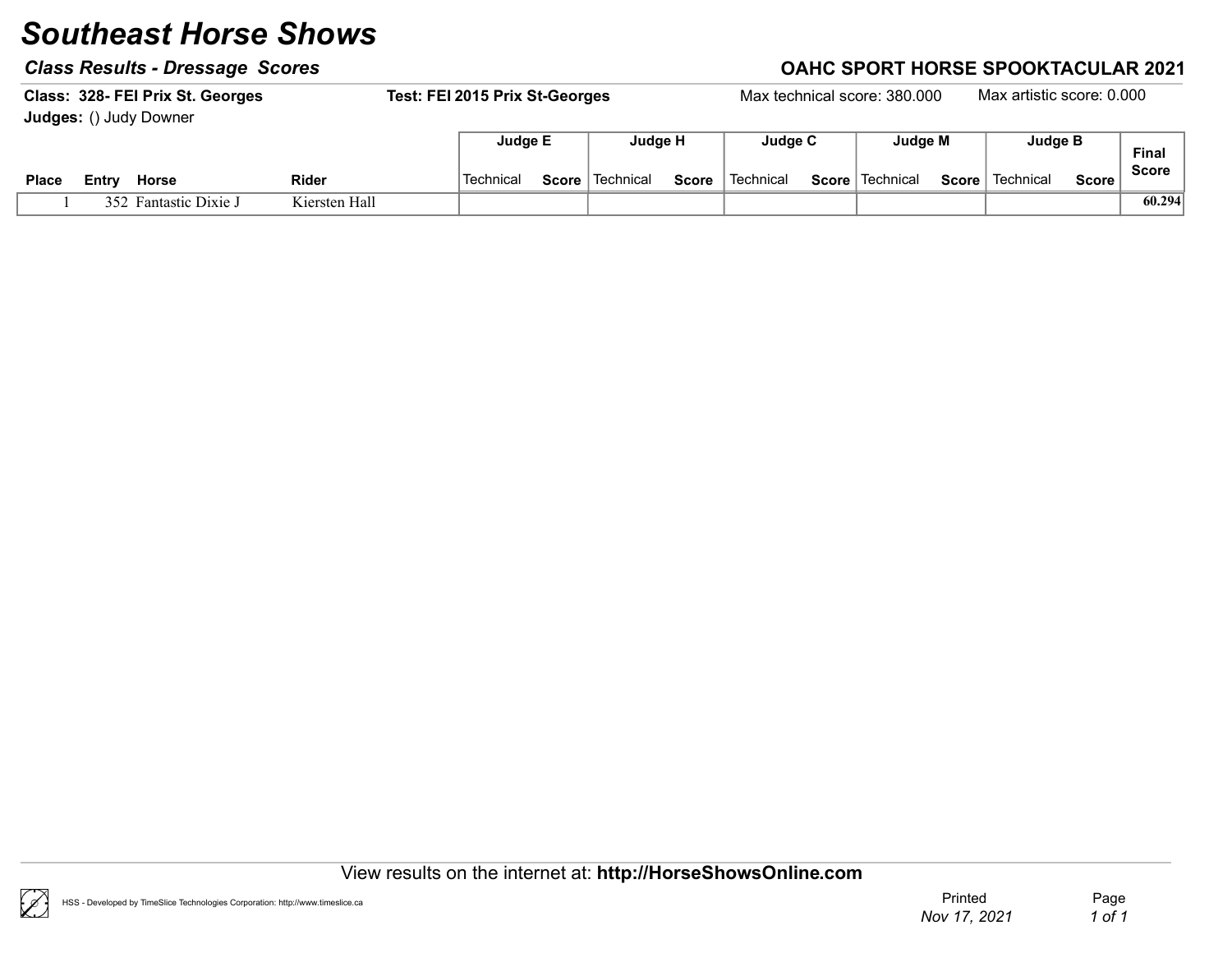# Southeast Horse Shows

### *Class Results - Dressage Scores*

### OAHC SPORT HORSE SPOOKTACULAR 2021

**Class: 328- FEI Prix St. Georges** **Test: FEI 2015 Prix St-Georges** Max technical score: 380.000 Max artistic score: 0.000

**Judges:** () Judy Downer

| Place | Entry | Horse | Rider | Judge E | | Judge H | | Judge C | | Judge M | | Judge B | | Final Score |
|---|---|---|---|---|---|---|---|---|---|---|---|---|---|---|
| | | | | Technical | Score | Technical | Score | Technical | Score | Technical | Score | Technical | Score | |
| 1 | 352 | Fantastic Dixie J | Kiersten Hall | | | | | | | | | | | 60.294 |

View results on the internet at: **http://HorseShowsOnline.com**

HSS - Developed by TimeSlice Technologies Corporation: http://www.timeslice.ca

Printed *Nov 17, 2021*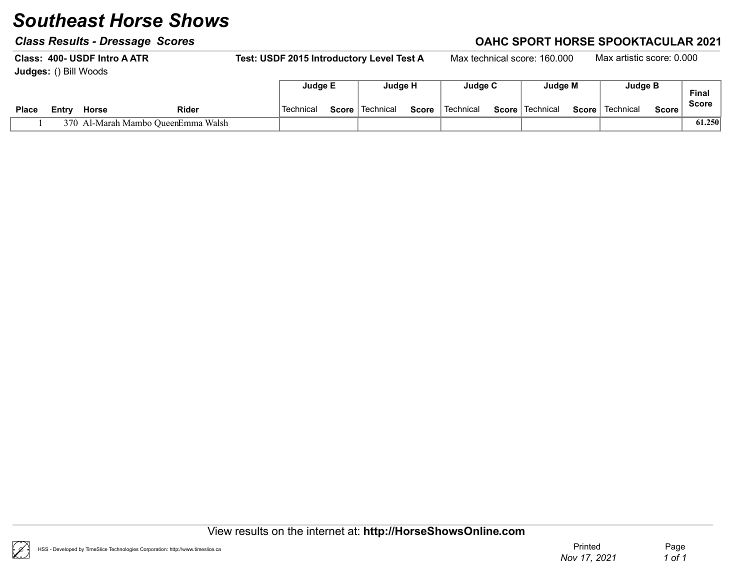# Southeast Horse Shows

***Class Results - Dressage Scores***

**OAHC SPORT HORSE SPOOKTACULAR 2021**

**Class: 400- USDF Intro A ATR** **Test: USDF 2015 Introductory Level Test A** Max technical score: 160.000 Max artistic score: 0.000

**Judges:** () Bill Woods

| | | | | Judge E | | Judge H | | Judge C | | Judge M | | Judge B | | |
|---|---|---|---|---|---|---|---|---|---|---|---|---|---|---|
| **Place** | **Entry** | **Horse** | **Rider** | Technical | **Score** | Technical | **Score** | Technical | **Score** | Technical | **Score** | Technical | **Score** | **Final Score** |
| 1 | 370 | Al-Marah Mambo Queen | Emma Walsh | | | | | | | | | | | **61.250** |

View results on the internet at: **http://HorseShowsOnline.com**

HSS - Developed by TimeSlice Technologies Corporation: http://www.timeslice.ca

Printed *Nov 17, 2021*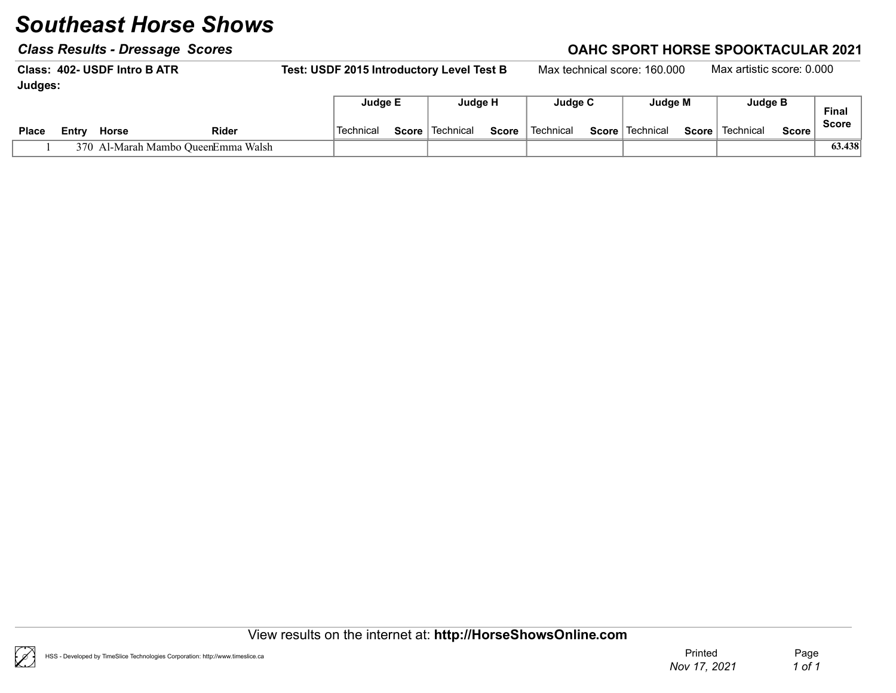# Southeast Horse Shows

### *Class Results - Dressage Scores*

### OAHC SPORT HORSE SPOOKTACULAR 2021

**Class: 402- USDF Intro B ATR** | **Test: USDF 2015 Introductory Level Test B** | Max technical score: 160.000 | Max artistic score: 0.000

**Judges:**

| | | | | Judge E | | Judge H | | Judge C | | Judge M | | Judge B | | Final Score |
|---|---|---|---|---|---|---|---|---|---|---|---|---|---|---|
| Place | Entry | Horse | Rider | Technical | Score | Technical | Score | Technical | Score | Technical | Score | Technical | Score | |
| 1 | 370 | Al-Marah Mambo Queen | Emma Walsh | | | | | | | | | | | 63.438 |

View results on the internet at: **http://HorseShowsOnline.com**

HSS - Developed by TimeSlice Technologies Corporation: http://www.timeslice.ca

Printed *Nov 17, 2021*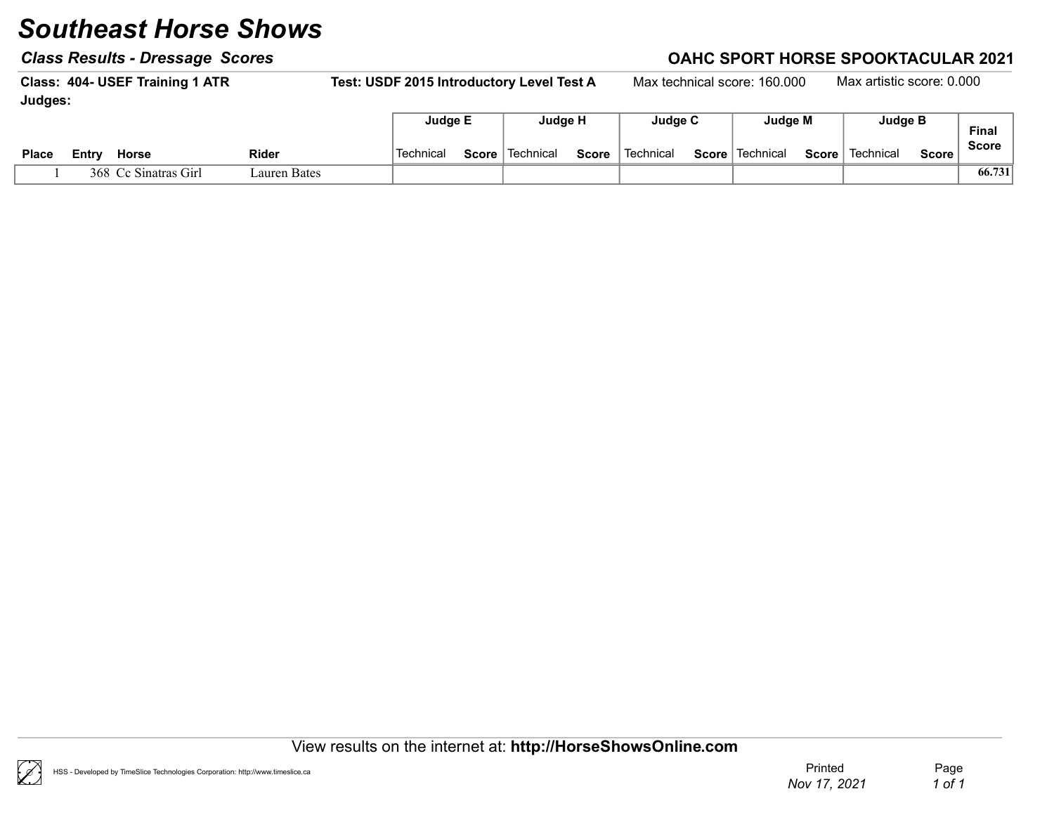# Southeast Horse Shows

## *Class Results - Dressage Scores*

## OAHC SPORT HORSE SPOOKTACULAR 2021

**Class: 404- USEF Training 1 ATR** **Test: USDF 2015 Introductory Level Test A** Max technical score: 160.000 Max artistic score: 0.000

**Judges:**

| | | | | Judge E | | Judge H | | Judge C | | Judge M | | Judge B | | Final Score |
|---|---|---|---|---|---|---|---|---|---|---|---|---|---|---|
| **Place** | **Entry** | **Horse** | **Rider** | Technical | **Score** | Technical | **Score** | Technical | **Score** | Technical | **Score** | Technical | **Score** | |
| 1 | 368 | Cc Sinatras Girl | Lauren Bates | | | | | | | | | | | **66.731** |

View results on the internet at: **http://HorseShowsOnline.com**

HSS - Developed by TimeSlice Technologies Corporation: http://www.timeslice.ca

Printed *Nov 17, 2021*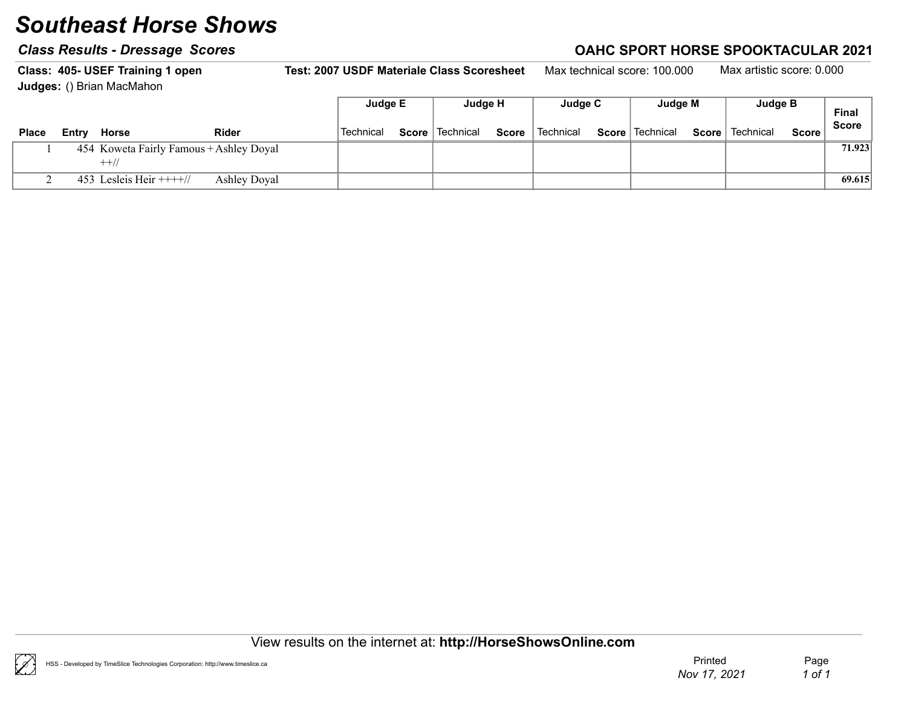# Southeast Horse Shows

### *Class Results - Dressage Scores*

### OAHC SPORT HORSE SPOOKTACULAR 2021

**Class: 405- USEF Training 1 open** | **Test: 2007 USDF Materiale Class Scoresheet** | Max technical score: 100.000 | Max artistic score: 0.000

**Judges:** () Brian MacMahon

| Place | Entry | Horse | Rider | Judge E | | Judge H | | Judge C | | Judge M | | Judge B | | Final Score |
|---|---|---|---|---|---|---|---|---|---|---|---|---|---|---|
| | | | | Technical | Score | Technical | Score | Technical | Score | Technical | Score | Technical | Score | |
| 1 | 454 | Koweta Fairly Famous +++// | Ashley Doyal | | | | | | | | | | | **71.923** |
| 2 | 453 | Lesleis Heir ++++// | Ashley Doyal | | | | | | | | | | | **69.615** |

View results on the internet at: **http://HorseShowsOnline.com**

HSS - Developed by TimeSlice Technologies Corporation: http://www.timeslice.ca

Printed *Nov 17, 2021*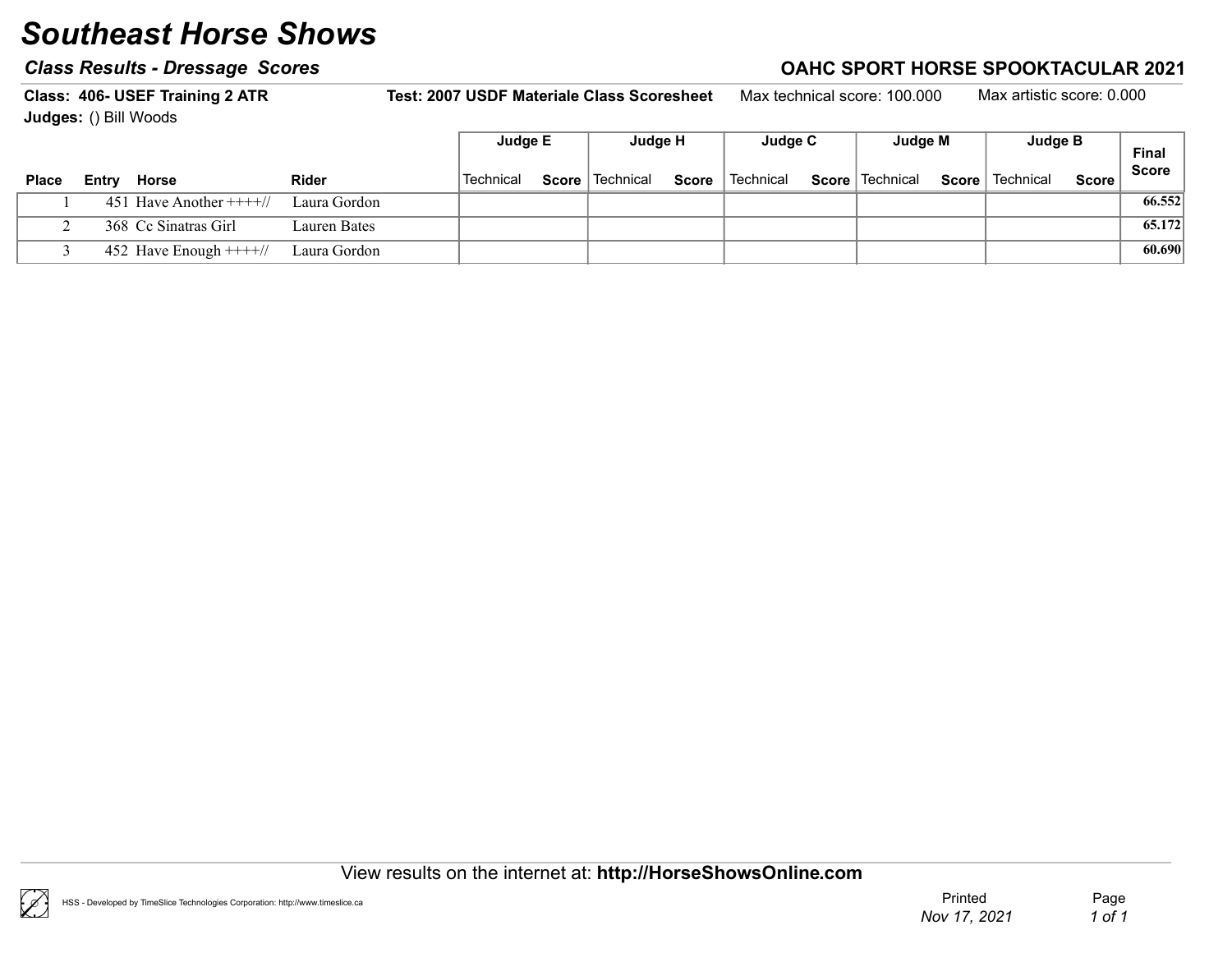# Southeast Horse Shows

## *Class Results - Dressage Scores*

**OAHC SPORT HORSE SPOOKTACULAR 2021**

**Class: 406- USEF Training 2 ATR** **Test: 2007 USDF Materiale Class Scoresheet** Max technical score: 100.000 Max artistic score: 0.000

**Judges:** () Bill Woods

| | | | | Judge E | | Judge H | | Judge C | | Judge M | | Judge B | | |
|---|---|---|---|---|---|---|---|---|---|---|---|---|---|---|
| **Place** | **Entry** | **Horse** | **Rider** | Technical | **Score** | Technical | **Score** | Technical | **Score** | Technical | **Score** | Technical | **Score** | **Final Score** |
| 1 | 451 | Have Another ++++// | Laura Gordon | | | | | | | | | | | **66.552** |
| 2 | 368 | Cc Sinatras Girl | Lauren Bates | | | | | | | | | | | **65.172** |
| 3 | 452 | Have Enough ++++// | Laura Gordon | | | | | | | | | | | **60.690** |

View results on the internet at: **http://HorseShowsOnline.com**

HSS - Developed by TimeSlice Technologies Corporation: http://www.timeslice.ca

Printed *Nov 17, 2021*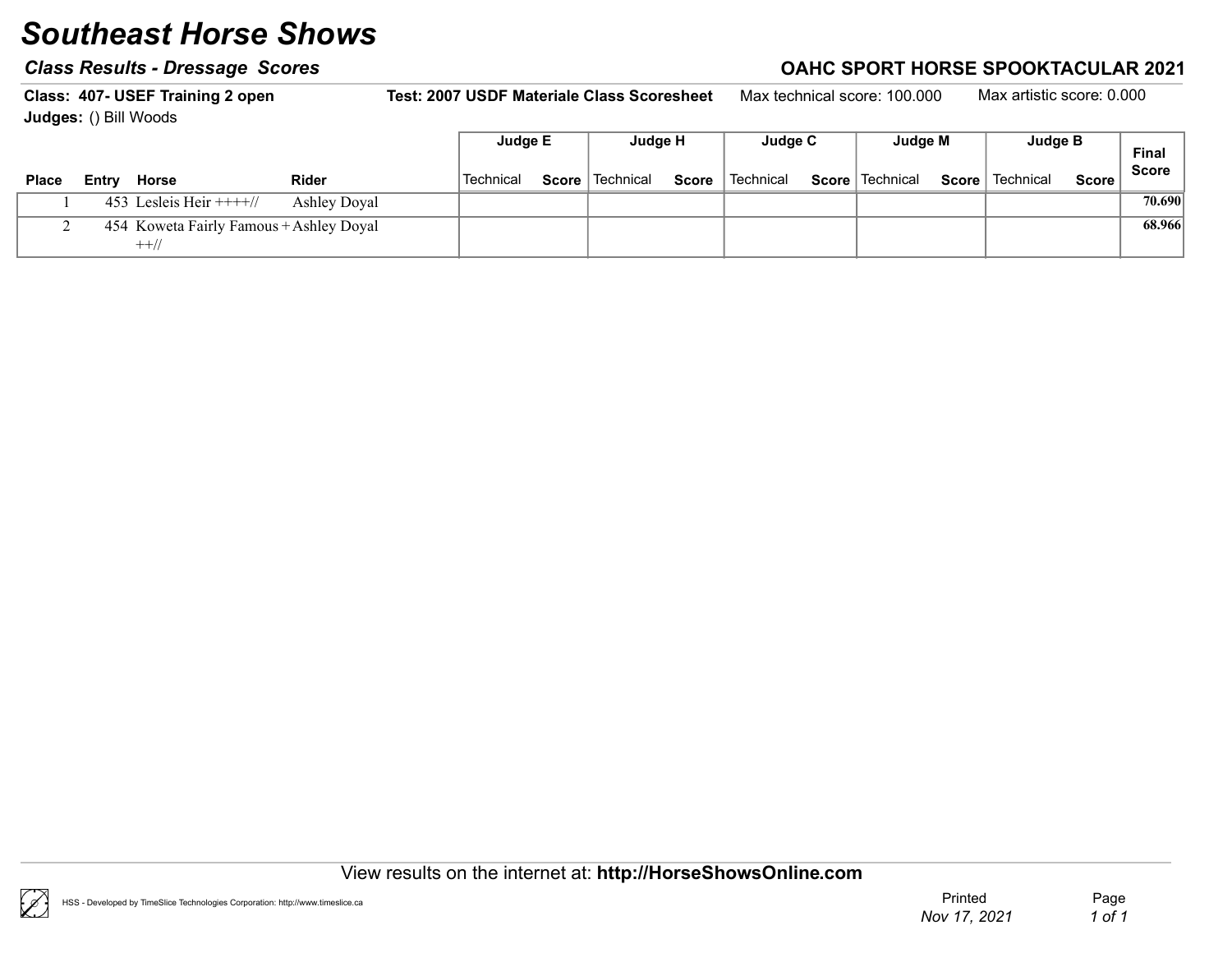# Southeast Horse Shows

## Class Results - Dressage Scores

**OAHC SPORT HORSE SPOOKTACULAR 2021**

**Class: 407- USEF Training 2 open** **Test: 2007 USDF Materiale Class Scoresheet** Max technical score: 100.000 Max artistic score: 0.000

**Judges:** () Bill Woods

| Place | Entry | Horse | Rider | Judge E | | Judge H | | Judge C | | Judge M | | Judge B | | Final Score |
|---|---|---|---|---|---|---|---|---|---|---|---|---|---|---|
| | | | | Technical | Score | Technical | Score | Technical | Score | Technical | Score | Technical | Score | |
| 1 | 453 | Lesleis Heir ++++// | Ashley Doyal | | | | | | | | | | | 70.690 |
| 2 | 454 | Koweta Fairly Famous +++// | Ashley Doyal | | | | | | | | | | | 68.966 |

View results on the internet at: **http://HorseShowsOnline.com**

HSS - Developed by TimeSlice Technologies Corporation: http://www.timeslice.ca

Printed Nov 17, 2021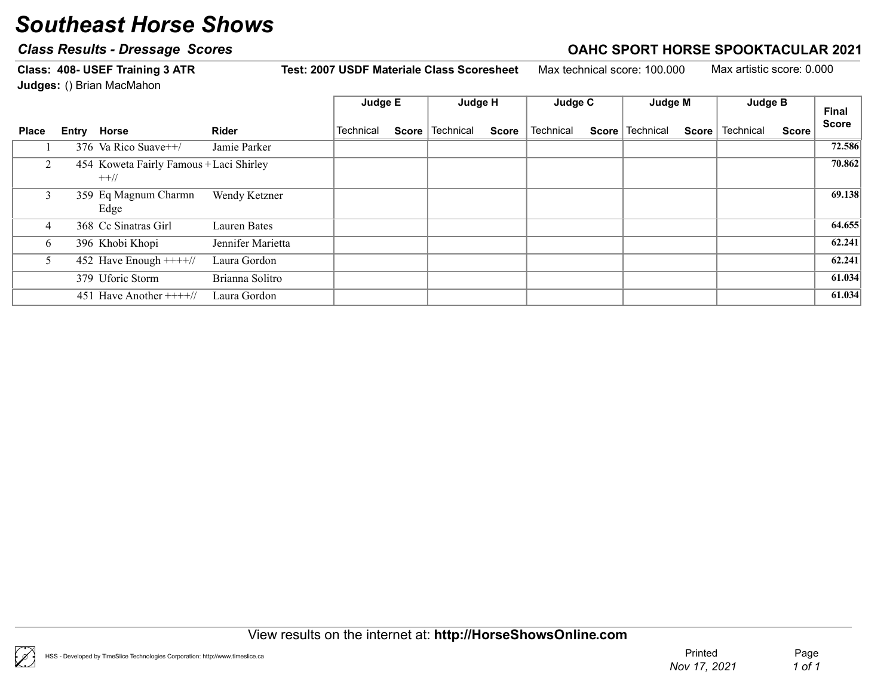# Southeast Horse Shows

### *Class Results - Dressage Scores*

### OAHC SPORT HORSE SPOOKTACULAR 2021

**Class: 408- USEF Training 3 ATR** **Test: 2007 USDF Materiale Class Scoresheet** Max technical score: 100.000 Max artistic score: 0.000

**Judges:** () Brian MacMahon

| | | | | Judge E | | Judge H | | Judge C | | Judge M | | Judge B | | |
|---|---|---|---|---|---|---|---|---|---|---|---|---|---|---|
| **Place** | **Entry** | **Horse** | **Rider** | Technical | **Score** | Technical | **Score** | Technical | **Score** | Technical | **Score** | Technical | **Score** | **Final Score** |
| 1 | 376 | Va Rico Suave++/ | Jamie Parker | | | | | | | | | | | **72.586** |
| 2 | 454 | Koweta Fairly Famous +++// | Laci Shirley | | | | | | | | | | | **70.862** |
| 3 | 359 | Eq Magnum Charmn Edge | Wendy Ketzner | | | | | | | | | | | **69.138** |
| 4 | 368 | Cc Sinatras Girl | Lauren Bates | | | | | | | | | | | **64.655** |
| 6 | 396 | Khobi Khopi | Jennifer Marietta | | | | | | | | | | | **62.241** |
| 5 | 452 | Have Enough ++++// | Laura Gordon | | | | | | | | | | | **62.241** |
| | 379 | Uforic Storm | Brianna Solitro | | | | | | | | | | | **61.034** |
| | 451 | Have Another ++++// | Laura Gordon | | | | | | | | | | | **61.034** |

View results on the internet at: **http://HorseShowsOnline.com**

HSS - Developed by TimeSlice Technologies Corporation: http://www.timeslice.ca

Printed *Nov 17, 2021*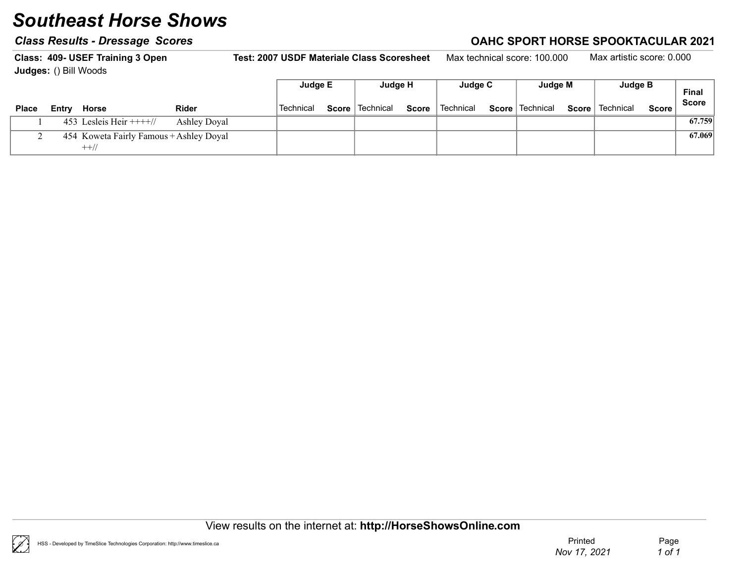# Southeast Horse Shows

## Class Results - Dressage Scores

## OAHC SPORT HORSE SPOOKTACULAR 2021

**Class: 409- USEF Training 3 Open** **Test: 2007 USDF Materiale Class Scoresheet** Max technical score: 100.000 Max artistic score: 0.000

**Judges:** () Bill Woods

| Place | Entry | Horse | Rider | Judge E | | Judge H | | Judge C | | Judge M | | Judge B | | Final Score |
|---|---|---|---|---|---|---|---|---|---|---|---|---|---|---|
| | | | | Technical | Score | Technical | Score | Technical | Score | Technical | Score | Technical | Score | |
| 1 | 453 | Lesleis Heir ++++// | Ashley Doyal | | | | | | | | | | | 67.759 |
| 2 | 454 | Koweta Fairly Famous +++// | Ashley Doyal | | | | | | | | | | | 67.069 |

View results on the internet at: **http://HorseShowsOnline.com**

HSS - Developed by TimeSlice Technologies Corporation: http://www.timeslice.ca

Printed *Nov 17, 2021*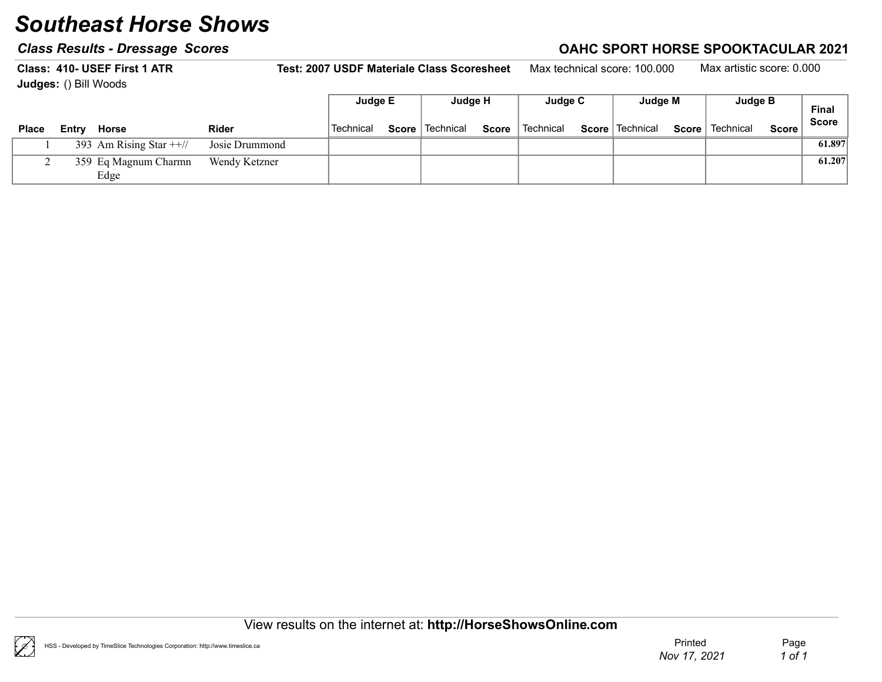# Southeast Horse Shows

***Class Results - Dressage Scores***

**OAHC SPORT HORSE SPOOKTACULAR 2021**

**Class: 410- USEF First 1 ATR** | **Test: 2007 USDF Materiale Class Scoresheet** | Max technical score: 100.000 | Max artistic score: 0.000

**Judges:** () Bill Woods

| | | | | Judge E | | Judge H | | Judge C | | Judge M | | Judge B | | |
|---|---|---|---|---|---|---|---|---|---|---|---|---|---|---|
| **Place** | **Entry** | **Horse** | **Rider** | Technical | **Score** | Technical | **Score** | Technical | **Score** | Technical | **Score** | Technical | **Score** | **Final Score** |
| 1 | 393 | Am Rising Star ++// | Josie Drummond | | | | | | | | | | | **61.897** |
| 2 | 359 | Eq Magnum Charmn Edge | Wendy Ketzner | | | | | | | | | | | **61.207** |

View results on the internet at: **http://HorseShowsOnline.com**

HSS - Developed by TimeSlice Technologies Corporation: http://www.timeslice.ca

Printed *Nov 17, 2021*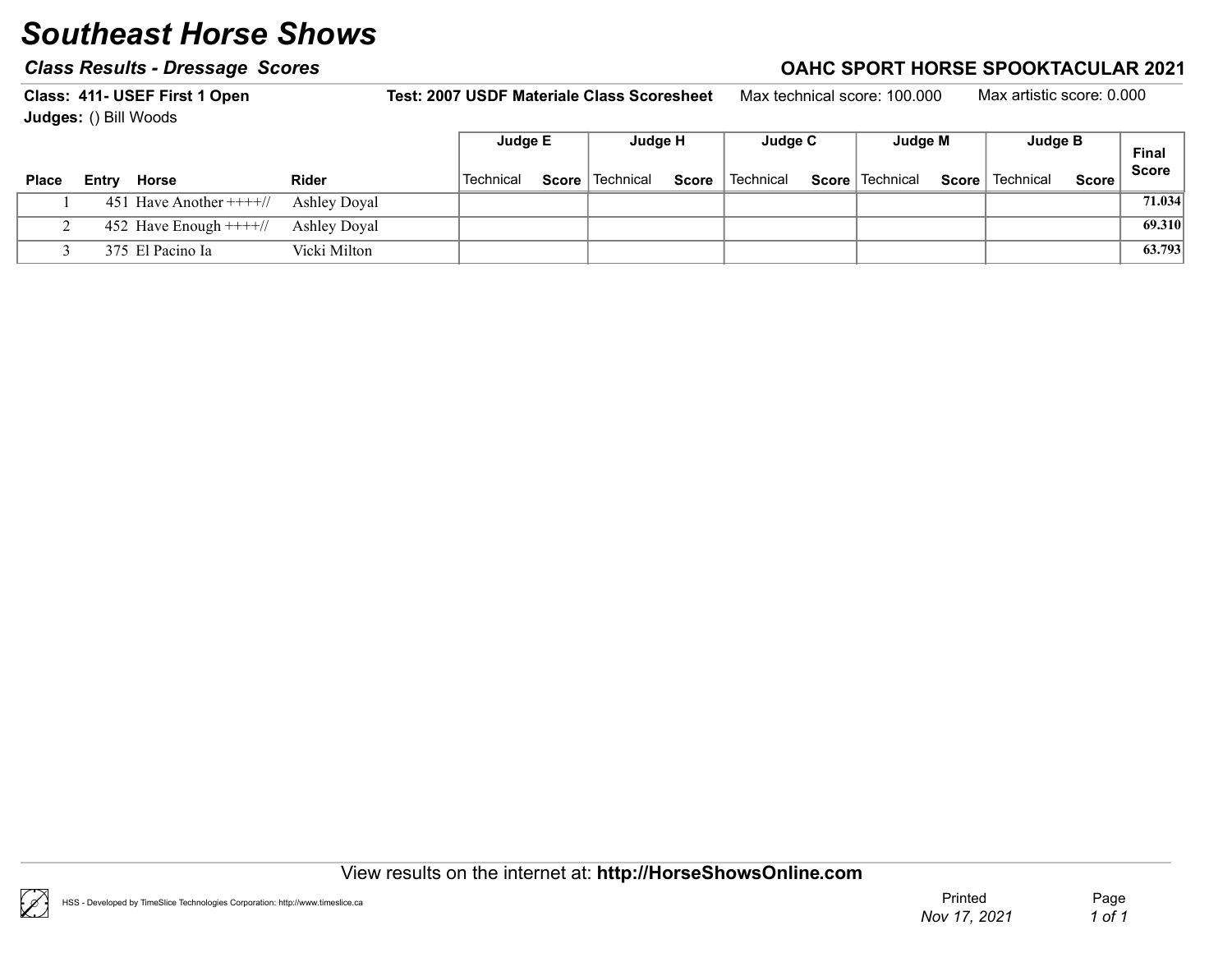# Southeast Horse Shows

### *Class Results - Dressage Scores*

**OAHC SPORT HORSE SPOOKTACULAR 2021**

**Class: 411- USEF First 1 Open** **Test: 2007 USDF Materiale Class Scoresheet** Max technical score: 100.000 Max artistic score: 0.000

**Judges:** () Bill Woods

| Place | Entry | Horse | Rider | Judge E | | Judge H | | Judge C | | Judge M | | Judge B | | Final Score |
|---|---|---|---|---|---|---|---|---|---|---|---|---|---|---|
| | | | | Technical | Score | Technical | Score | Technical | Score | Technical | Score | Technical | Score | |
| 1 | 451 | Have Another ++++// | Ashley Doyal | | | | | | | | | | | 71.034 |
| 2 | 452 | Have Enough ++++// | Ashley Doyal | | | | | | | | | | | 69.310 |
| 3 | 375 | El Pacino Ia | Vicki Milton | | | | | | | | | | | 63.793 |

View results on the internet at: **http://HorseShowsOnline.com**

HSS - Developed by TimeSlice Technologies Corporation: http://www.timeslice.ca

Printed *Nov 17, 2021*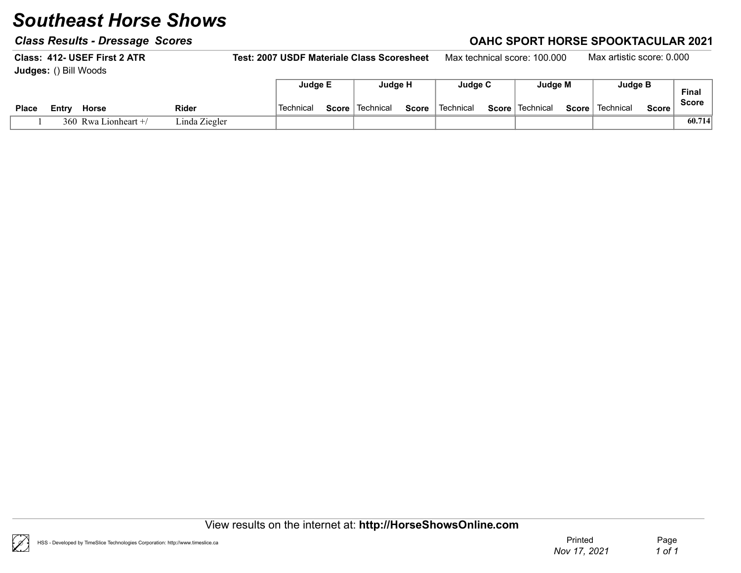# Southeast Horse Shows

***Class Results - Dressage Scores***

**OAHC SPORT HORSE SPOOKTACULAR 2021**

**Class: 412- USEF First 2 ATR** **Test: 2007 USDF Materiale Class Scoresheet** Max technical score: 100.000 Max artistic score: 0.000

**Judges:** () Bill Woods

| | | | | Judge E | | Judge H | | Judge C | | Judge M | | Judge B | | Final Score |
|---|---|---|---|---|---|---|---|---|---|---|---|---|---|---|
| **Place** | **Entry** | **Horse** | **Rider** | Technical | **Score** | Technical | **Score** | Technical | **Score** | Technical | **Score** | Technical | **Score** | |
| 1 | 360 | Rwa Lionheart +/ | Linda Ziegler | | | | | | | | | | | **60.714** |

View results on the internet at: **http://HorseShowsOnline.com**

HSS - Developed by TimeSlice Technologies Corporation: http://www.timeslice.ca

Printed *Nov 17, 2021*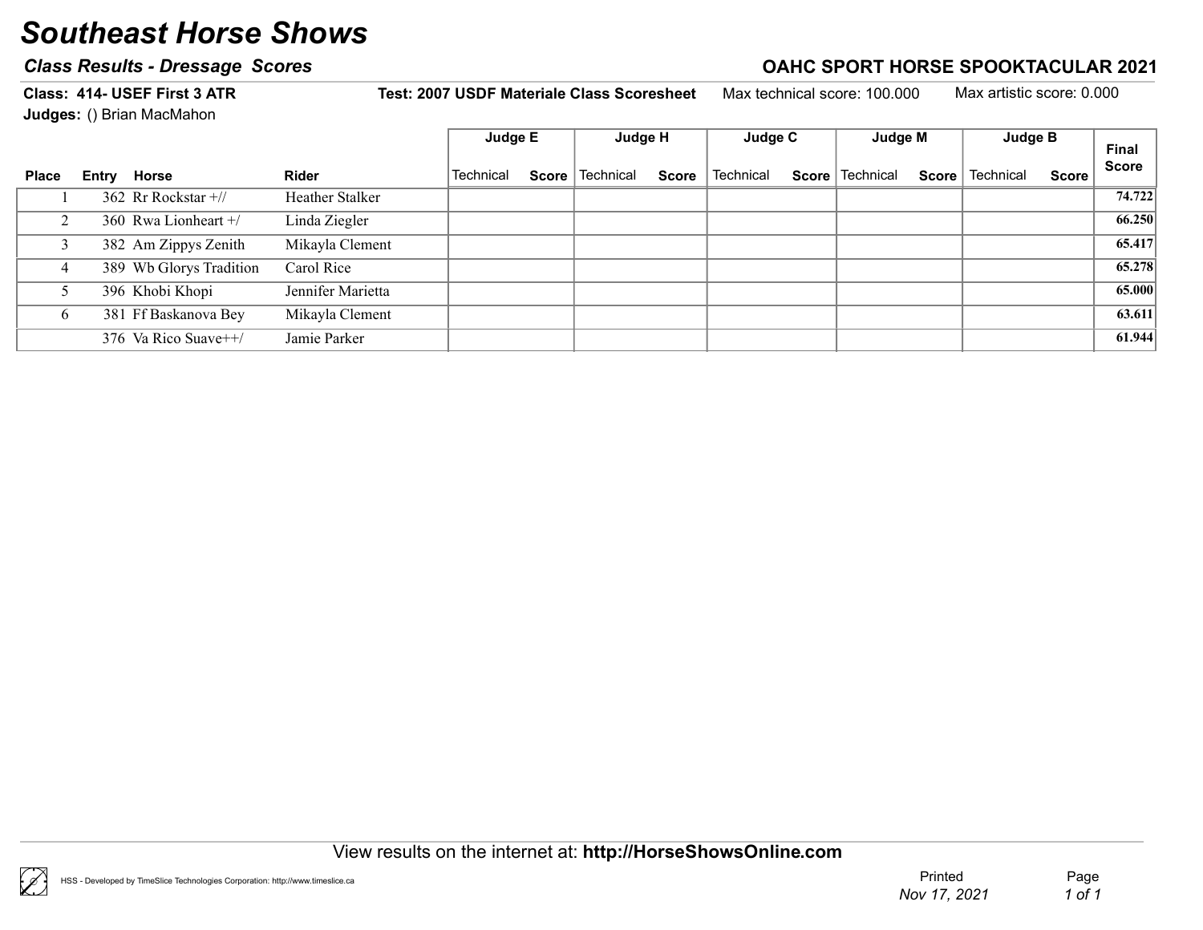# Southeast Horse Shows

### *Class Results - Dressage Scores*

**OAHC SPORT HORSE SPOOKTACULAR 2021**

**Class: 414- USEF First 3 ATR** | **Test: 2007 USDF Materiale Class Scoresheet** | Max technical score: 100.000 | Max artistic score: 0.000

**Judges:** () Brian MacMahon

| Place | Entry | Horse | Rider | Judge E | | Judge H | | Judge C | | Judge M | | Judge B | | Final Score |
|---|---|---|---|---|---|---|---|---|---|---|---|---|---|---|
| | | | | Technical | Score | Technical | Score | Technical | Score | Technical | Score | Technical | Score | |
| 1 | 362 | Rr Rockstar +// | Heather Stalker | | | | | | | | | | | 74.722 |
| 2 | 360 | Rwa Lionheart +/ | Linda Ziegler | | | | | | | | | | | 66.250 |
| 3 | 382 | Am Zippys Zenith | Mikayla Clement | | | | | | | | | | | 65.417 |
| 4 | 389 | Wb Glorys Tradition | Carol Rice | | | | | | | | | | | 65.278 |
| 5 | 396 | Khobi Khopi | Jennifer Marietta | | | | | | | | | | | 65.000 |
| 6 | 381 | Ff Baskanova Bey | Mikayla Clement | | | | | | | | | | | 63.611 |
| | 376 | Va Rico Suave++/ | Jamie Parker | | | | | | | | | | | 61.944 |

View results on the internet at: **http://HorseShowsOnline.com**

HSS - Developed by TimeSlice Technologies Corporation: http://www.timeslice.ca

Printed *Nov 17, 2021*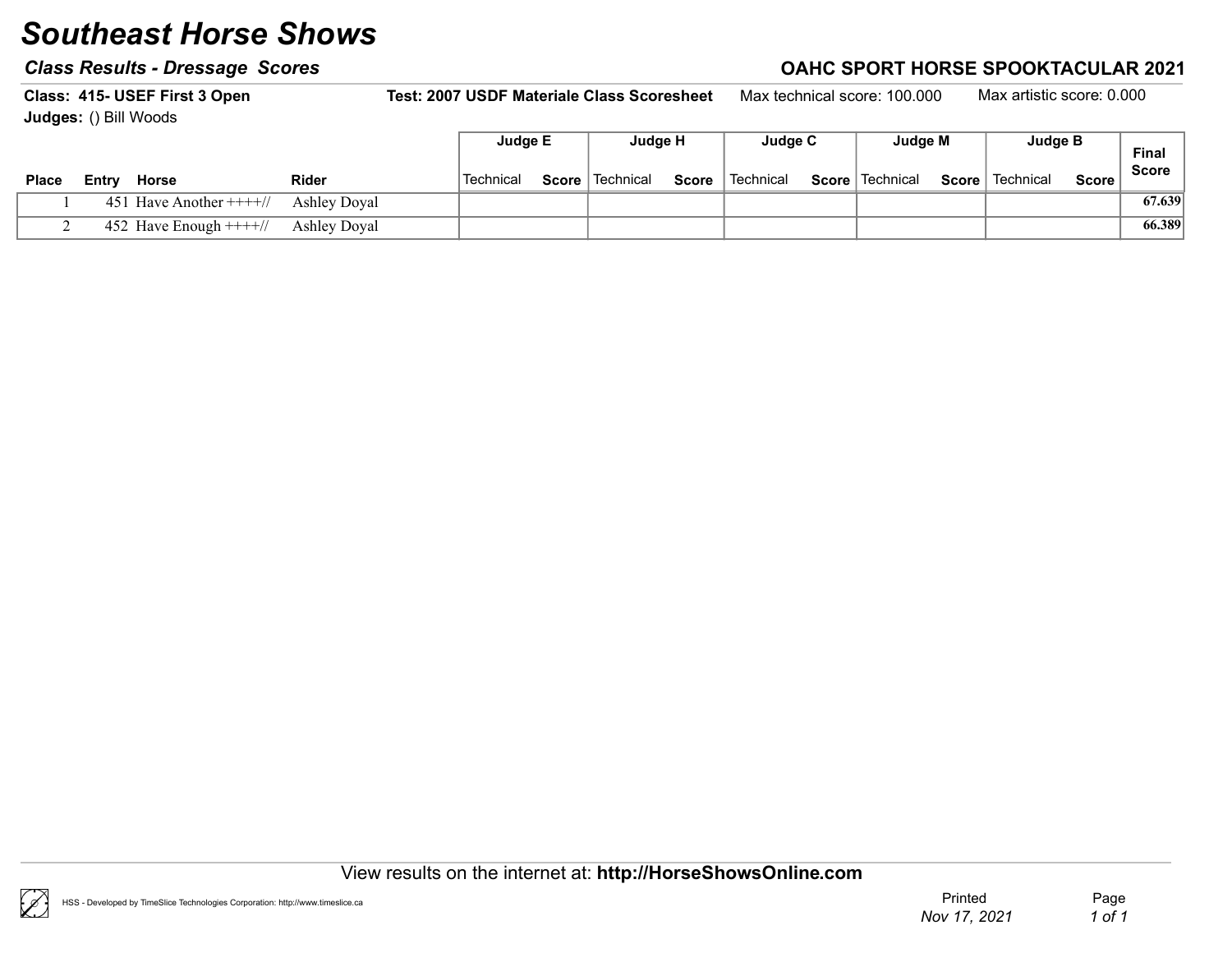# Southeast Horse Shows

### *Class Results - Dressage Scores*

### OAHC SPORT HORSE SPOOKTACULAR 2021

**Class: 415- USEF First 3 Open** **Test: 2007 USDF Materiale Class Scoresheet** Max technical score: 100.000 Max artistic score: 0.000

**Judges:** () Bill Woods

| Place | Entry | Horse | Rider | Judge E | | Judge H | | Judge C | | Judge M | | Judge B | | Final Score |
|---|---|---|---|---|---|---|---|---|---|---|---|---|---|---|
| | | | | Technical | Score | Technical | Score | Technical | Score | Technical | Score | Technical | Score | |
| 1 | 451 | Have Another ++++// | Ashley Doyal | | | | | | | | | | | 67.639 |
| 2 | 452 | Have Enough ++++// | Ashley Doyal | | | | | | | | | | | 66.389 |

View results on the internet at: **http://HorseShowsOnline.com**

HSS - Developed by TimeSlice Technologies Corporation: http://www.timeslice.ca

Printed *Nov 17, 2021*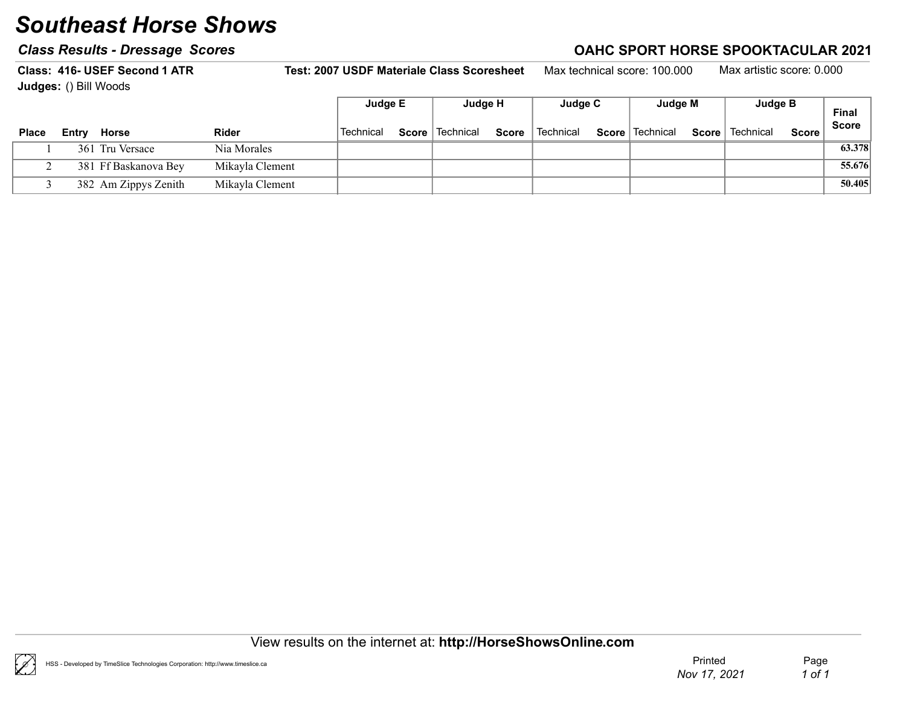# Southeast Horse Shows

## *Class Results - Dressage Scores*

**OAHC SPORT HORSE SPOOKTACULAR 2021**

**Class: 416- USEF Second 1 ATR** **Test: 2007 USDF Materiale Class Scoresheet** Max technical score: 100.000 Max artistic score: 0.000

**Judges:** () Bill Woods

| | | | | Judge E | | Judge H | | Judge C | | Judge M | | Judge B | | |
|---|---|---|---|---|---|---|---|---|---|---|---|---|---|---|
| **Place** | **Entry** | **Horse** | **Rider** | Technical | **Score** | Technical | **Score** | Technical | **Score** | Technical | **Score** | Technical | **Score** | **Final Score** |
| 1 | 361 | Tru Versace | Nia Morales | | | | | | | | | | | **63.378** |
| 2 | 381 | Ff Baskanova Bey | Mikayla Clement | | | | | | | | | | | **55.676** |
| 3 | 382 | Am Zippys Zenith | Mikayla Clement | | | | | | | | | | | **50.405** |

View results on the internet at: **http://HorseShowsOnline.com**

HSS - Developed by TimeSlice Technologies Corporation: http://www.timeslice.ca

Printed *Nov 17, 2021*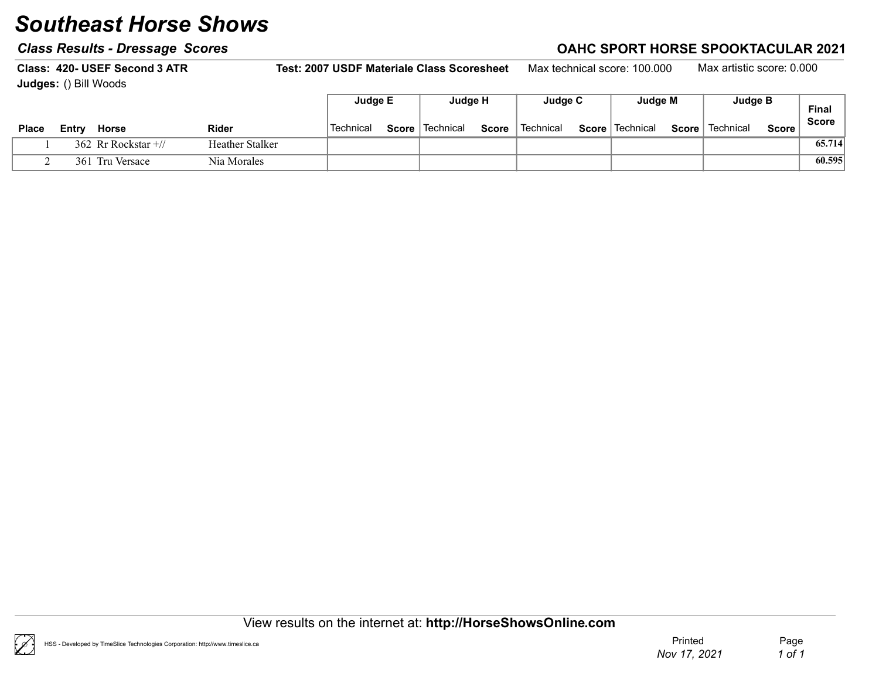# Southeast Horse Shows

***Class Results - Dressage Scores***

**OAHC SPORT HORSE SPOOKTACULAR 2021**

**Class: 420- USEF Second 3 ATR** **Test: 2007 USDF Materiale Class Scoresheet** Max technical score: 100.000 Max artistic score: 0.000

**Judges:** () Bill Woods

| | | | | Judge E | | Judge H | | Judge C | | Judge M | | Judge B | | |
|---|---|---|---|---|---|---|---|---|---|---|---|---|---|---|
| **Place** | **Entry** | **Horse** | **Rider** | Technical | **Score** | Technical | **Score** | Technical | **Score** | Technical | **Score** | Technical | **Score** | **Final Score** |
| 1 | 362 | Rr Rockstar +// | Heather Stalker | | | | | | | | | | | **65.714** |
| 2 | 361 | Tru Versace | Nia Morales | | | | | | | | | | | **60.595** |

View results on the internet at: **http://HorseShowsOnline.com**

HSS - Developed by TimeSlice Technologies Corporation: http://www.timeslice.ca

Printed *Nov 17, 2021*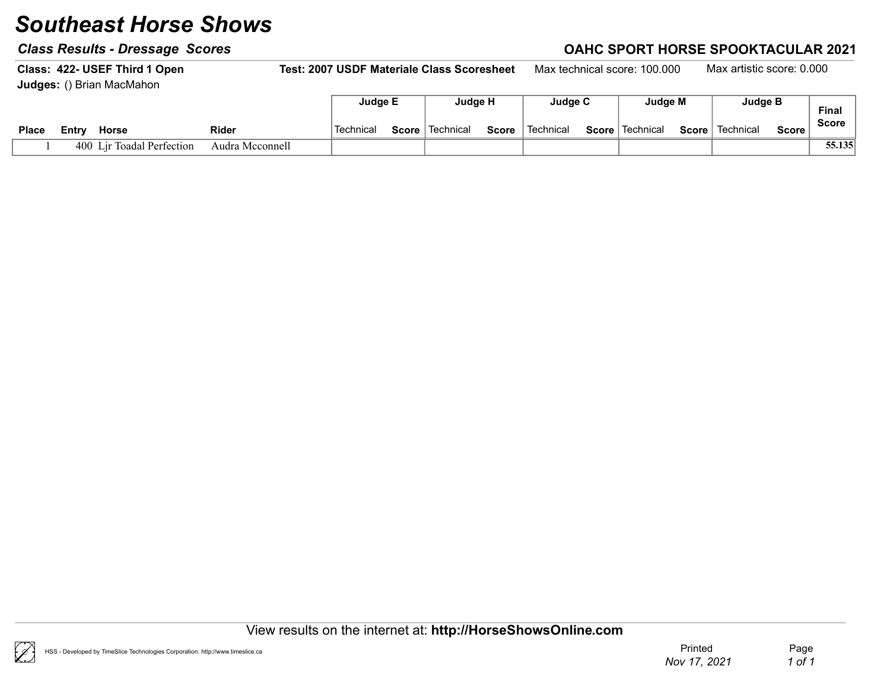# Southeast Horse Shows

## Class Results - Dressage Scores

## OAHC SPORT HORSE SPOOKTACULAR 2021

**Class: 422- USEF Third 1 Open** **Test: 2007 USDF Materiale Class Scoresheet** Max technical score: 100.000 Max artistic score: 0.000

**Judges:** () Brian MacMahon

| Place | Entry | Horse | Rider | Judge E | | Judge H | | Judge C | | Judge M | | Judge B | | Final Score |
|---|---|---|---|---|---|---|---|---|---|---|---|---|---|---|
| | | | | Technical | Score | Technical | Score | Technical | Score | Technical | Score | Technical | Score | |
| 1 | 400 | Ljr Toadal Perfection | Audra Mcconnell | | | | | | | | | | | 55.135 |

View results on the internet at: **http://HorseShowsOnline.com**

HSS - Developed by TimeSlice Technologies Corporation: http://www.timeslice.ca

Printed *Nov 17, 2021*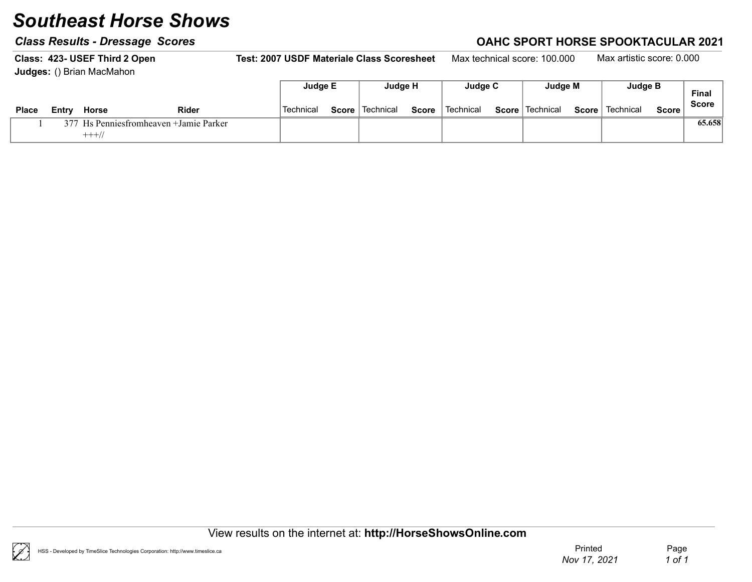# Southeast Horse Shows

***Class Results - Dressage Scores***

**OAHC SPORT HORSE SPOOKTACULAR 2021**

**Class: 423- USEF Third 2 Open** | **Test: 2007 USDF Materiale Class Scoresheet** | Max technical score: 100.000 | Max artistic score: 0.000

**Judges:** () Brian MacMahon

| | | | | Judge E | | Judge H | | Judge C | | Judge M | | Judge B | | |
|---|---|---|---|---|---|---|---|---|---|---|---|---|---|---|
| **Place** | **Entry** | **Horse** | **Rider** | Technical | **Score** | Technical | **Score** | Technical | **Score** | Technical | **Score** | Technical | **Score** | **Final Score** |
| 1 | 377 | Hs Penniesfromheaven +++// | +Jamie Parker | | | | | | | | | | | **65.658** |

View results on the internet at: **http://HorseShowsOnline.com**

HSS - Developed by TimeSlice Technologies Corporation: http://www.timeslice.ca

Printed *Nov 17, 2021*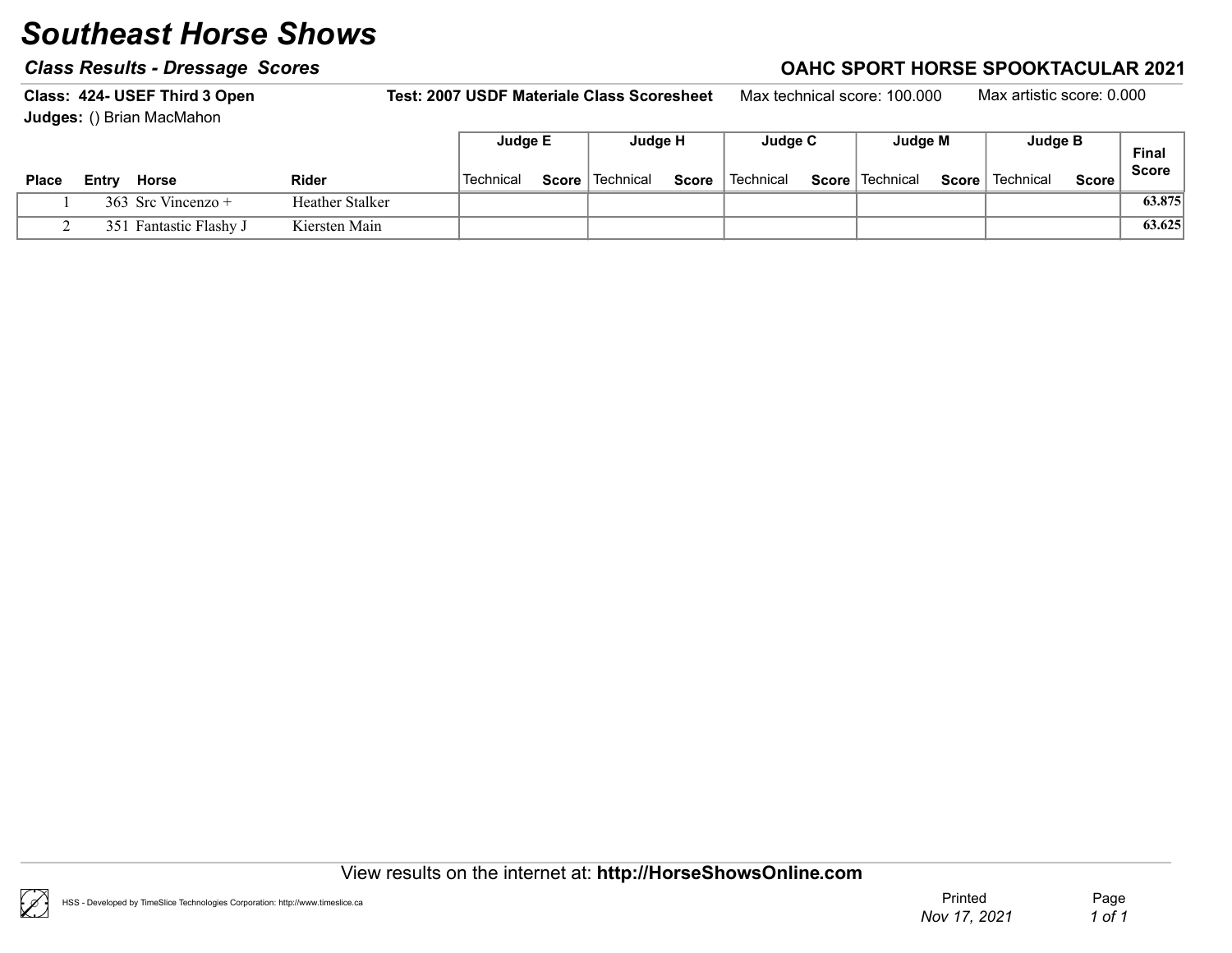# Southeast Horse Shows

### Class Results - Dressage Scores

### OAHC SPORT HORSE SPOOKTACULAR 2021

**Class: 424- USEF Third 3 Open** **Test: 2007 USDF Materiale Class Scoresheet** Max technical score: 100.000 Max artistic score: 0.000

**Judges:** () Brian MacMahon

| | | | | Judge E | | Judge H | | Judge C | | Judge M | | Judge B | | |
|---|---|---|---|---|---|---|---|---|---|---|---|---|---|---|
| **Place** | **Entry** | **Horse** | **Rider** | Technical | **Score** | Technical | **Score** | Technical | **Score** | Technical | **Score** | Technical | **Score** | **Final Score** |
| 1 | 363 | Src Vincenzo + | Heather Stalker | | | | | | | | | | | **63.875** |
| 2 | 351 | Fantastic Flashy J | Kiersten Main | | | | | | | | | | | **63.625** |

View results on the internet at: **http://HorseShowsOnline.com**

HSS - Developed by TimeSlice Technologies Corporation: http://www.timeslice.ca

Printed *Nov 17, 2021*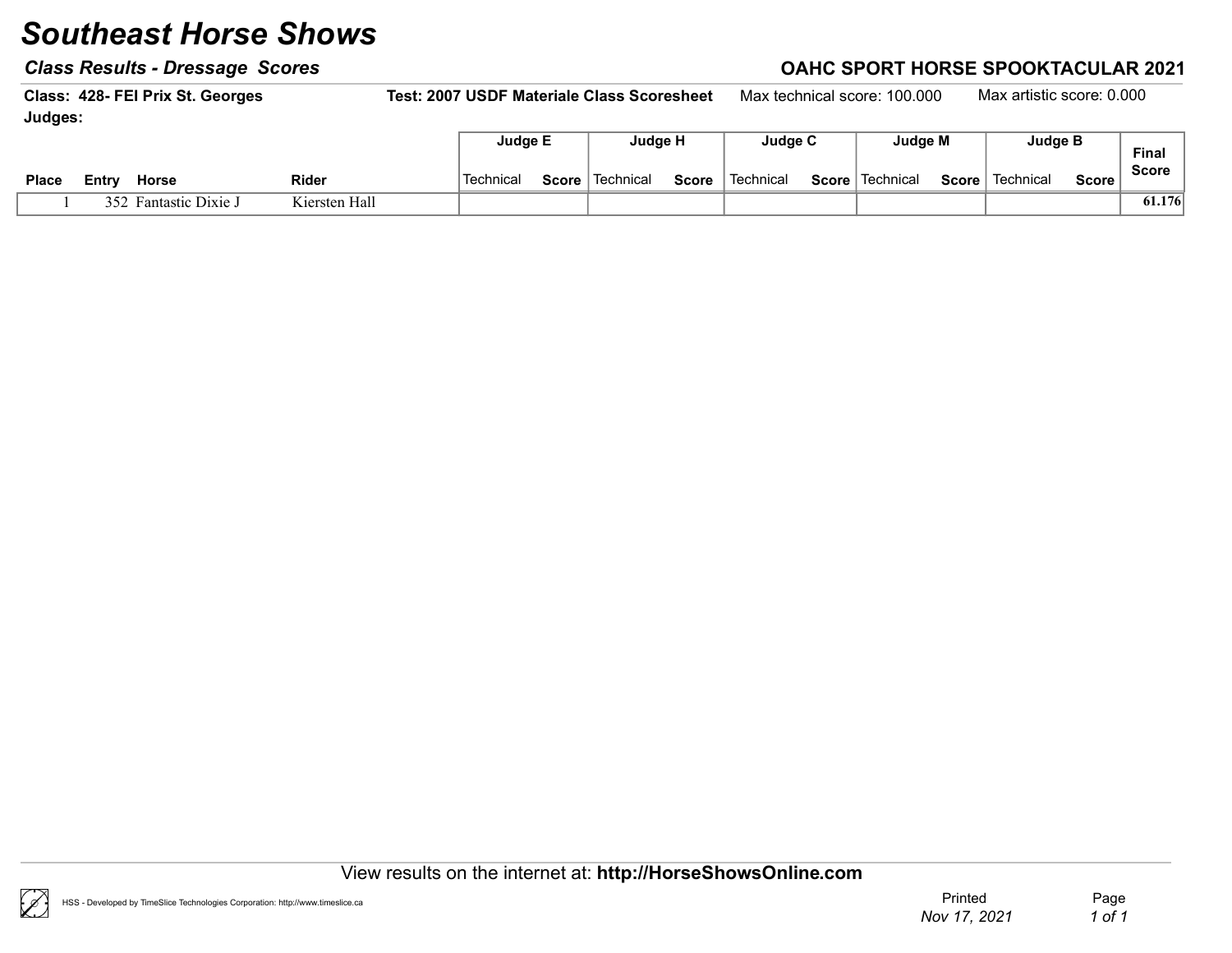# Southeast Horse Shows

## *Class Results - Dressage Scores*

**OAHC SPORT HORSE SPOOKTACULAR 2021**

**Class: 428- FEI Prix St. Georges** **Test: 2007 USDF Materiale Class Scoresheet** Max technical score: 100.000 Max artistic score: 0.000

**Judges:**

| | | | | Judge E | | Judge H | | Judge C | | Judge M | | Judge B | | Final Score |
|---|---|---|---|---|---|---|---|---|---|---|---|---|---|---|
| **Place** | **Entry** | **Horse** | **Rider** | Technical | **Score** | Technical | **Score** | Technical | **Score** | Technical | **Score** | Technical | **Score** | |
| 1 | 352 | Fantastic Dixie J | Kiersten Hall | | | | | | | | | | | **61.176** |

View results on the internet at: **http://HorseShowsOnline.com**

HSS - Developed by TimeSlice Technologies Corporation: http://www.timeslice.ca

Printed *Nov 17, 2021*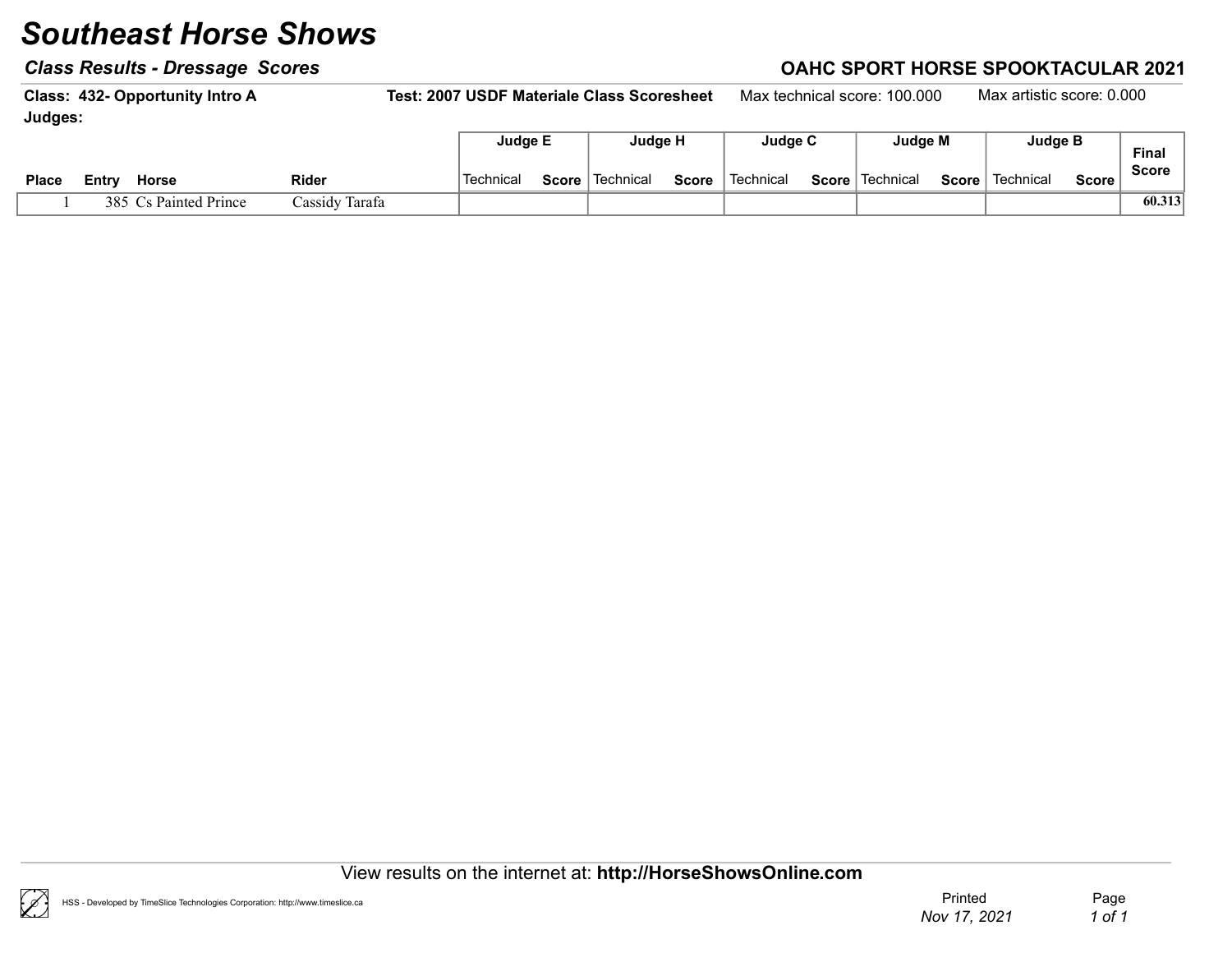# Southeast Horse Shows

***Class Results - Dressage Scores***

**OAHC SPORT HORSE SPOOKTACULAR 2021**

**Class: 432- Opportunity Intro A** | **Test: 2007 USDF Materiale Class Scoresheet** | Max technical score: 100.000 | Max artistic score: 0.000

**Judges:**

| | | | | Judge E | | Judge H | | Judge C | | Judge M | | Judge B | | |
|---|---|---|---|---|---|---|---|---|---|---|---|---|---|---|
| **Place** | **Entry** | **Horse** | **Rider** | Technical | **Score** | Technical | **Score** | Technical | **Score** | Technical | **Score** | Technical | **Score** | **Final Score** |
| 1 | 385 | Cs Painted Prince | Cassidy Tarafa | | | | | | | | | | | **60.313** |

View results on the internet at: **http://HorseShowsOnline.com**

HSS - Developed by TimeSlice Technologies Corporation: http://www.timeslice.ca

Printed *Nov 17, 2021*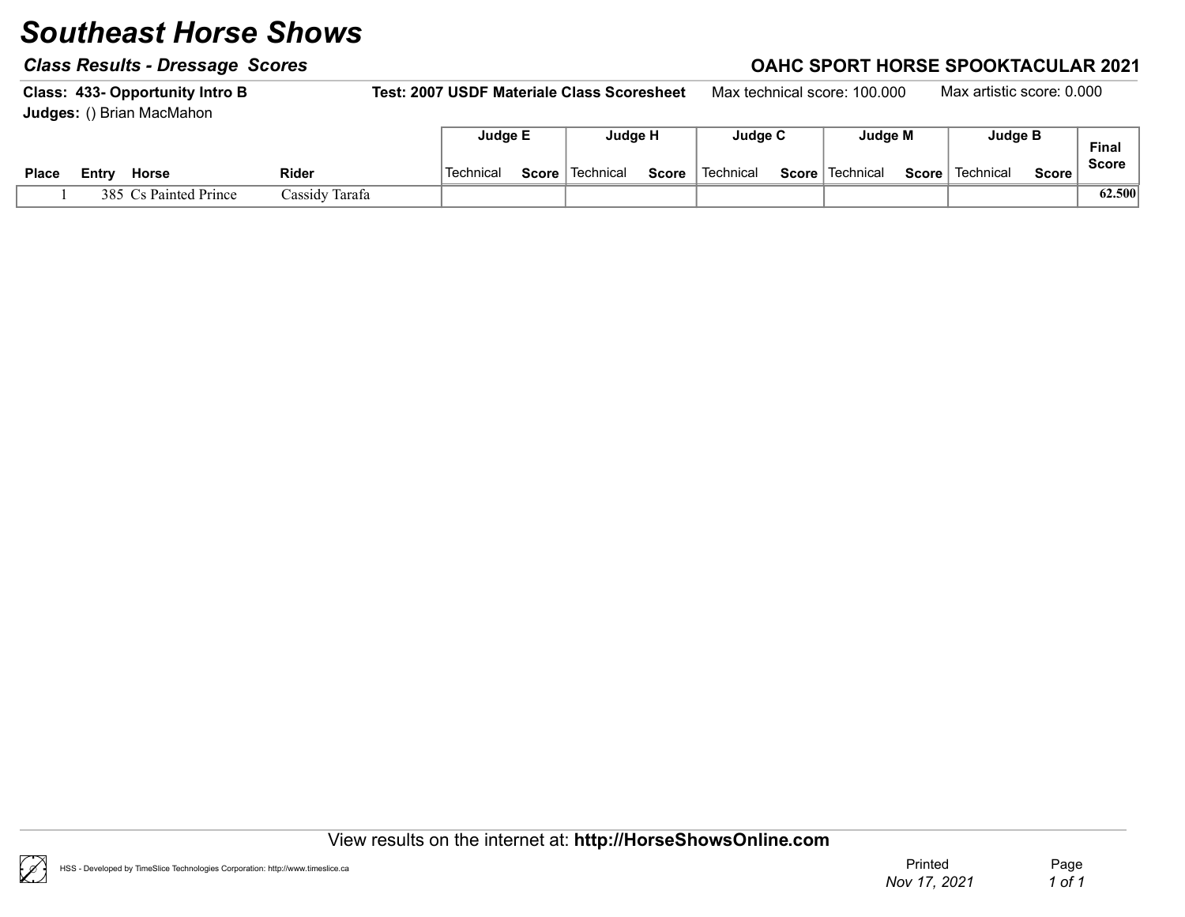# Southeast Horse Shows

## Class Results - Dressage Scores

**OAHC SPORT HORSE SPOOKTACULAR 2021**

**Class: 433- Opportunity Intro B** **Test: 2007 USDF Materiale Class Scoresheet** Max technical score: 100.000 Max artistic score: 0.000

**Judges:** () Brian MacMahon

| | | | | Judge E | | Judge H | | Judge C | | Judge M | | Judge B | | Final Score |
|---|---|---|---|---|---|---|---|---|---|---|---|---|---|---|
| **Place** | **Entry** | **Horse** | **Rider** | Technical | **Score** | Technical | **Score** | Technical | **Score** | Technical | **Score** | Technical | **Score** | |
| 1 | 385 | Cs Painted Prince | Cassidy Tarafa | | | | | | | | | | | **62.500** |

View results on the internet at: **http://HorseShowsOnline.com**

HSS - Developed by TimeSlice Technologies Corporation: http://www.timeslice.ca

Printed *Nov 17, 2021*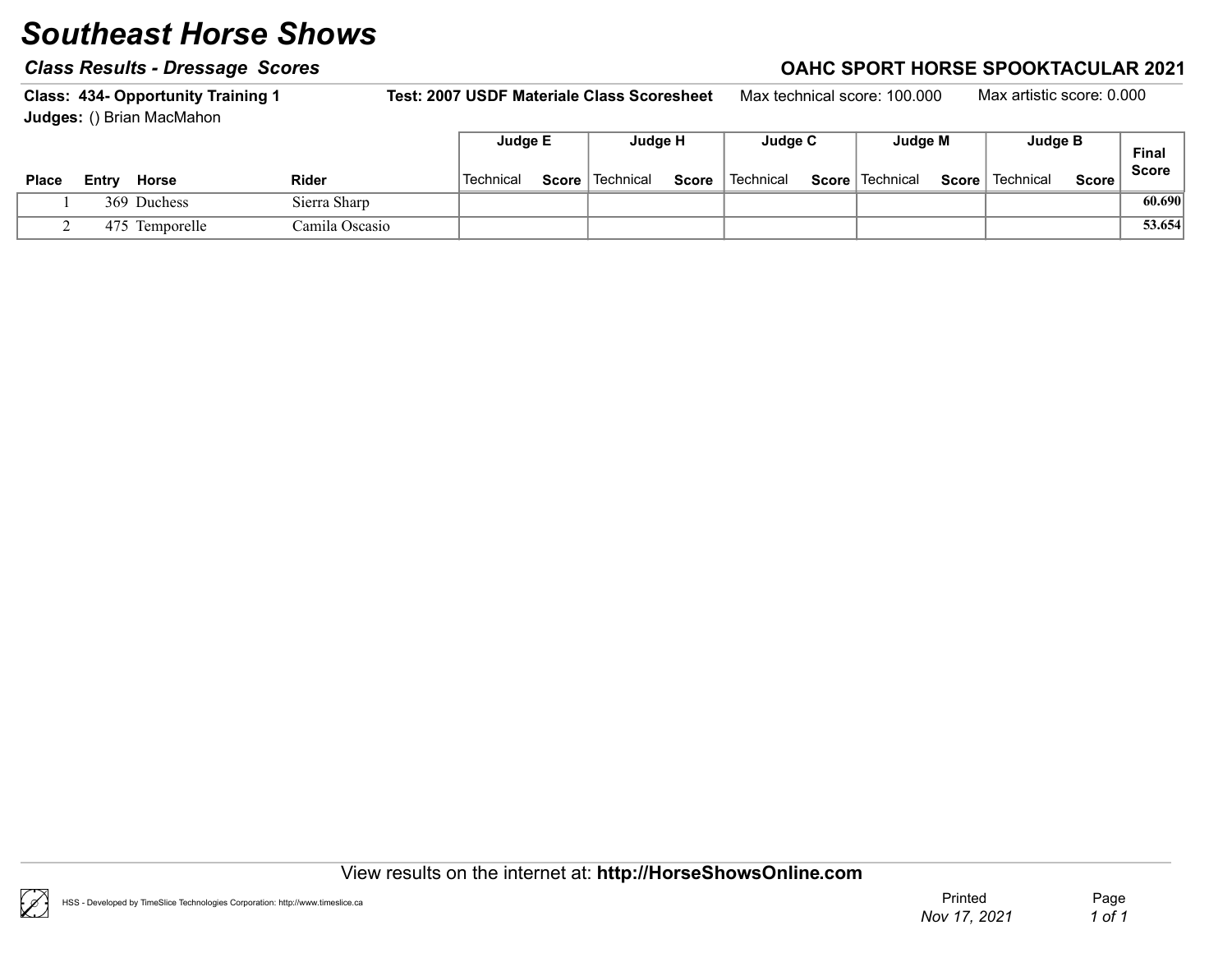# Southeast Horse Shows

***Class Results - Dressage Scores***

**OAHC SPORT HORSE SPOOKTACULAR 2021**

**Class: 434- Opportunity Training 1** **Test: 2007 USDF Materiale Class Scoresheet** Max technical score: 100.000 Max artistic score: 0.000

**Judges:** () Brian MacMahon

| | | | | Judge E | | Judge H | | Judge C | | Judge M | | Judge B | | |
|---|---|---|---|---|---|---|---|---|---|---|---|---|---|---|
| **Place** | **Entry** | **Horse** | **Rider** | Technical | **Score** | Technical | **Score** | Technical | **Score** | Technical | **Score** | Technical | **Score** | **Final Score** |
| 1 | 369 | Duchess | Sierra Sharp | | | | | | | | | | | **60.690** |
| 2 | 475 | Temporelle | Camila Oscasio | | | | | | | | | | | **53.654** |

View results on the internet at: **http://HorseShowsOnline.com**

HSS - Developed by TimeSlice Technologies Corporation: http://www.timeslice.ca

Printed *Nov 17, 2021*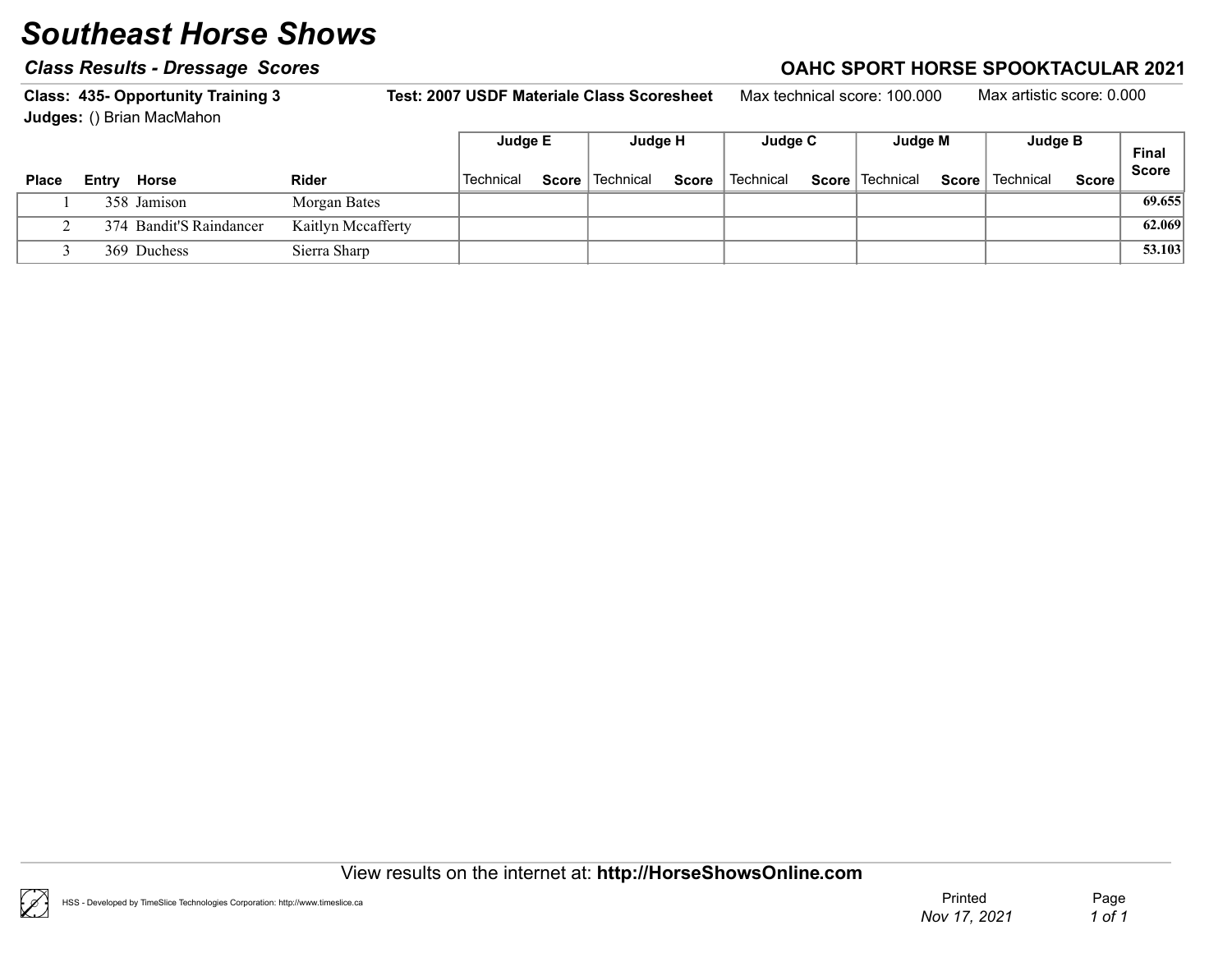# Southeast Horse Shows

## *Class Results - Dressage Scores*

**OAHC SPORT HORSE SPOOKTACULAR 2021**

**Class: 435- Opportunity Training 3** &nbsp;&nbsp; **Test: 2007 USDF Materiale Class Scoresheet** &nbsp;&nbsp; Max technical score: 100.000 &nbsp;&nbsp; Max artistic score: 0.000

**Judges:** () Brian MacMahon

| Place | Entry | Horse | Rider | Judge E | | Judge H | | Judge C | | Judge M | | Judge B | | Final Score |
|---|---|---|---|---|---|---|---|---|---|---|---|---|---|---|
| | | | | Technical | Score | Technical | Score | Technical | Score | Technical | Score | Technical | Score | |
| 1 | 358 | Jamison | Morgan Bates | | | | | | | | | | | 69.655 |
| 2 | 374 | Bandit'S Raindancer | Kaitlyn Mccafferty | | | | | | | | | | | 62.069 |
| 3 | 369 | Duchess | Sierra Sharp | | | | | | | | | | | 53.103 |

View results on the internet at: **http://HorseShowsOnline.com**

HSS - Developed by TimeSlice Technologies Corporation: http://www.timeslice.ca

Printed *Nov 17, 2021*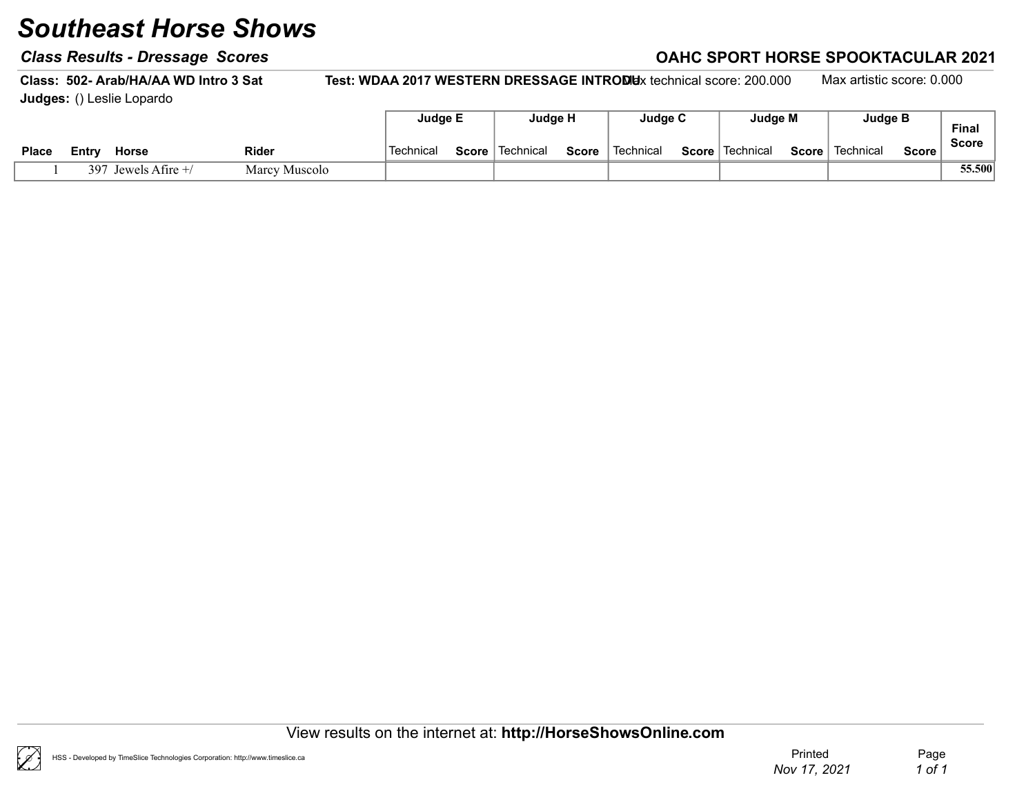# Southeast Horse Shows

## Class Results - Dressage Scores

## OAHC SPORT HORSE SPOOKTACULAR 2021

**Class:** 502- Arab/HA/AA WD Intro 3 Sat  **Test:** WDAA 2017 WESTERN DRESSAGE INTRODU Max technical score: 200.000  Max artistic score: 0.000

**Judges:** () Leslie Lopardo

| Place | Entry | Horse | Rider | Judge E | | Judge H | | Judge C | | Judge M | | Judge B | | Final Score |
|---|---|---|---|---|---|---|---|---|---|---|---|---|---|---|
| | | | | Technical | Score | Technical | Score | Technical | Score | Technical | Score | Technical | Score | |
| 1 | 397 | Jewels Afire +/ | Marcy Muscolo | | | | | | | | | | | 55.500 |

View results on the internet at: **http://HorseShowsOnline.com**

HSS - Developed by TimeSlice Technologies Corporation: http://www.timeslice.ca

Printed *Nov 17, 2021*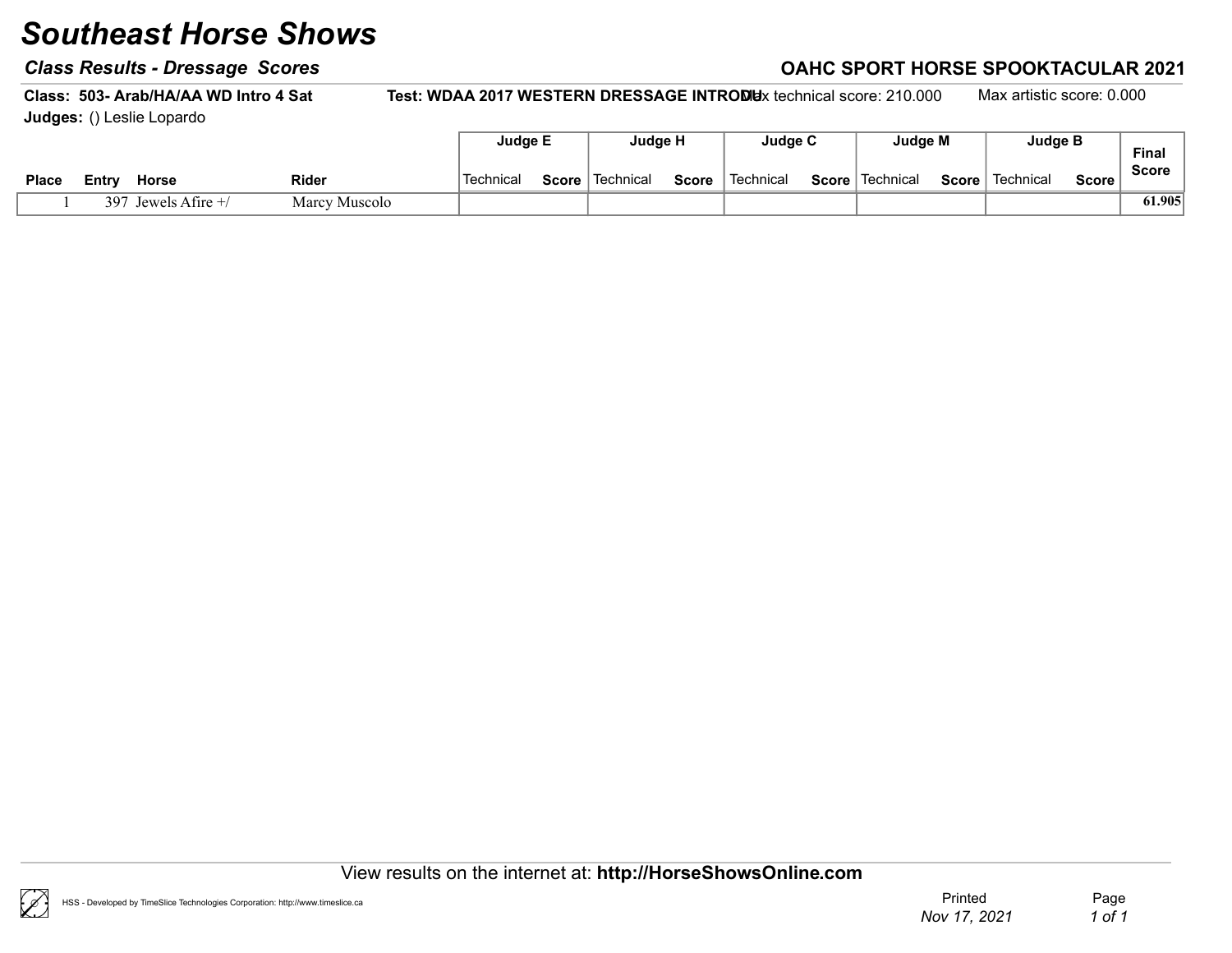# Southeast Horse Shows

### *Class Results - Dressage Scores*

### OAHC SPORT HORSE SPOOKTACULAR 2021

**Class: 503- Arab/HA/AA WD Intro 4 Sat** **Test: WDAA 2017 WESTERN DRESSAGE INTRODU** Max technical score: 210.000 Max artistic score: 0.000

**Judges:** () Leslie Lopardo

| Place | Entry | Horse | Rider | Judge E | | Judge H | | Judge C | | Judge M | | Judge B | | Final Score |
|---|---|---|---|---|---|---|---|---|---|---|---|---|---|---|
| | | | | Technical | Score | Technical | Score | Technical | Score | Technical | Score | Technical | Score | |
| 1 | 397 | Jewels Afire +/ | Marcy Muscolo | | | | | | | | | | | 61.905 |

View results on the internet at: **http://HorseShowsOnline.com**

HSS - Developed by TimeSlice Technologies Corporation: http://www.timeslice.ca

Printed *Nov 17, 2021*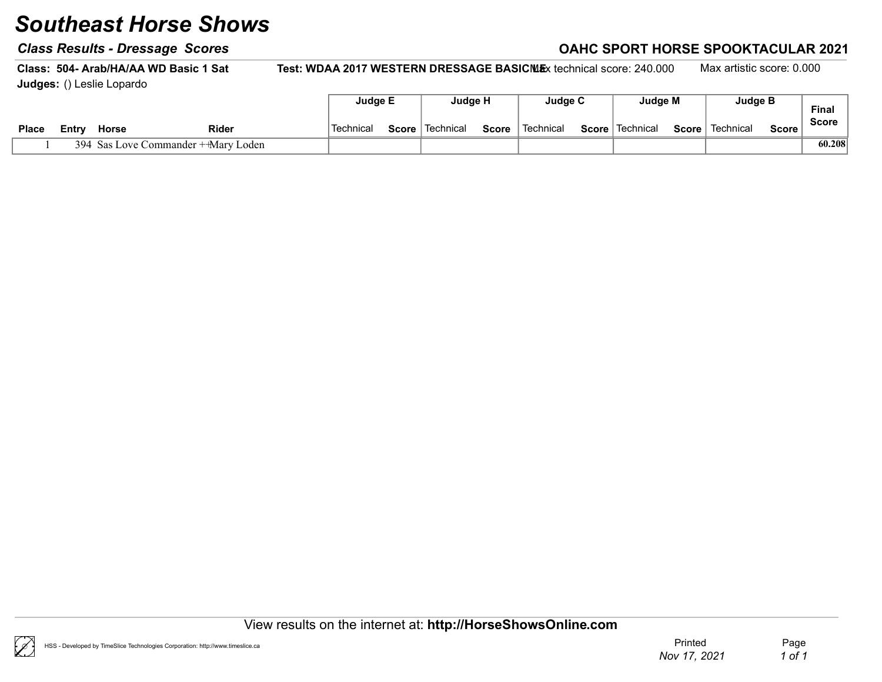# Southeast Horse Shows

## Class Results - Dressage Scores

**OAHC SPORT HORSE SPOOKTACULAR 2021**

**Class: 504- Arab/HA/AA WD Basic 1 Sat** **Test: WDAA 2017 WESTERN DRESSAGE BASIC 1** Max technical score: 240.000 Max artistic score: 0.000

**Judges:** () Leslie Lopardo

| | | | | Judge E | | Judge H | | Judge C | | Judge M | | Judge B | | Final Score |
|---|---|---|---|---|---|---|---|---|---|---|---|---|---|---|
| **Place** | **Entry** | **Horse** | **Rider** | Technical | **Score** | Technical | **Score** | Technical | **Score** | Technical | **Score** | Technical | **Score** | |
| 1 | 394 | Sas Love Commander ++ | Mary Loden | | | | | | | | | | | **60.208** |

View results on the internet at: **http://HorseShowsOnline.com**

HSS - Developed by TimeSlice Technologies Corporation: http://www.timeslice.ca

Printed *Nov 17, 2021*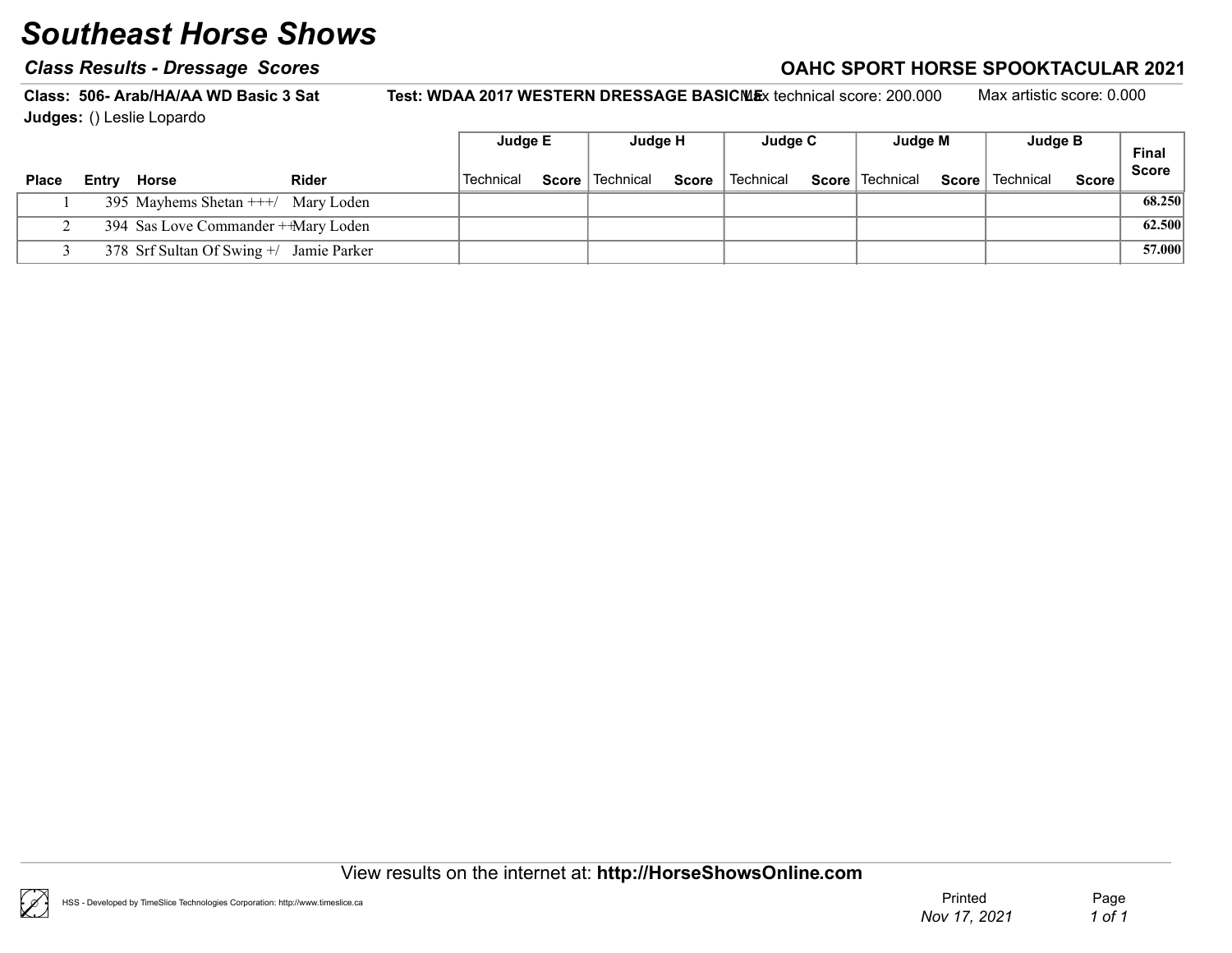# Southeast Horse Shows

### *Class Results - Dressage Scores*

### OAHC SPORT HORSE SPOOKTACULAR 2021

**Class: 506- Arab/HA/AA WD Basic 3 Sat** **Test: WDAA 2017 WESTERN DRESSAGE BASIC** Max technical score: 200.000 Max artistic score: 0.000

**Judges:** () Leslie Lopardo

| Place | Entry | Horse | Rider | Judge E Technical | Judge E Score | Judge H Technical | Judge H Score | Judge C Technical | Judge C Score | Judge M Technical | Judge M Score | Judge B Technical | Judge B Score | Final Score |
|---|---|---|---|---|---|---|---|---|---|---|---|---|---|---|
| 1 | 395 | Mayhems Shetan +++/ | Mary Loden | | | | | | | | | | | 68.250 |
| 2 | 394 | Sas Love Commander ++ | Mary Loden | | | | | | | | | | | 62.500 |
| 3 | 378 | Srf Sultan Of Swing +/ | Jamie Parker | | | | | | | | | | | 57.000 |

View results on the internet at: **http://HorseShowsOnline.com**

HSS - Developed by TimeSlice Technologies Corporation: http://www.timeslice.ca

Printed *Nov 17, 2021*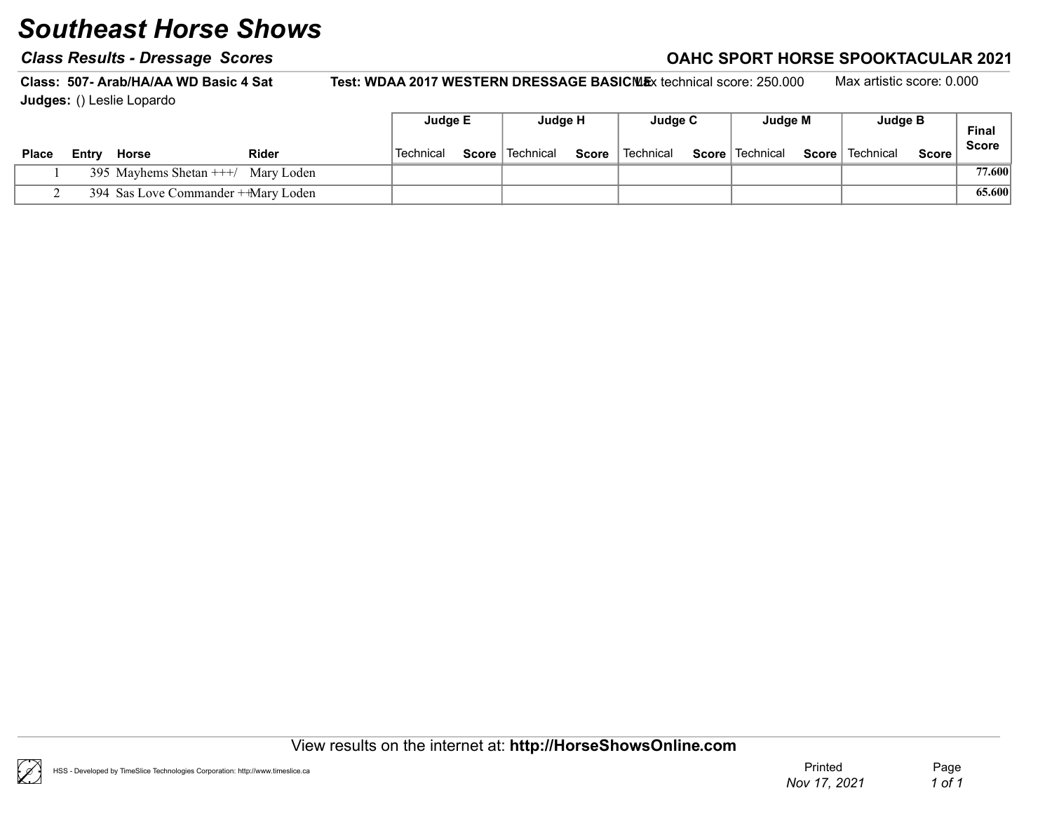# Southeast Horse Shows

## Class Results - Dressage Scores

**OAHC SPORT HORSE SPOOKTACULAR 2021**

**Class: 507- Arab/HA/AA WD Basic 4 Sat** **Test: WDAA 2017 WESTERN DRESSAGE BASIC 4** Max technical score: 250.000 Max artistic score: 0.000

**Judges:** () Leslie Lopardo

| Place | Entry | Horse | Rider | Judge E | | Judge H | | Judge C | | Judge M | | Judge B | | Final Score |
|---|---|---|---|---|---|---|---|---|---|---|---|---|---|---|
| | | | | Technical | Score | Technical | Score | Technical | Score | Technical | Score | Technical | Score | |
| 1 | 395 | Mayhems Shetan +++/ | Mary Loden | | | | | | | | | | | 77.600 |
| 2 | 394 | Sas Love Commander ++ | Mary Loden | | | | | | | | | | | 65.600 |

View results on the internet at: **http://HorseShowsOnline.com**

HSS - Developed by TimeSlice Technologies Corporation: http://www.timeslice.ca

Printed *Nov 17, 2021*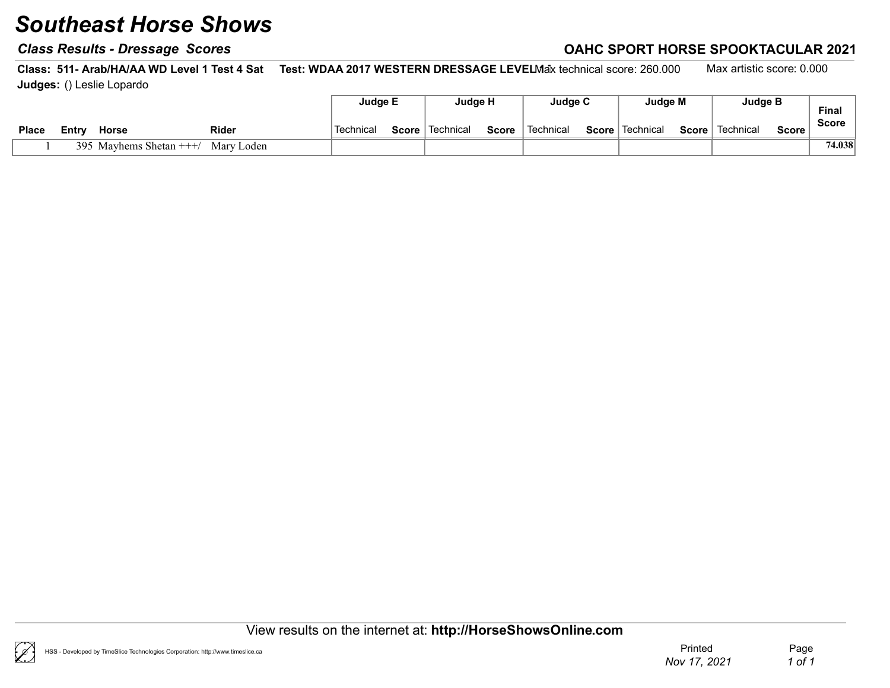# Southeast Horse Shows

## Class Results - Dressage Scores

**OAHC SPORT HORSE SPOOKTACULAR 2021**

**Class: 511- Arab/HA/AA WD Level 1 Test 4 Sat** **Test: WDAA 2017 WESTERN DRESSAGE LEVEL 1** Max technical score: 260.000 Max artistic score: 0.000

**Judges:** () Leslie Lopardo

| Place | Entry | Horse | Rider | Judge E | | Judge H | | Judge C | | Judge M | | Judge B | | Final Score |
|---|---|---|---|---|---|---|---|---|---|---|---|---|---|---|
| | | | | Technical | Score | Technical | Score | Technical | Score | Technical | Score | Technical | Score | |
| 1 | 395 | Mayhems Shetan +++/ | Mary Loden | | | | | | | | | | | 74.038 |

View results on the internet at: **http://HorseShowsOnline.com**

HSS - Developed by TimeSlice Technologies Corporation: http://www.timeslice.ca

Printed *Nov 17, 2021*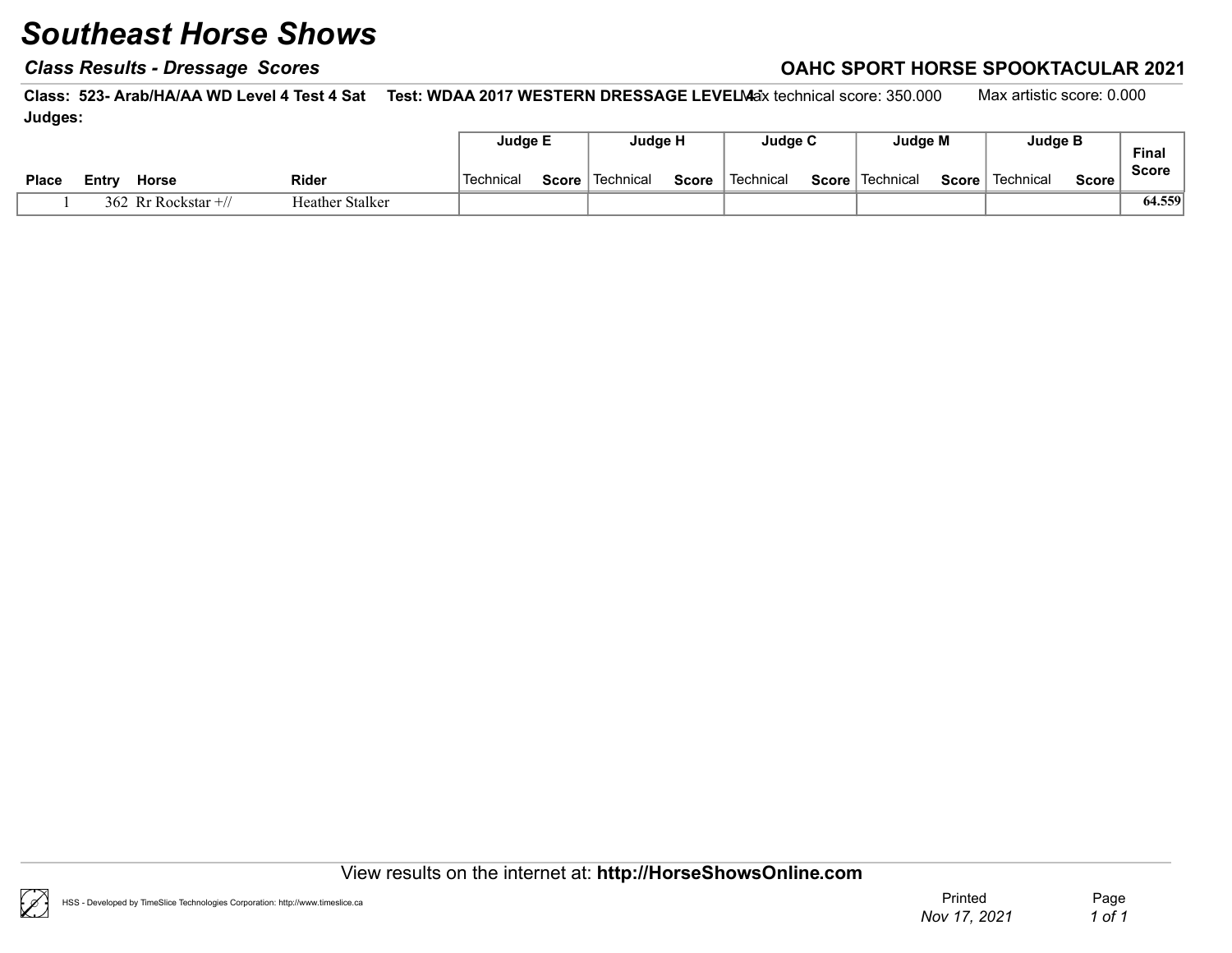# Southeast Horse Shows

***Class Results - Dressage Scores***

**OAHC SPORT HORSE SPOOKTACULAR 2021**

**Class: 523- Arab/HA/AA WD Level 4 Test 4 Sat** **Test: WDAA 2017 WESTERN DRESSAGE LEVEL 4** Max technical score: 350.000 Max artistic score: 0.000

**Judges:**

| Place | Entry | Horse | Rider | Judge E | | Judge H | | Judge C | | Judge M | | Judge B | | Final Score |
|---|---|---|---|---|---|---|---|---|---|---|---|---|---|---|
| | | | | Technical | Score | Technical | Score | Technical | Score | Technical | Score | Technical | Score | |
| 1 | 362 | Rr Rockstar +// | Heather Stalker | | | | | | | | | | | 64.559 |

View results on the internet at: **http://HorseShowsOnline.com**

HSS - Developed by TimeSlice Technologies Corporation: http://www.timeslice.ca

Printed *Nov 17, 2021*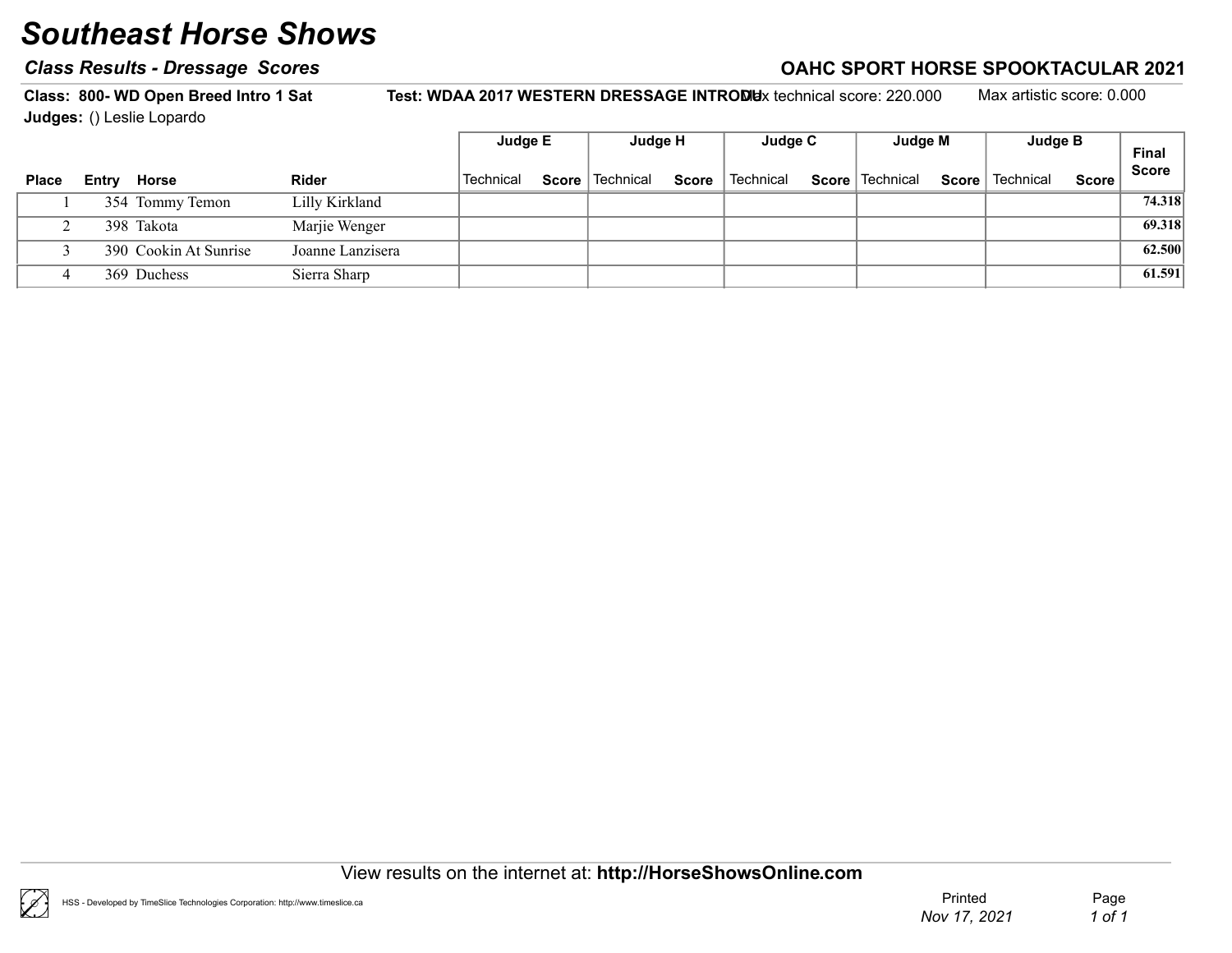# Southeast Horse Shows

## Class Results - Dressage Scores

**OAHC SPORT HORSE SPOOKTACULAR 2021**

**Class: 800- WD Open Breed Intro 1 Sat** **Test: WDAA 2017 WESTERN DRESSAGE INTRODU** Max technical score: 220.000 Max artistic score: 0.000

**Judges:** () Leslie Lopardo

| Place | Entry | Horse | Rider | Judge E | | Judge H | | Judge C | | Judge M | | Judge B | | Final Score |
|---|---|---|---|---|---|---|---|---|---|---|---|---|---|---|
| | | | | Technical | Score | Technical | Score | Technical | Score | Technical | Score | Technical | Score | |
| 1 | 354 | Tommy Temon | Lilly Kirkland | | | | | | | | | | | 74.318 |
| 2 | 398 | Takota | Marjie Wenger | | | | | | | | | | | 69.318 |
| 3 | 390 | Cookin At Sunrise | Joanne Lanzisera | | | | | | | | | | | 62.500 |
| 4 | 369 | Duchess | Sierra Sharp | | | | | | | | | | | 61.591 |

View results on the internet at: **http://HorseShowsOnline.com**

HSS - Developed by TimeSlice Technologies Corporation: http://www.timeslice.ca

Printed *Nov 17, 2021*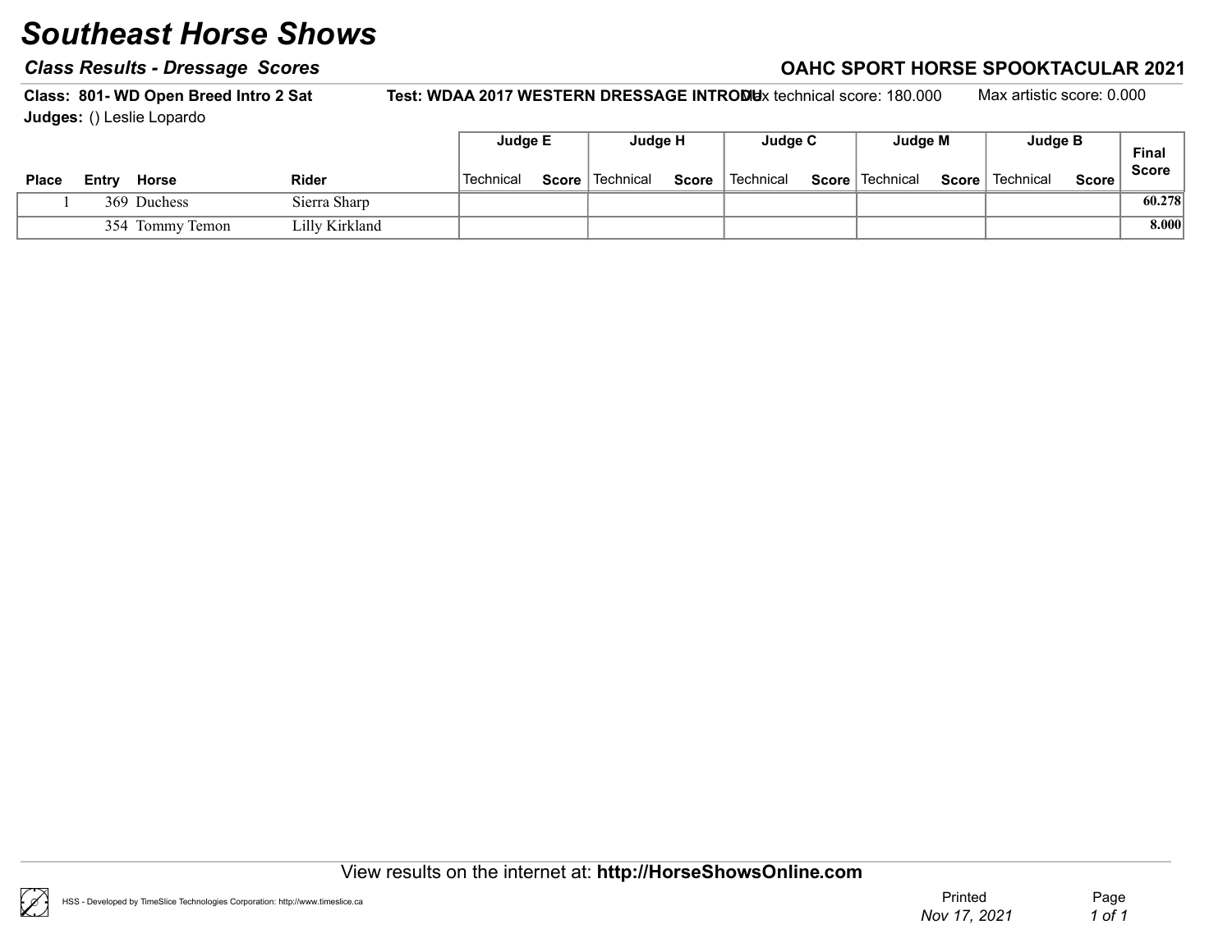# Southeast Horse Shows

### *Class Results - Dressage Scores*

### OAHC SPORT HORSE SPOOKTACULAR 2021

**Class: 801- WD Open Breed Intro 2 Sat** **Test: WDAA 2017 WESTERN DRESSAGE INTRODU** Max technical score: 180.000 Max artistic score: 0.000

**Judges:** () Leslie Lopardo

| Place | Entry | Horse | Rider | Judge E | | Judge H | | Judge C | | Judge M | | Judge B | | Final Score |
|---|---|---|---|---|---|---|---|---|---|---|---|---|---|---|
| | | | | Technical | Score | Technical | Score | Technical | Score | Technical | Score | Technical | Score | |
| 1 | 369 | Duchess | Sierra Sharp | | | | | | | | | | | 60.278 |
| | 354 | Tommy Temon | Lilly Kirkland | | | | | | | | | | | 8.000 |

View results on the internet at: **http://HorseShowsOnline.com**

HSS - Developed by TimeSlice Technologies Corporation: http://www.timeslice.ca

Printed *Nov 17, 2021*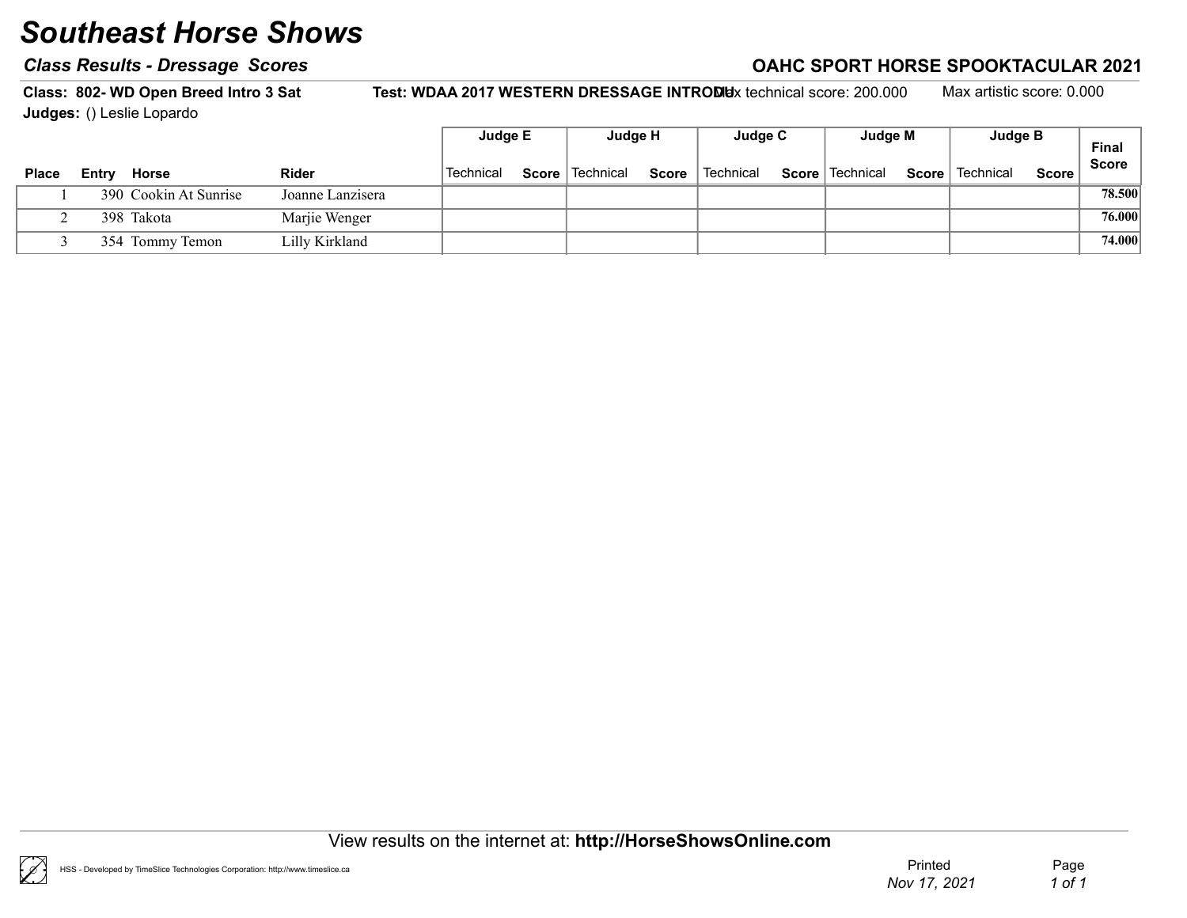# Southeast Horse Shows

## Class Results - Dressage Scores

**OAHC SPORT HORSE SPOOKTACULAR 2021**

**Class: 802- WD Open Breed Intro 3 Sat** **Test: WDAA 2017 WESTERN DRESSAGE INTRODU** Max technical score: 200.000 Max artistic score: 0.000

**Judges:** () Leslie Lopardo

| Place | Entry | Horse | Rider | Judge E | | Judge H | | Judge C | | Judge M | | Judge B | | Final Score |
|---|---|---|---|---|---|---|---|---|---|---|---|---|---|---|
| | | | | Technical | Score | Technical | Score | Technical | Score | Technical | Score | Technical | Score | |
| 1 | 390 | Cookin At Sunrise | Joanne Lanzisera | | | | | | | | | | | 78.500 |
| 2 | 398 | Takota | Marjie Wenger | | | | | | | | | | | 76.000 |
| 3 | 354 | Tommy Temon | Lilly Kirkland | | | | | | | | | | | 74.000 |

View results on the internet at: **http://HorseShowsOnline.com**

HSS - Developed by TimeSlice Technologies Corporation: http://www.timeslice.ca

Printed *Nov 17, 2021*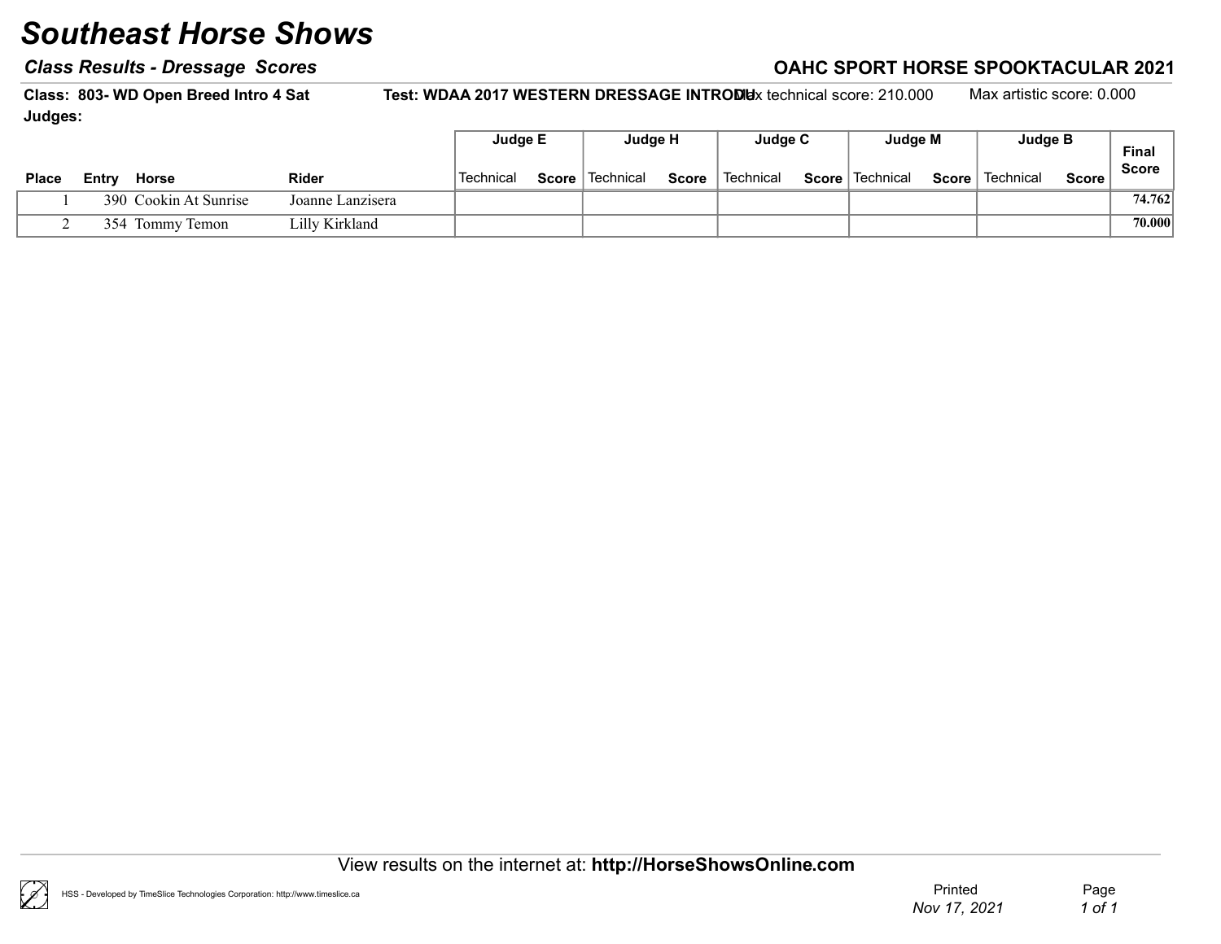# Southeast Horse Shows

***Class Results - Dressage Scores***

**OAHC SPORT HORSE SPOOKTACULAR 2021**

**Class: 803- WD Open Breed Intro 4 Sat** **Test: WDAA 2017 WESTERN DRESSAGE INTRODU** Max technical score: 210.000 Max artistic score: 0.000

**Judges:**

| | | | | Judge E | | Judge H | | Judge C | | Judge M | | Judge B | | |
|---|---|---|---|---|---|---|---|---|---|---|---|---|---|---|
| **Place** | **Entry** | **Horse** | **Rider** | Technical | **Score** | Technical | **Score** | Technical | **Score** | Technical | **Score** | Technical | **Score** | **Final Score** |
| 1 | 390 | Cookin At Sunrise | Joanne Lanzisera | | | | | | | | | | | **74.762** |
| 2 | 354 | Tommy Temon | Lilly Kirkland | | | | | | | | | | | **70.000** |

View results on the internet at: **http://HorseShowsOnline.com**

HSS - Developed by TimeSlice Technologies Corporation: http://www.timeslice.ca

Printed *Nov 17, 2021*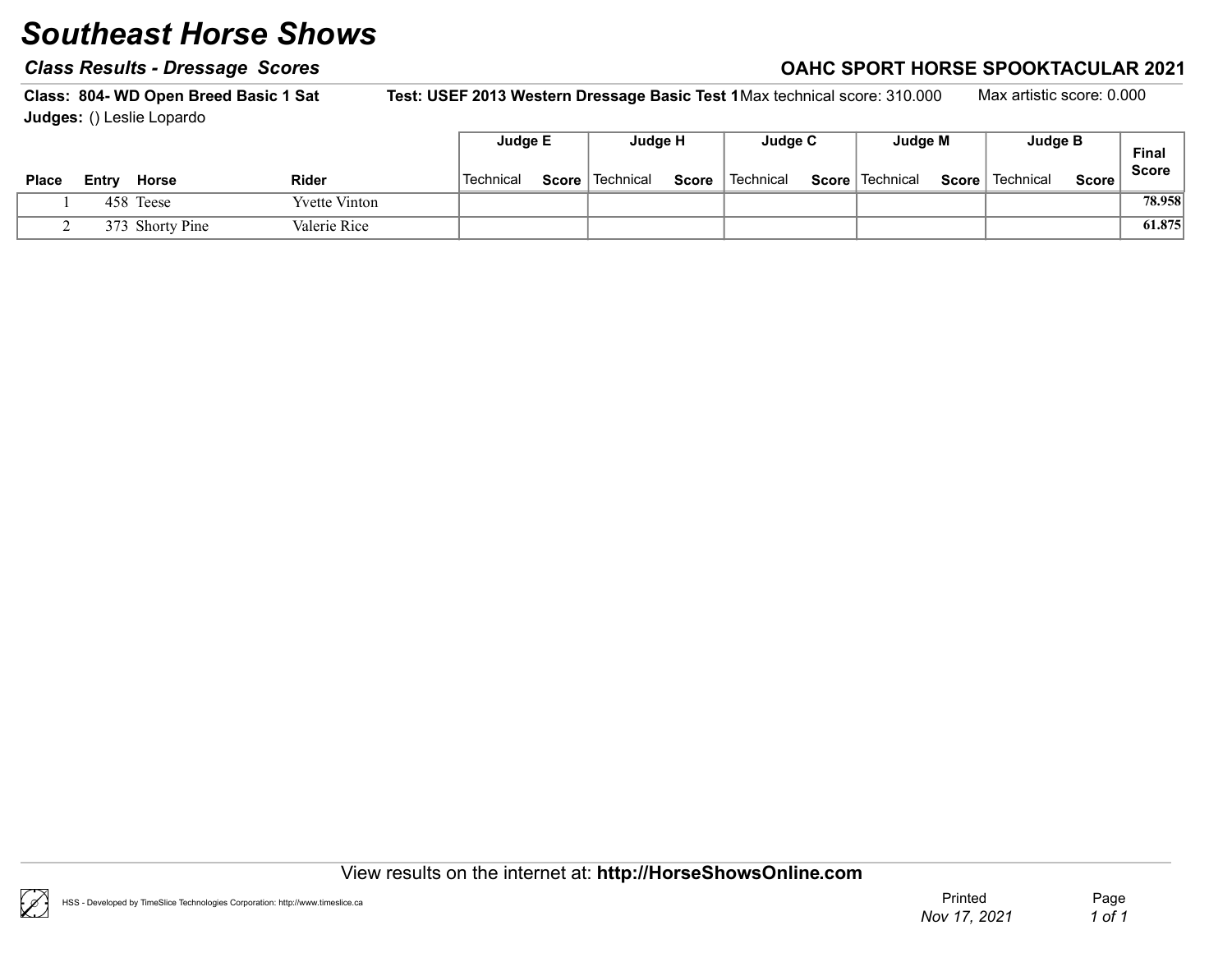# Southeast Horse Shows

## Class Results - Dressage Scores

**OAHC SPORT HORSE SPOOKTACULAR 2021**

**Class: 804- WD Open Breed Basic 1 Sat** **Test: USEF 2013 Western Dressage Basic Test 1** Max technical score: 310.000 Max artistic score: 0.000

**Judges:** () Leslie Lopardo

| | | | | Judge E | | Judge H | | Judge C | | Judge M | | Judge B | | |
|---|---|---|---|---|---|---|---|---|---|---|---|---|---|---|
| **Place** | **Entry** | **Horse** | **Rider** | Technical | **Score** | Technical | **Score** | Technical | **Score** | Technical | **Score** | Technical | **Score** | **Final Score** |
| 1 | 458 | Teese | Yvette Vinton | | | | | | | | | | | 78.958 |
| 2 | 373 | Shorty Pine | Valerie Rice | | | | | | | | | | | 61.875 |

View results on the internet at: **http://HorseShowsOnline.com**

HSS - Developed by TimeSlice Technologies Corporation: http://www.timeslice.ca

Printed *Nov 17, 2021*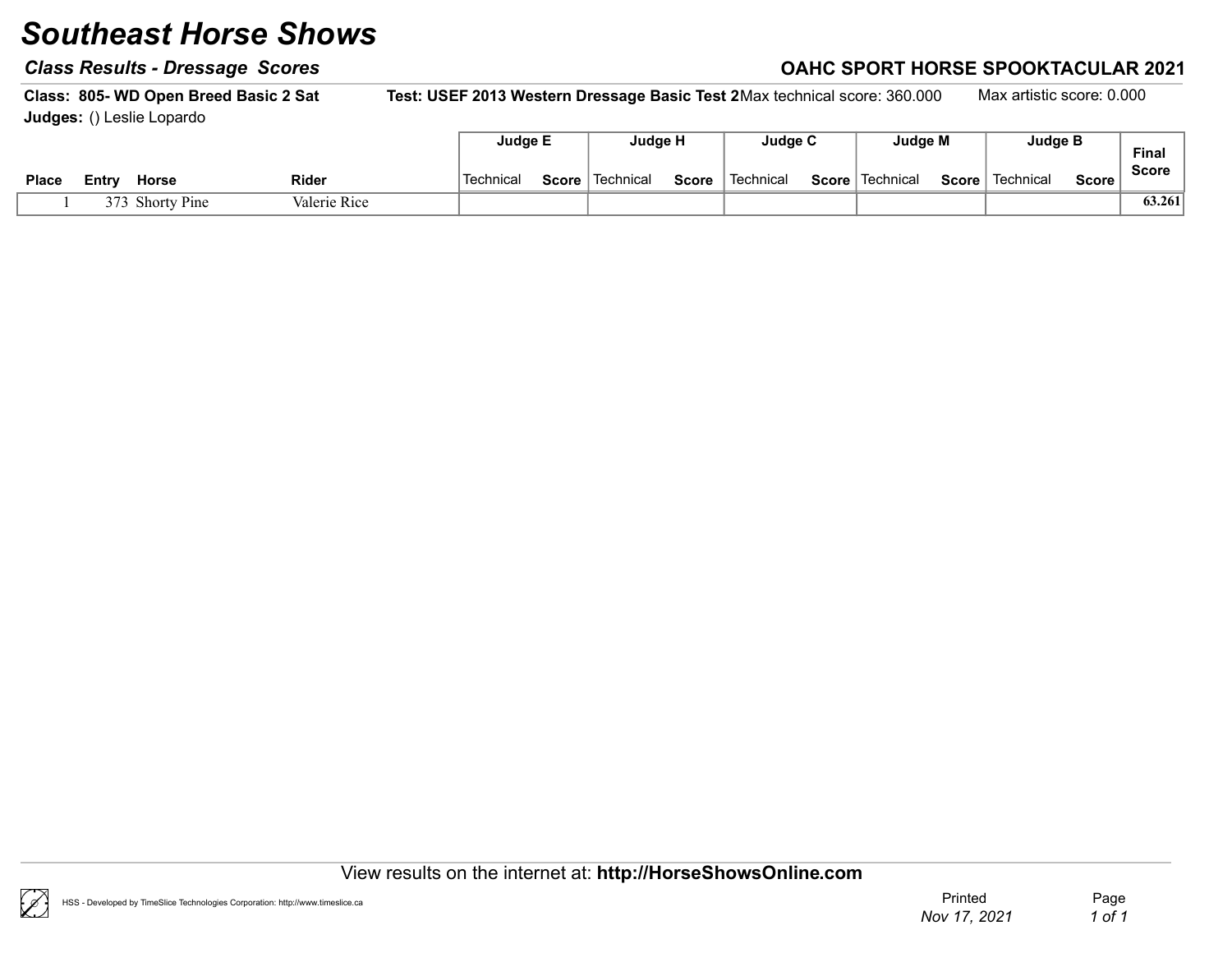# Southeast Horse Shows

### *Class Results - Dressage Scores*

### OAHC SPORT HORSE SPOOKTACULAR 2021

**Class: 805- WD Open Breed Basic 2 Sat** **Test: USEF 2013 Western Dressage Basic Test 2** Max technical score: 360.000 Max artistic score: 0.000

**Judges:** () Leslie Lopardo

| Place | Entry | Horse | Rider | Judge E | | Judge H | | Judge C | | Judge M | | Judge B | | Final Score |
|---|---|---|---|---|---|---|---|---|---|---|---|---|---|---|
| | | | | Technical | Score | Technical | Score | Technical | Score | Technical | Score | Technical | Score | |
| 1 | 373 | Shorty Pine | Valerie Rice | | | | | | | | | | | **63.261** |

View results on the internet at: **http://HorseShowsOnline.com**

HSS - Developed by TimeSlice Technologies Corporation: http://www.timeslice.ca

Printed *Nov 17, 2021*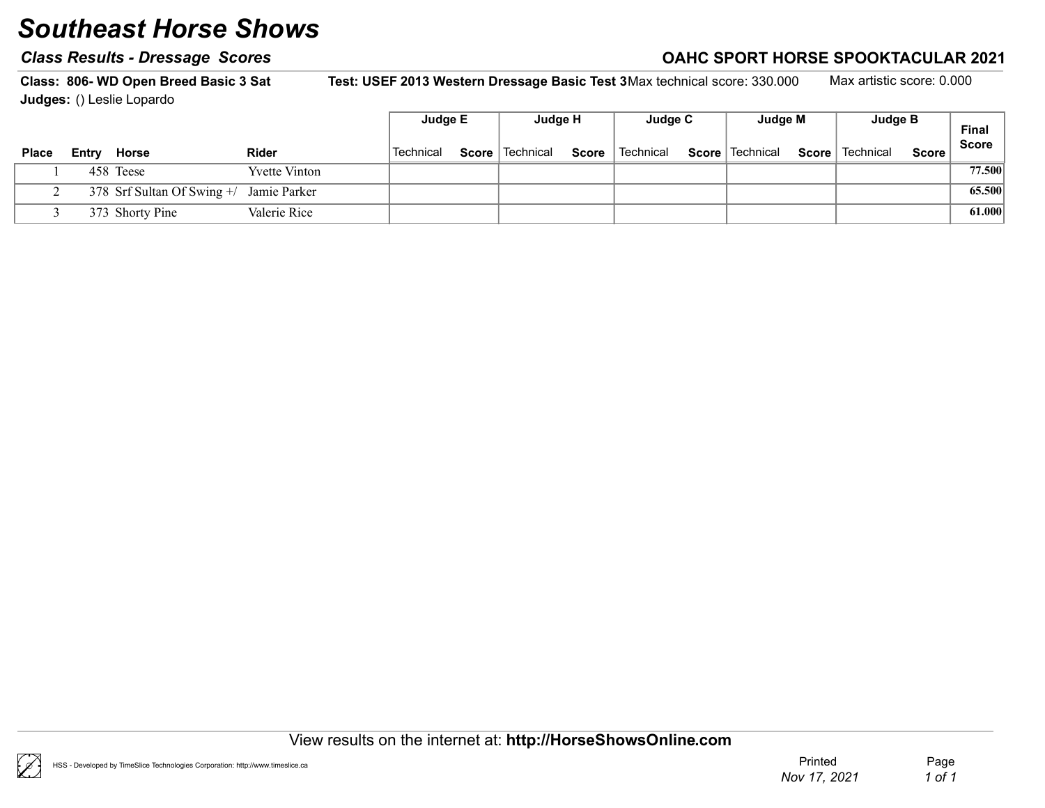# Southeast Horse Shows

### *Class Results - Dressage Scores*

### OAHC SPORT HORSE SPOOKTACULAR 2021

**Class: 806- WD Open Breed Basic 3 Sat** **Test: USEF 2013 Western Dressage Basic Test 3** Max technical score: 330.000 Max artistic score: 0.000

**Judges:** () Leslie Lopardo

| | | | | Judge E | | Judge H | | Judge C | | Judge M | | Judge B | | |
|---|---|---|---|---|---|---|---|---|---|---|---|---|---|---|
| **Place** | **Entry** | **Horse** | **Rider** | Technical | **Score** | Technical | **Score** | Technical | **Score** | Technical | **Score** | Technical | **Score** | **Final Score** |
| 1 | 458 | Teese | Yvette Vinton | | | | | | | | | | | **77.500** |
| 2 | 378 | Srf Sultan Of Swing +/ | Jamie Parker | | | | | | | | | | | **65.500** |
| 3 | 373 | Shorty Pine | Valerie Rice | | | | | | | | | | | **61.000** |

View results on the internet at: **http://HorseShowsOnline.com**

HSS - Developed by TimeSlice Technologies Corporation: http://www.timeslice.ca

Printed *Nov 17, 2021*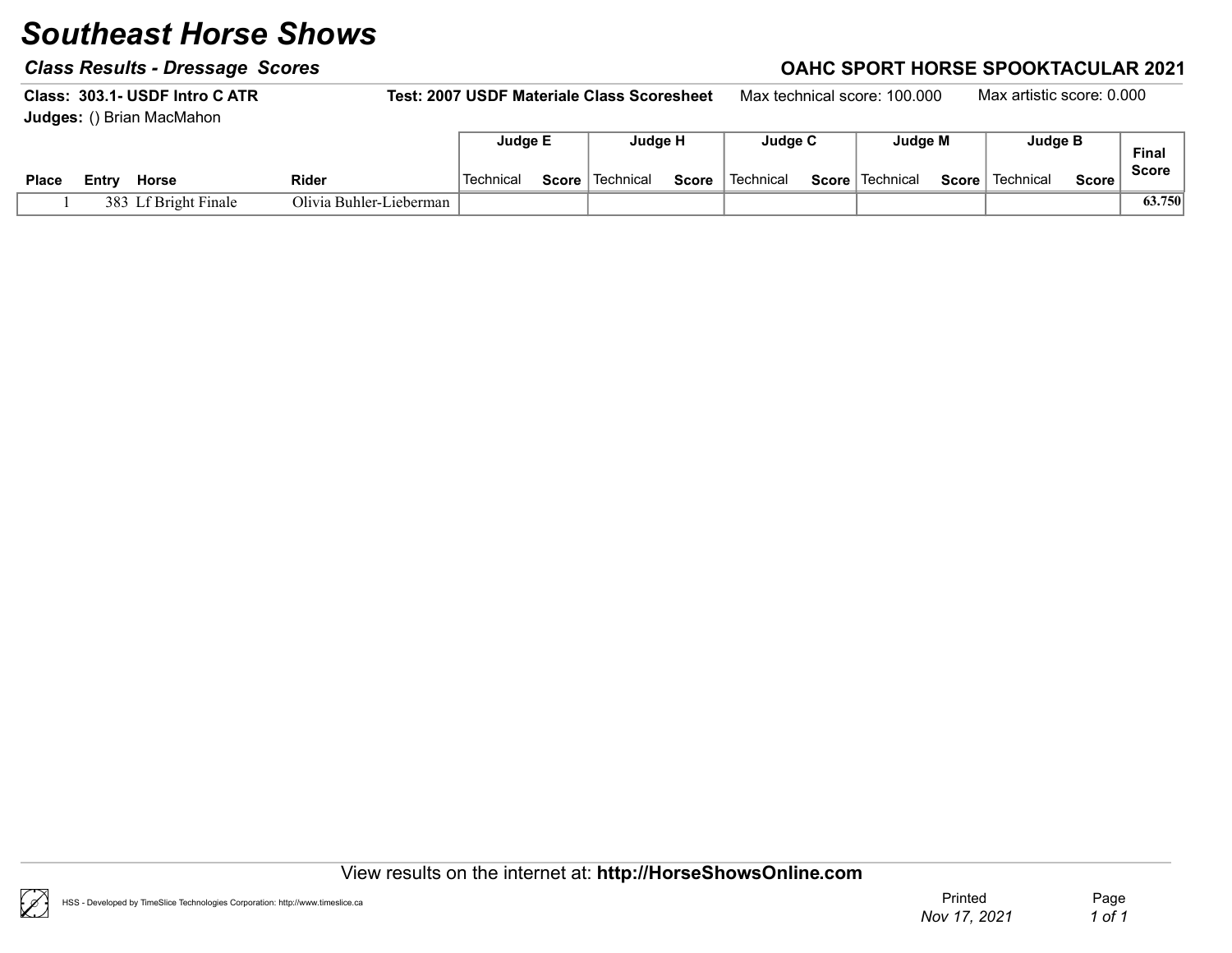# Southeast Horse Shows

## *Class Results - Dressage Scores*

**OAHC SPORT HORSE SPOOKTACULAR 2021**

**Class: 303.1- USDF Intro C ATR** **Test: 2007 USDF Materiale Class Scoresheet** Max technical score: 100.000 Max artistic score: 0.000

**Judges:** () Brian MacMahon

| | | | | Judge E | | Judge H | | Judge C | | Judge M | | Judge B | | |
|---|---|---|---|---|---|---|---|---|---|---|---|---|---|---|
| **Place** | **Entry** | **Horse** | **Rider** | Technical | **Score** | Technical | **Score** | Technical | **Score** | Technical | **Score** | Technical | **Score** | **Final Score** |
| 1 | 383 | Lf Bright Finale | Olivia Buhler-Lieberman | | | | | | | | | | | **63.750** |

View results on the internet at: **http://HorseShowsOnline.com**

HSS - Developed by TimeSlice Technologies Corporation: http://www.timeslice.ca

Printed *Nov 17, 2021*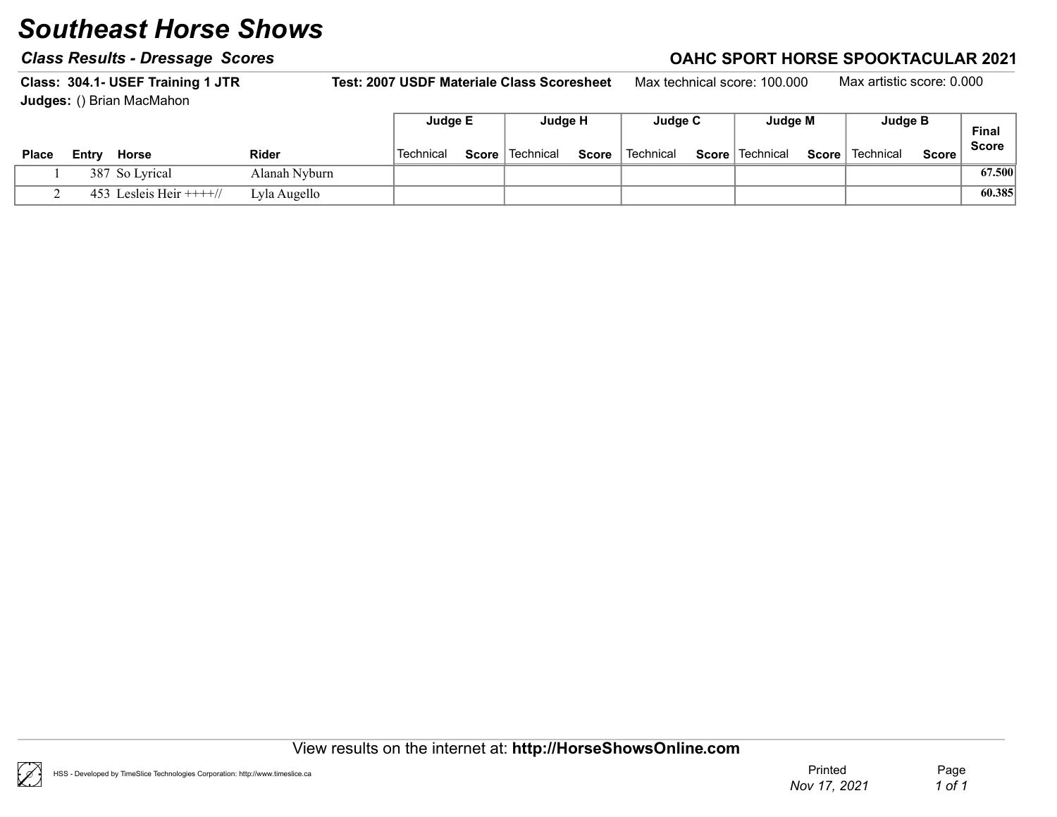# Southeast Horse Shows

## *Class Results - Dressage Scores*

**OAHC SPORT HORSE SPOOKTACULAR 2021**

**Class: 304.1- USEF Training 1 JTR** **Test: 2007 USDF Materiale Class Scoresheet** Max technical score: 100.000 Max artistic score: 0.000

**Judges:** () Brian MacMahon

| Place | Entry | Horse | Rider | Judge E | | Judge H | | Judge C | | Judge M | | Judge B | | Final Score |
|---|---|---|---|---|---|---|---|---|---|---|---|---|---|---|
| | | | | Technical | Score | Technical | Score | Technical | Score | Technical | Score | Technical | Score | |
| 1 | 387 | So Lyrical | Alanah Nyburn | | | | | | | | | | | 67.500 |
| 2 | 453 | Lesleis Heir ++++// | Lyla Augello | | | | | | | | | | | 60.385 |

View results on the internet at: **http://HorseShowsOnline.com**

HSS - Developed by TimeSlice Technologies Corporation: http://www.timeslice.ca

Printed *Nov 17, 2021*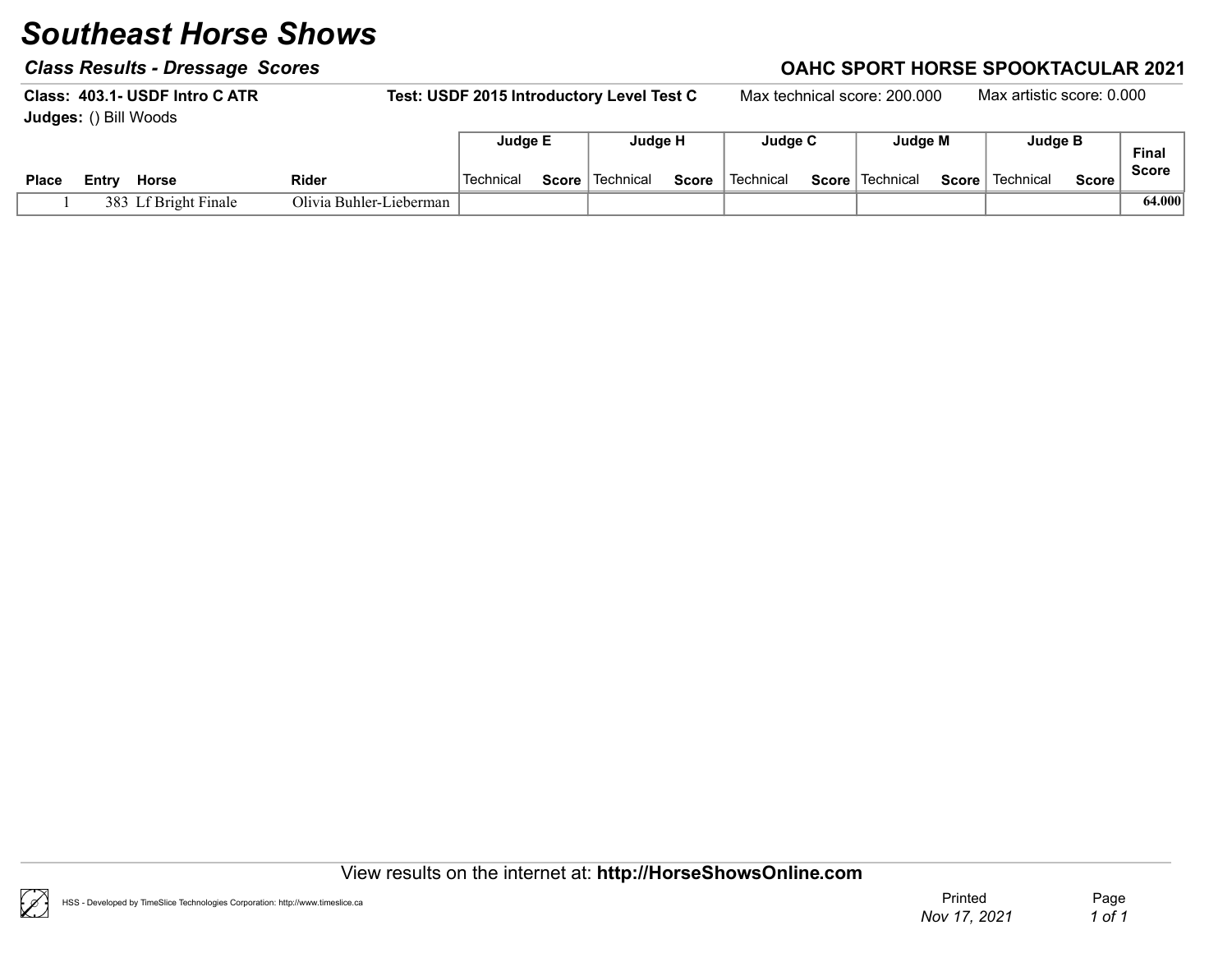# Southeast Horse Shows

***Class Results - Dressage Scores***

**OAHC SPORT HORSE SPOOKTACULAR 2021**

**Class: 403.1- USDF Intro C ATR** **Test: USDF 2015 Introductory Level Test C** Max technical score: 200.000 Max artistic score: 0.000

**Judges:** () Bill Woods

| | | | | Judge E | | Judge H | | Judge C | | Judge M | | Judge B | | |
|---|---|---|---|---|---|---|---|---|---|---|---|---|---|---|
| **Place** | **Entry** | **Horse** | **Rider** | Technical | **Score** | Technical | **Score** | Technical | **Score** | Technical | **Score** | Technical | **Score** | **Final Score** |
| 1 | 383 | Lf Bright Finale | Olivia Buhler-Lieberman | | | | | | | | | | | **64.000** |

View results on the internet at: **http://HorseShowsOnline.com**

HSS - Developed by TimeSlice Technologies Corporation: http://www.timeslice.ca

Printed *Nov 17, 2021*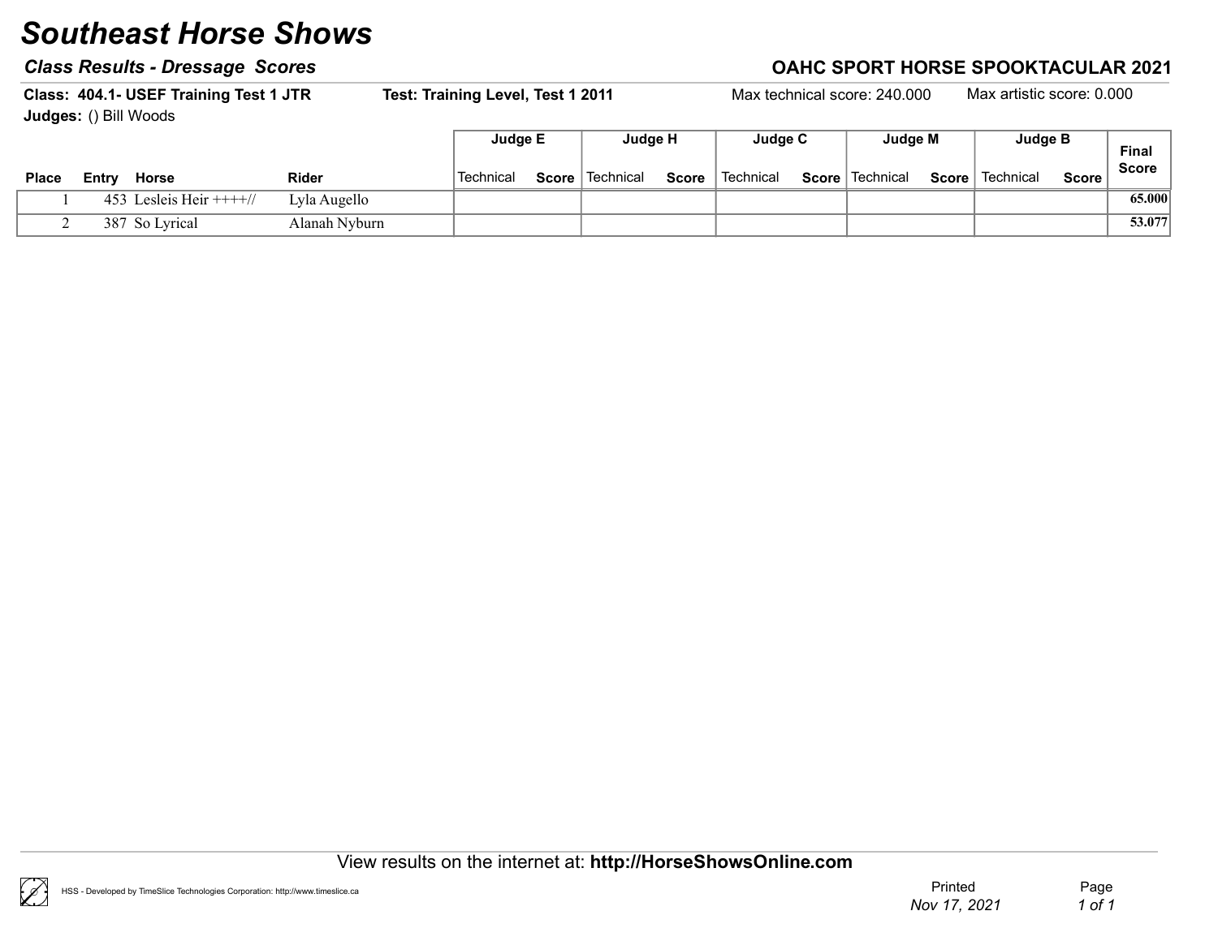# Southeast Horse Shows

### *Class Results - Dressage Scores*

**OAHC SPORT HORSE SPOOKTACULAR 2021**

**Class: 404.1- USEF Training Test 1 JTR** **Test: Training Level, Test 1 2011** Max technical score: 240.000 Max artistic score: 0.000

**Judges:** () Bill Woods

| Place | Entry | Horse | Rider | Judge E | | Judge H | | Judge C | | Judge M | | Judge B | | Final Score |
|---|---|---|---|---|---|---|---|---|---|---|---|---|---|---|
| | | | | Technical | Score | Technical | Score | Technical | Score | Technical | Score | Technical | Score | |
| 1 | 453 | Lesleis Heir ++++// | Lyla Augello | | | | | | | | | | | 65.000 |
| 2 | 387 | So Lyrical | Alanah Nyburn | | | | | | | | | | | 53.077 |

View results on the internet at: **http://HorseShowsOnline.com**

HSS - Developed by TimeSlice Technologies Corporation: http://www.timeslice.ca

Printed *Nov 17, 2021*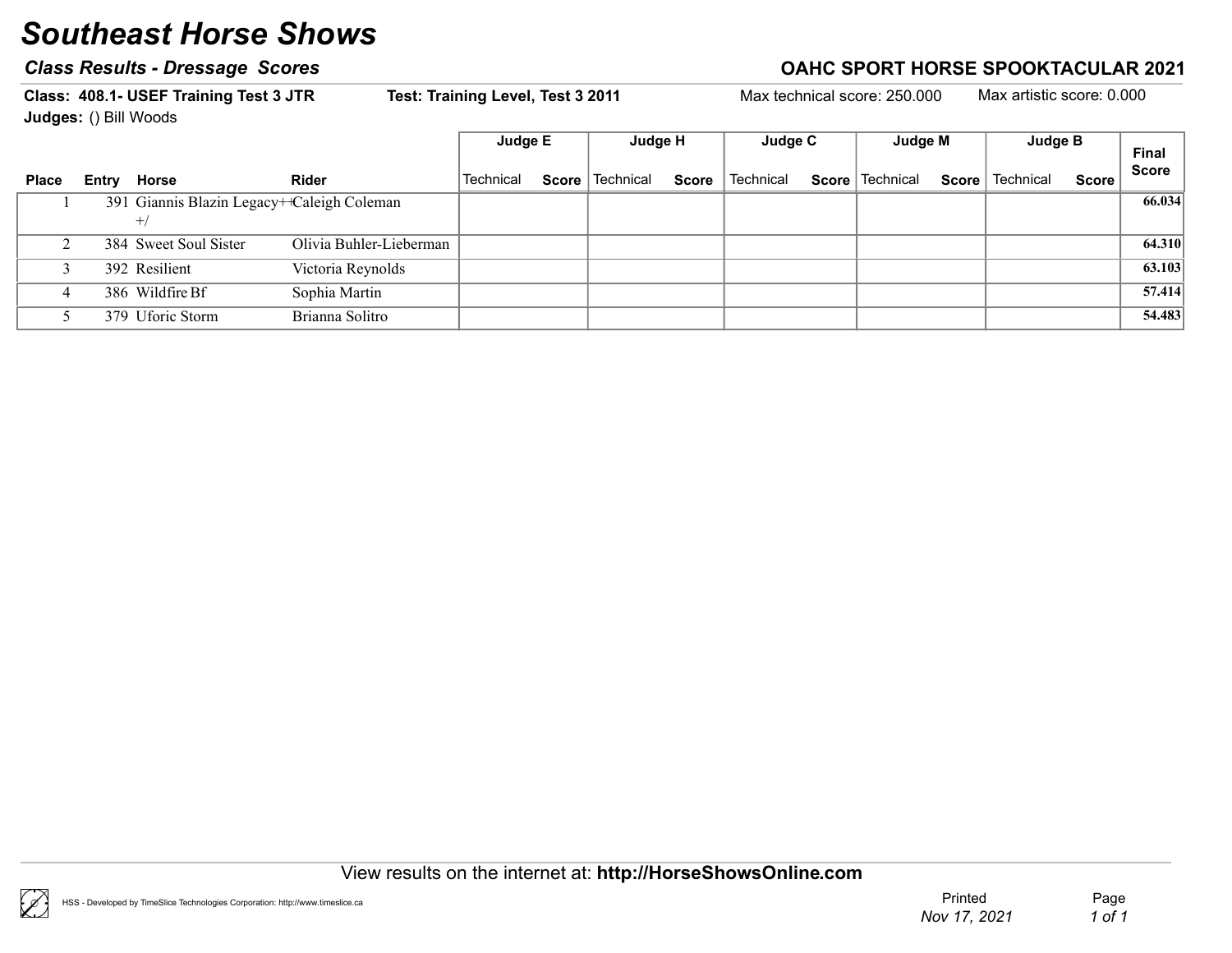# Southeast Horse Shows

### *Class Results - Dressage Scores*

### OAHC SPORT HORSE SPOOKTACULAR 2021

**Class: 408.1- USEF Training Test 3 JTR** **Test: Training Level, Test 3 2011** Max technical score: 250.000 Max artistic score: 0.000

**Judges:** () Bill Woods

| Place | Entry | Horse | Rider | Judge E | | Judge H | | Judge C | | Judge M | | Judge B | | Final Score |
|---|---|---|---|---|---|---|---|---|---|---|---|---|---|---|
| | | | | Technical | Score | Technical | Score | Technical | Score | Technical | Score | Technical | Score | |
| 1 | 391 | Giannis Blazin Legacy++/ | Caleigh Coleman | | | | | | | | | | | **66.034** |
| 2 | 384 | Sweet Soul Sister | Olivia Buhler-Lieberman | | | | | | | | | | | **64.310** |
| 3 | 392 | Resilient | Victoria Reynolds | | | | | | | | | | | **63.103** |
| 4 | 386 | Wildfire Bf | Sophia Martin | | | | | | | | | | | **57.414** |
| 5 | 379 | Uforic Storm | Brianna Solitro | | | | | | | | | | | **54.483** |

View results on the internet at: **http://HorseShowsOnline.com**

HSS - Developed by TimeSlice Technologies Corporation: http://www.timeslice.ca

Printed *Nov 17, 2021*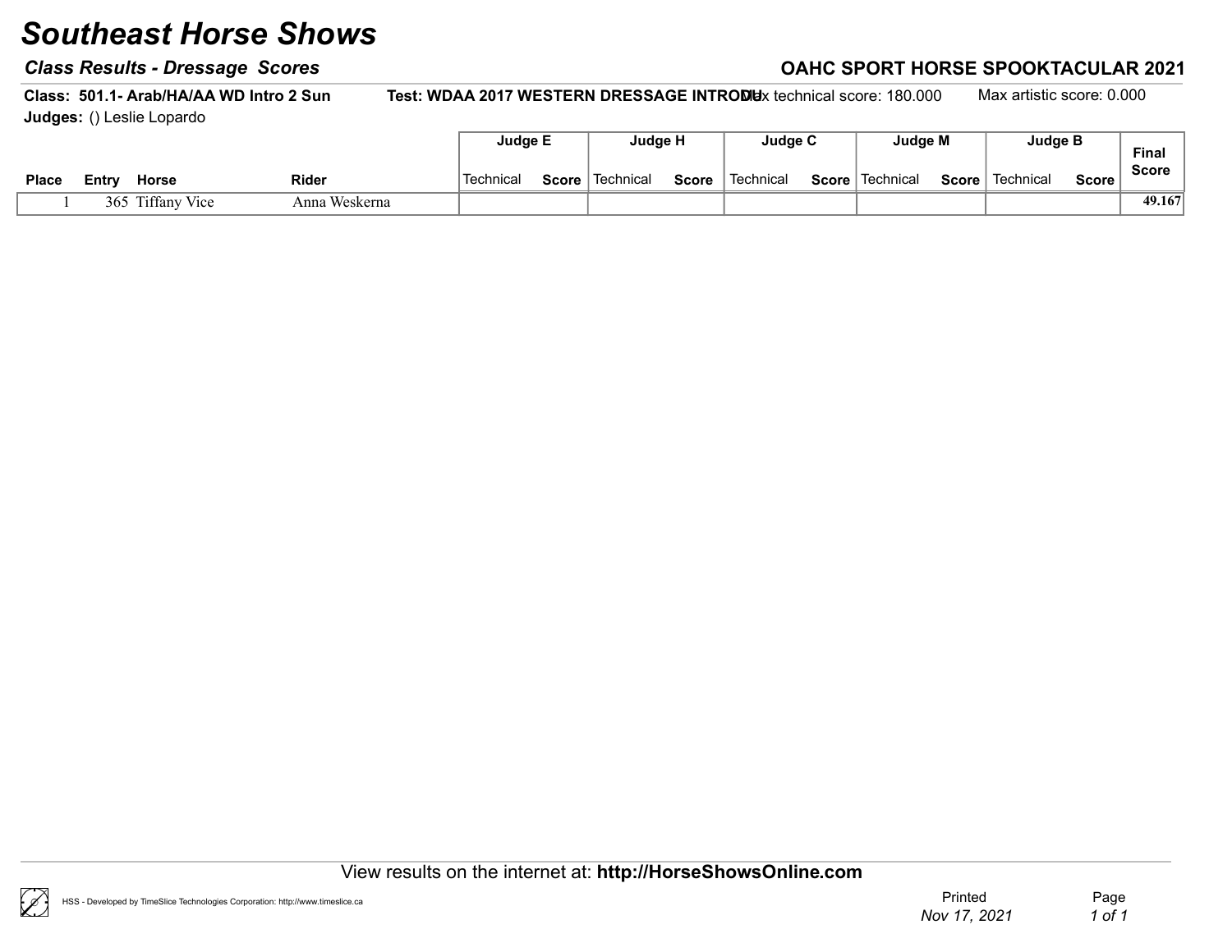# Southeast Horse Shows

### *Class Results - Dressage Scores*

### OAHC SPORT HORSE SPOOKTACULAR 2021

**Class: 501.1- Arab/HA/AA WD Intro 2 Sun** **Test: WDAA 2017 WESTERN DRESSAGE INTRODU** Max technical score: 180.000 Max artistic score: 0.000

**Judges:** () Leslie Lopardo

| | | | | Judge E | | Judge H | | Judge C | | Judge M | | Judge B | | Final Score |
|---|---|---|---|---|---|---|---|---|---|---|---|---|---|---|
| **Place** | **Entry** | **Horse** | **Rider** | Technical | **Score** | Technical | **Score** | Technical | **Score** | Technical | **Score** | Technical | **Score** | |
| 1 | 365 | Tiffany Vice | Anna Weskerna | | | | | | | | | | | **49.167** |

View results on the internet at: **http://HorseShowsOnline.com**

HSS - Developed by TimeSlice Technologies Corporation: http://www.timeslice.ca

Printed *Nov 17, 2021*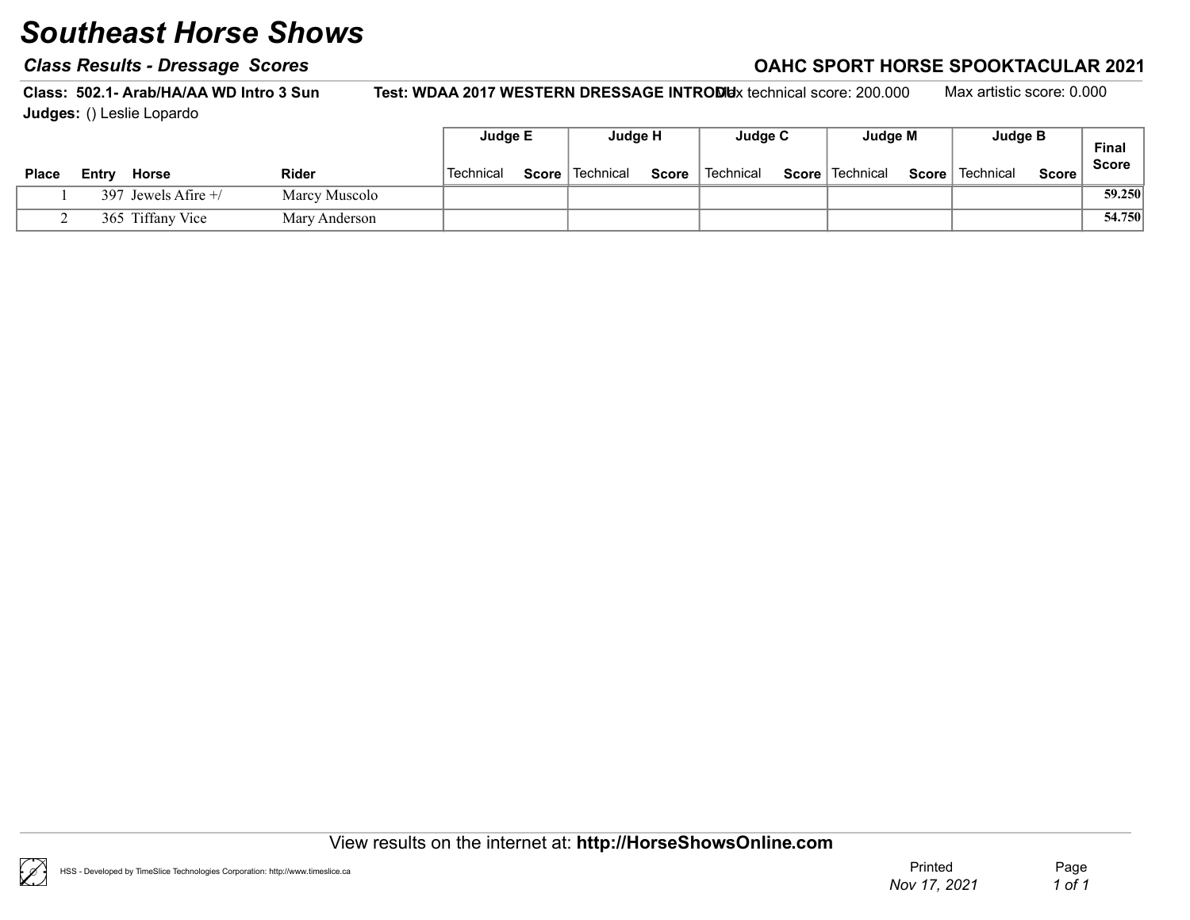# Southeast Horse Shows

## Class Results - Dressage Scores

**OAHC SPORT HORSE SPOOKTACULAR 2021**

**Class: 502.1- Arab/HA/AA WD Intro 3 Sun** **Test: WDAA 2017 WESTERN DRESSAGE INTRODU** Max technical score: 200.000 Max artistic score: 0.000

**Judges:** () Leslie Lopardo

| Place | Entry | Horse | Rider | Judge E | | Judge H | | Judge C | | Judge M | | Judge B | | Final Score |
|---|---|---|---|---|---|---|---|---|---|---|---|---|---|---|
| | | | | Technical | Score | Technical | Score | Technical | Score | Technical | Score | Technical | Score | |
| 1 | 397 | Jewels Afire +/ | Marcy Muscolo | | | | | | | | | | | 59.250 |
| 2 | 365 | Tiffany Vice | Mary Anderson | | | | | | | | | | | 54.750 |

View results on the internet at: **http://HorseShowsOnline.com**

HSS - Developed by TimeSlice Technologies Corporation: http://www.timeslice.ca

Printed *Nov 17, 2021*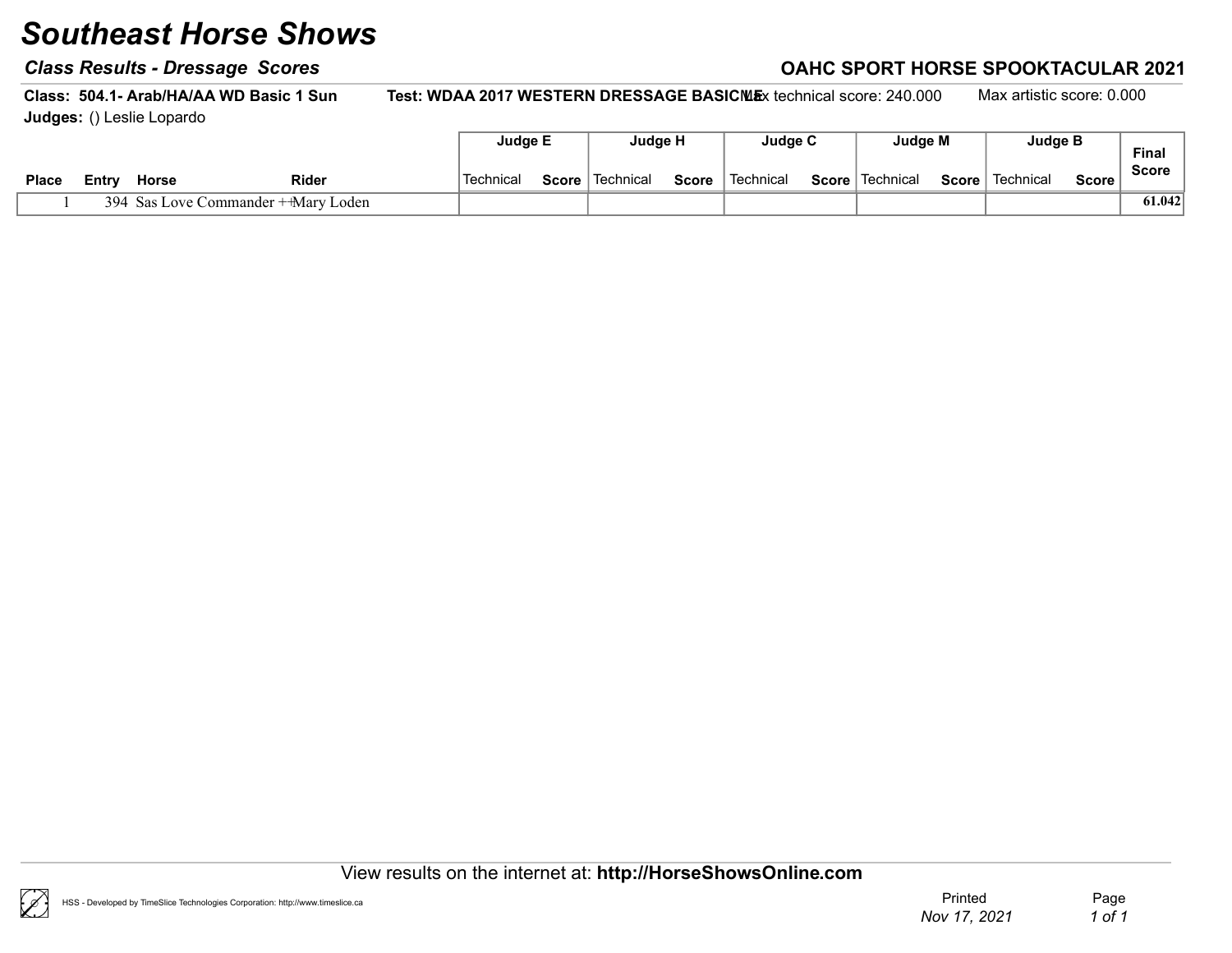# Southeast Horse Shows

***Class Results - Dressage Scores***

**OAHC SPORT HORSE SPOOKTACULAR 2021**

**Class: 504.1- Arab/HA/AA WD Basic 1 Sun** **Test: WDAA 2017 WESTERN DRESSAGE BASIC 1** Max technical score: 240.000 Max artistic score: 0.000

**Judges:** () Leslie Lopardo

| Place | Entry | Horse | Rider | Judge E | | Judge H | | Judge C | | Judge M | | Judge B | | Final Score |
|---|---|---|---|---|---|---|---|---|---|---|---|---|---|---|
| | | | | Technical | Score | Technical | Score | Technical | Score | Technical | Score | Technical | Score | |
| 1 | 394 | Sas Love Commander ++ | Mary Loden | | | | | | | | | | | 61.042 |

View results on the internet at: **http://HorseShowsOnline.com**

HSS - Developed by TimeSlice Technologies Corporation: http://www.timeslice.ca

Printed *Nov 17, 2021*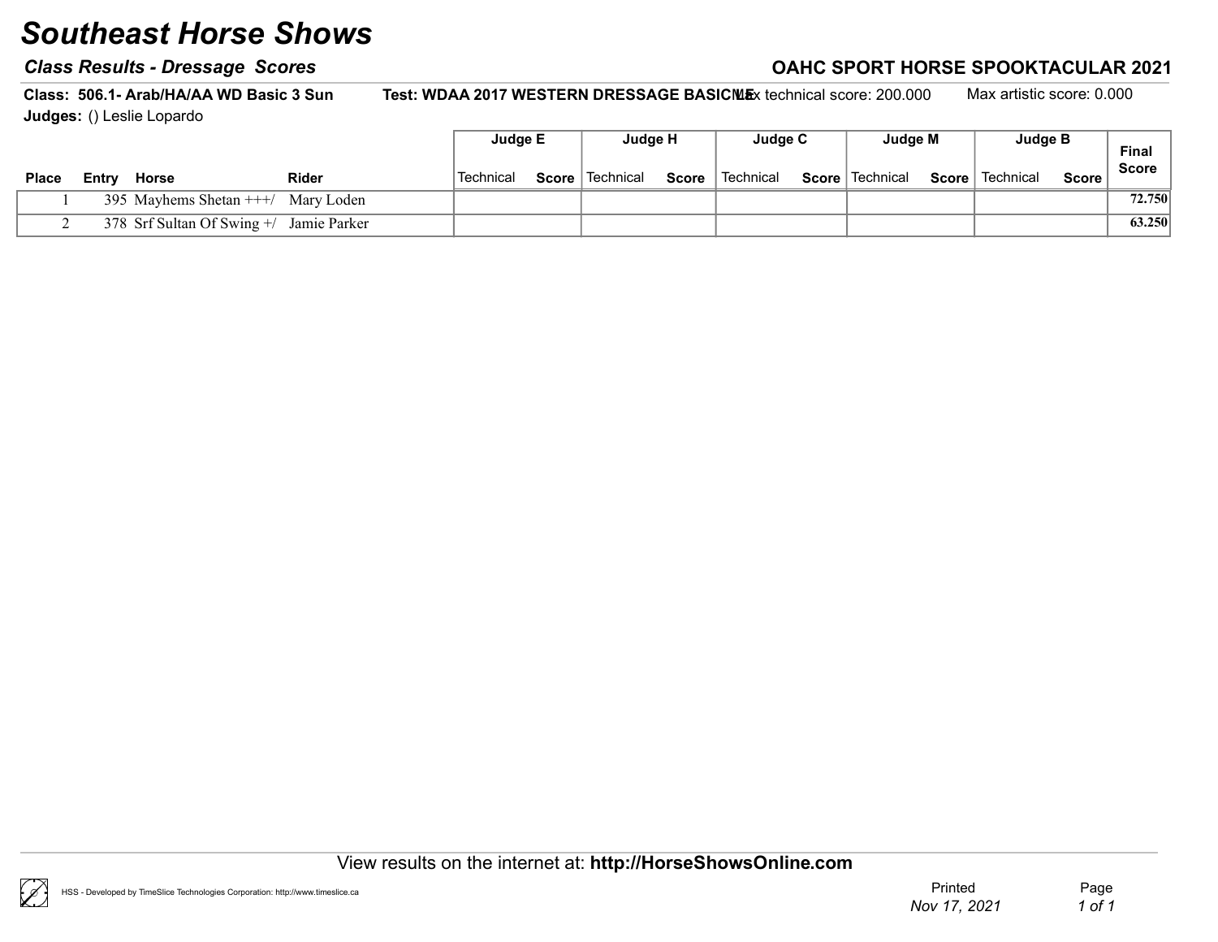# Southeast Horse Shows

### *Class Results - Dressage Scores*

### OAHC SPORT HORSE SPOOKTACULAR 2021

**Class: 506.1- Arab/HA/AA WD Basic 3 Sun** **Test: WDAA 2017 WESTERN DRESSAGE BASIC 1** Max technical score: 200.000 Max artistic score: 0.000

**Judges:** () Leslie Lopardo

| Place | Entry | Horse | Rider | Judge E | | Judge H | | Judge C | | Judge M | | Judge B | | Final Score |
|---|---|---|---|---|---|---|---|---|---|---|---|---|---|---|
| | | | | Technical | Score | Technical | Score | Technical | Score | Technical | Score | Technical | Score | |
| 1 | 395 | Mayhems Shetan +++/ | Mary Loden | | | | | | | | | | | 72.750 |
| 2 | 378 | Srf Sultan Of Swing +/ | Jamie Parker | | | | | | | | | | | 63.250 |

View results on the internet at: **http://HorseShowsOnline.com**

HSS - Developed by TimeSlice Technologies Corporation: http://www.timeslice.ca

Printed *Nov 17, 2021*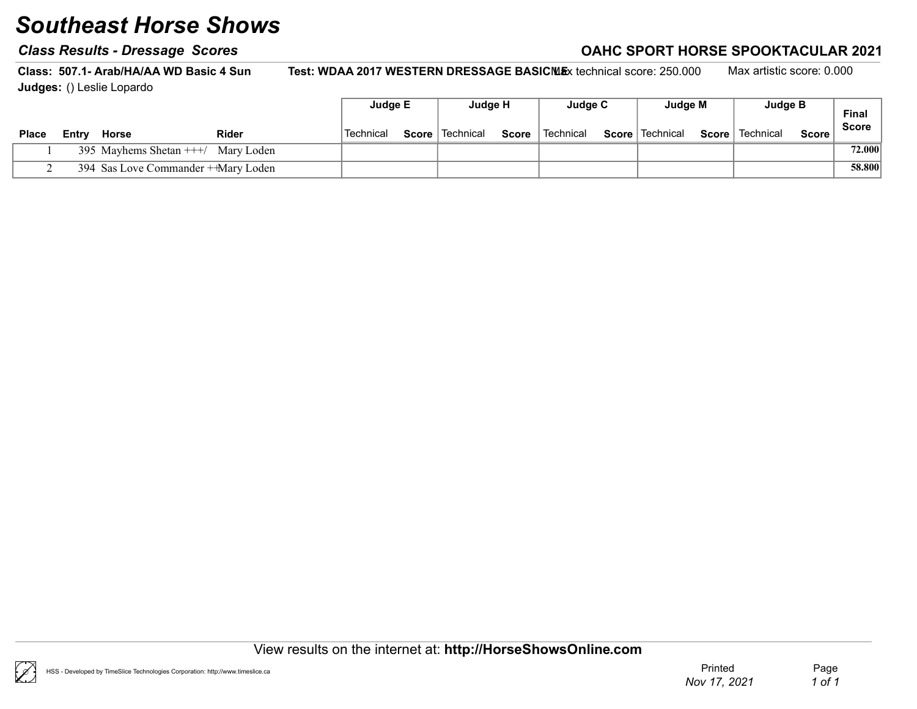# Southeast Horse Shows

## Class Results - Dressage Scores

**OAHC SPORT HORSE SPOOKTACULAR 2021**

**Class: 507.1- Arab/HA/AA WD Basic 4 Sun** **Test: WDAA 2017 WESTERN DRESSAGE BASIC 4** Max technical score: 250.000 Max artistic score: 0.000

**Judges:** () Leslie Lopardo

| Place | Entry | Horse | Rider | Judge E Technical | Judge E Score | Judge H Technical | Judge H Score | Judge C Technical | Judge C Score | Judge M Technical | Judge M Score | Judge B Technical | Judge B Score | Final Score |
|---|---|---|---|---|---|---|---|---|---|---|---|---|---|---|
| 1 | 395 | Mayhems Shetan +++/ | Mary Loden | | | | | | | | | | | **72.000** |
| 2 | 394 | Sas Love Commander ++ | Mary Loden | | | | | | | | | | | **58.800** |

View results on the internet at: **http://HorseShowsOnline.com**

HSS - Developed by TimeSlice Technologies Corporation: http://www.timeslice.ca

Printed *Nov 17, 2021*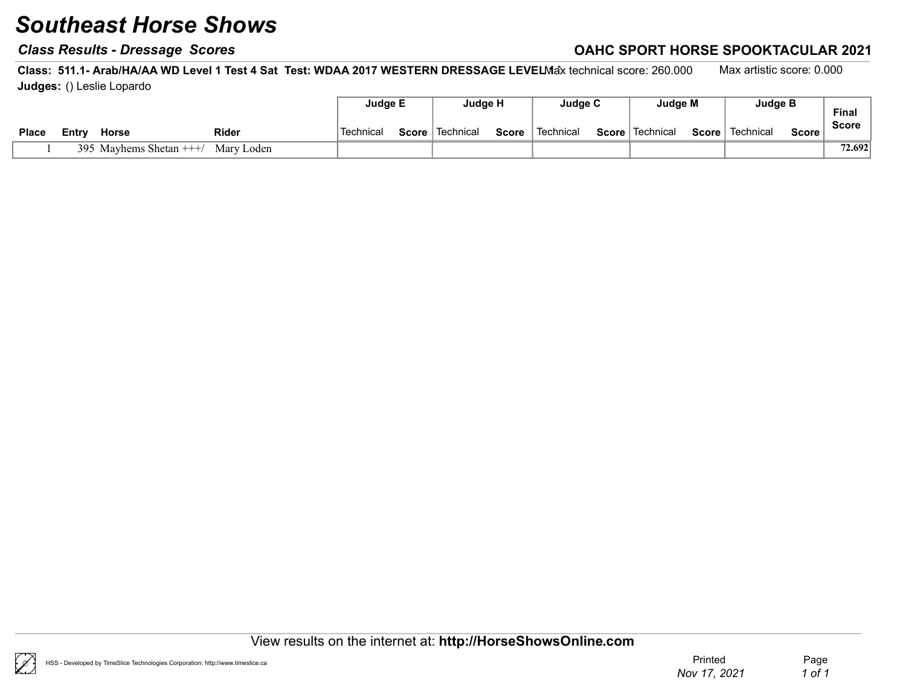# Southeast Horse Shows

**Class Results - Dressage Scores**

**OAHC SPORT HORSE SPOOKTACULAR 2021**

**Class: 511.1- Arab/HA/AA WD Level 1 Test 4 Sat Test: WDAA 2017 WESTERN DRESSAGE LEVEL 1** Max technical score: 260.000 Max artistic score: 0.000

**Judges:** () Leslie Lopardo

| | | | | Judge E | | Judge H | | Judge C | | Judge M | | Judge B | | |
|---|---|---|---|---|---|---|---|---|---|---|---|---|---|---|
| **Place** | **Entry** | **Horse** | **Rider** | Technical | **Score** | Technical | **Score** | Technical | **Score** | Technical | **Score** | Technical | **Score** | **Final Score** |
| 1 | 395 | Mayhems Shetan +++/ | Mary Loden | | | | | | | | | | | 72.692 |

View results on the internet at: **http://HorseShowsOnline.com**

HSS - Developed by TimeSlice Technologies Corporation: http://www.timeslice.ca

Printed *Nov 17, 2021*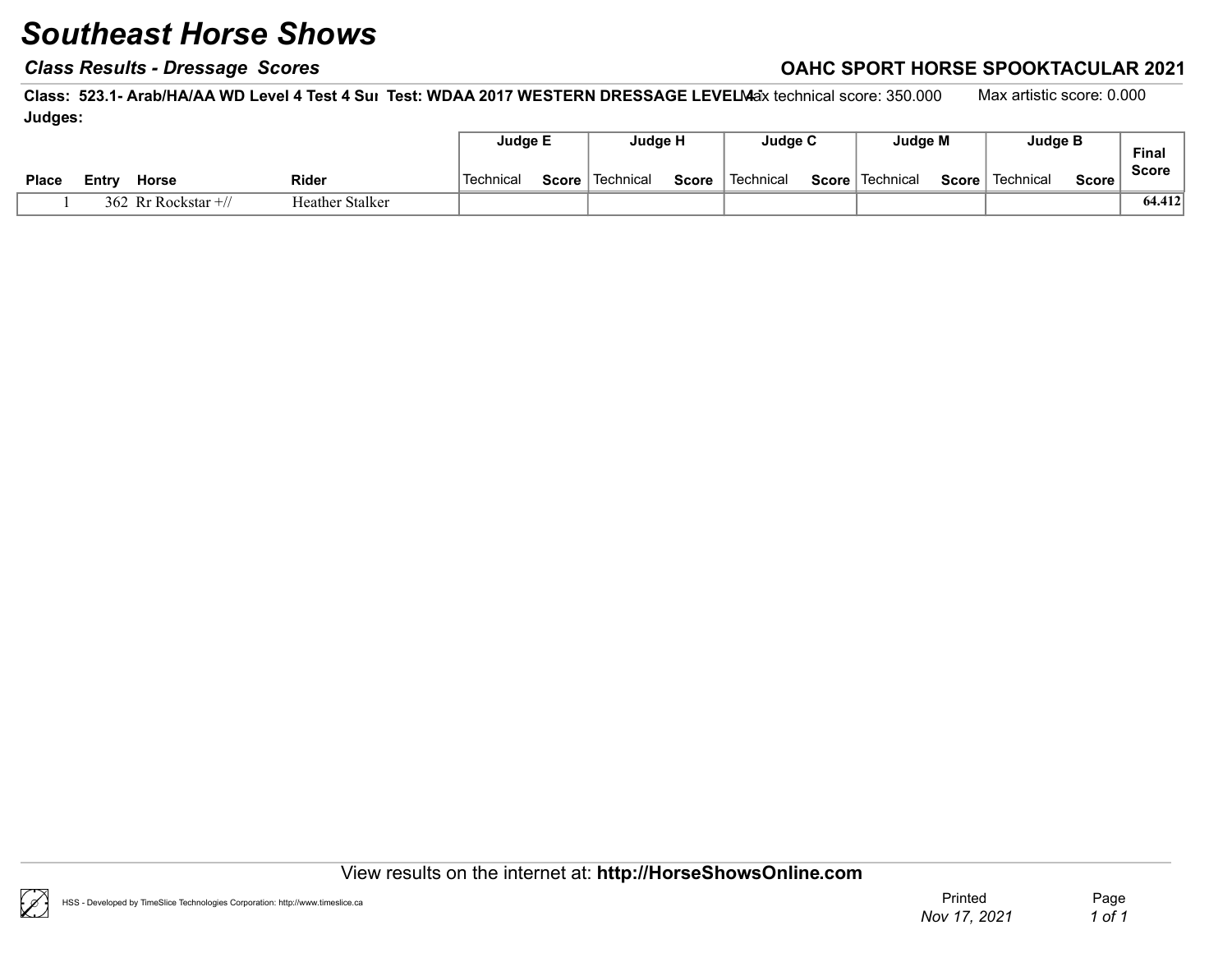# Southeast Horse Shows

## *Class Results - Dressage Scores*

**OAHC SPORT HORSE SPOOKTACULAR 2021**

**Class: 523.1- Arab/HA/AA WD Level 4 Test 4 Sur Test: WDAA 2017 WESTERN DRESSAGE LEVEL 4** Max technical score: 350.000 Max artistic score: 0.000

**Judges:**

| | | | | Judge E | | Judge H | | Judge C | | Judge M | | Judge B | | |
|---|---|---|---|---|---|---|---|---|---|---|---|---|---|---|
| **Place** | **Entry** | **Horse** | **Rider** | Technical | **Score** | Technical | **Score** | Technical | **Score** | Technical | **Score** | Technical | **Score** | **Final Score** |
| 1 | 362 | Rr Rockstar +// | Heather Stalker | | | | | | | | | | | **64.412** |

View results on the internet at: **http://HorseShowsOnline.com**

HSS - Developed by TimeSlice Technologies Corporation: http://www.timeslice.ca

Printed *Nov 17, 2021*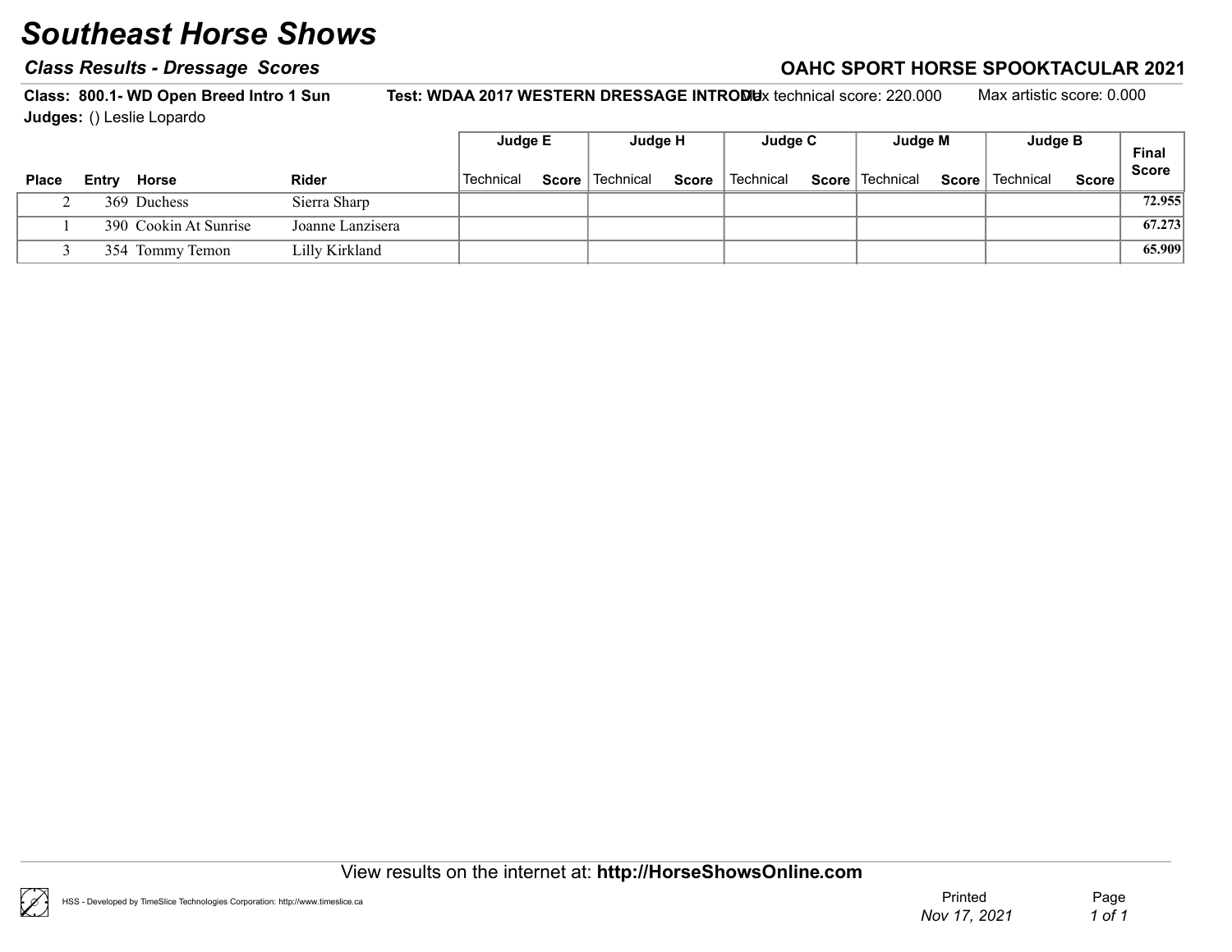# Southeast Horse Shows

### *Class Results - Dressage Scores*

**OAHC SPORT HORSE SPOOKTACULAR 2021**

**Class: 800.1- WD Open Breed Intro 1 Sun** **Test: WDAA 2017 WESTERN DRESSAGE INTRODU** Max technical score: 220.000 Max artistic score: 0.000

**Judges:** () Leslie Lopardo

| Place | Entry | Horse | Rider | Judge E | | Judge H | | Judge C | | Judge M | | Judge B | | Final Score |
|---|---|---|---|---|---|---|---|---|---|---|---|---|---|---|
| | | | | Technical | Score | Technical | Score | Technical | Score | Technical | Score | Technical | Score | |
| 2 | 369 | Duchess | Sierra Sharp | | | | | | | | | | | 72.955 |
| 1 | 390 | Cookin At Sunrise | Joanne Lanzisera | | | | | | | | | | | 67.273 |
| 3 | 354 | Tommy Temon | Lilly Kirkland | | | | | | | | | | | 65.909 |

View results on the internet at: **http://HorseShowsOnline.com**

HSS - Developed by TimeSlice Technologies Corporation: http://www.timeslice.ca

Printed *Nov 17, 2021*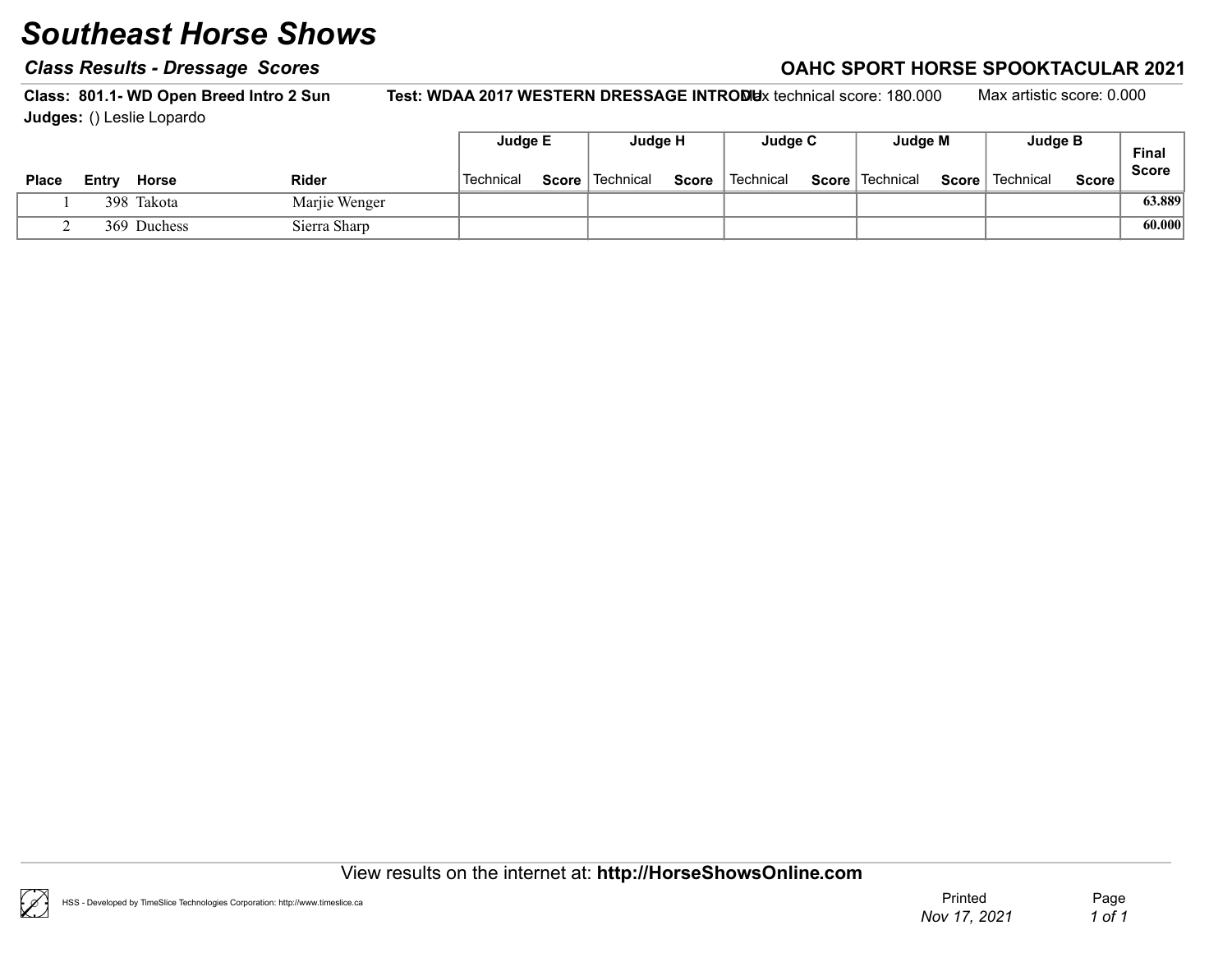# Southeast Horse Shows

## *Class Results - Dressage Scores*

**OAHC SPORT HORSE SPOOKTACULAR 2021**

**Class: 801.1- WD Open Breed Intro 2 Sun** **Test: WDAA 2017 WESTERN DRESSAGE INTRODU** Max technical score: 180.000 Max artistic score: 0.000

**Judges:** () Leslie Lopardo

| Place | Entry | Horse | Rider | Judge E | | Judge H | | Judge C | | Judge M | | Judge B | | Final Score |
|---|---|---|---|---|---|---|---|---|---|---|---|---|---|---|
| | | | | Technical | Score | Technical | Score | Technical | Score | Technical | Score | Technical | Score | |
| 1 | 398 | Takota | Marjie Wenger | | | | | | | | | | | **63.889** |
| 2 | 369 | Duchess | Sierra Sharp | | | | | | | | | | | **60.000** |

View results on the internet at: **http://HorseShowsOnline.com**

HSS - Developed by TimeSlice Technologies Corporation: http://www.timeslice.ca

Printed *Nov 17, 2021*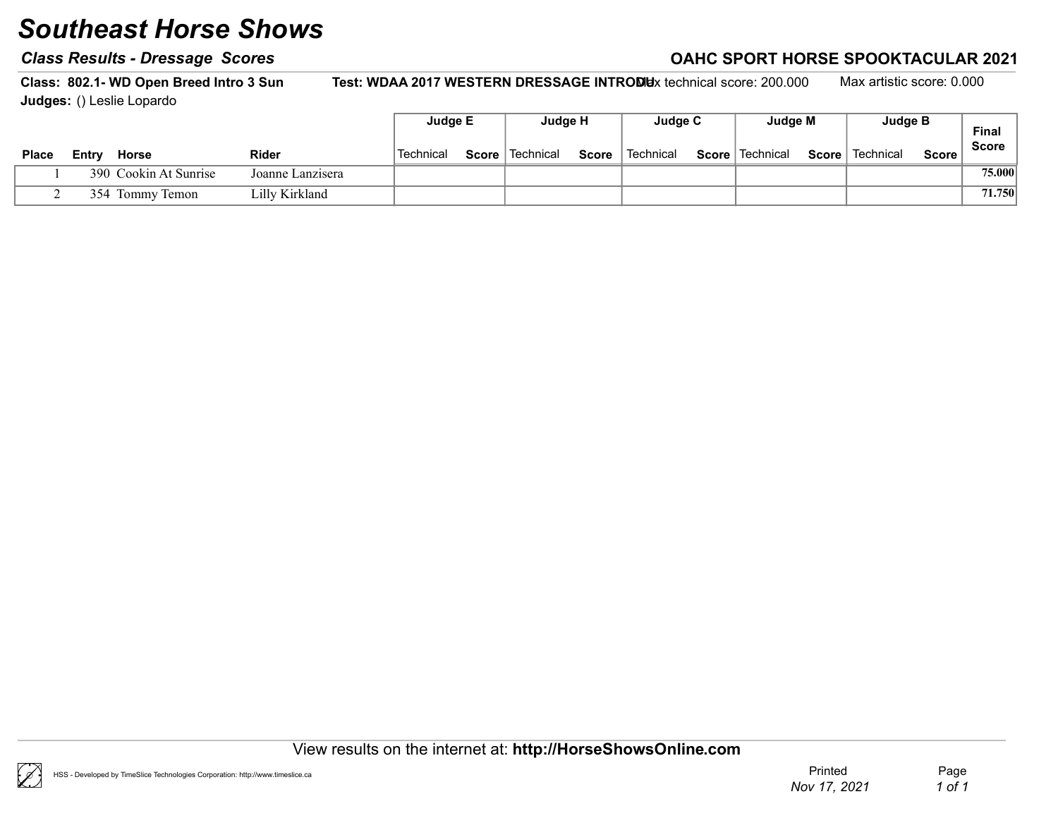# Southeast Horse Shows

***Class Results - Dressage Scores*** **OAHC SPORT HORSE SPOOKTACULAR 2021**

**Class: 802.1- WD Open Breed Intro 3 Sun** **Test: WDAA 2017 WESTERN DRESSAGE INTRODU** Max technical score: 200.000 Max artistic score: 0.000

**Judges:** () Leslie Lopardo

| | | | | Judge E | | Judge H | | Judge C | | Judge M | | Judge B | | Final Score |
|---|---|---|---|---|---|---|---|---|---|---|---|---|---|---|
| Place | Entry | Horse | Rider | Technical | Score | Technical | Score | Technical | Score | Technical | Score | Technical | Score | |
| 1 | 390 | Cookin At Sunrise | Joanne Lanzisera | | | | | | | | | | | 75.000 |
| 2 | 354 | Tommy Temon | Lilly Kirkland | | | | | | | | | | | 71.750 |

View results on the internet at: **http://HorseShowsOnline.com**

HSS - Developed by TimeSlice Technologies Corporation: http://www.timeslice.ca

Printed *Nov 17, 2021*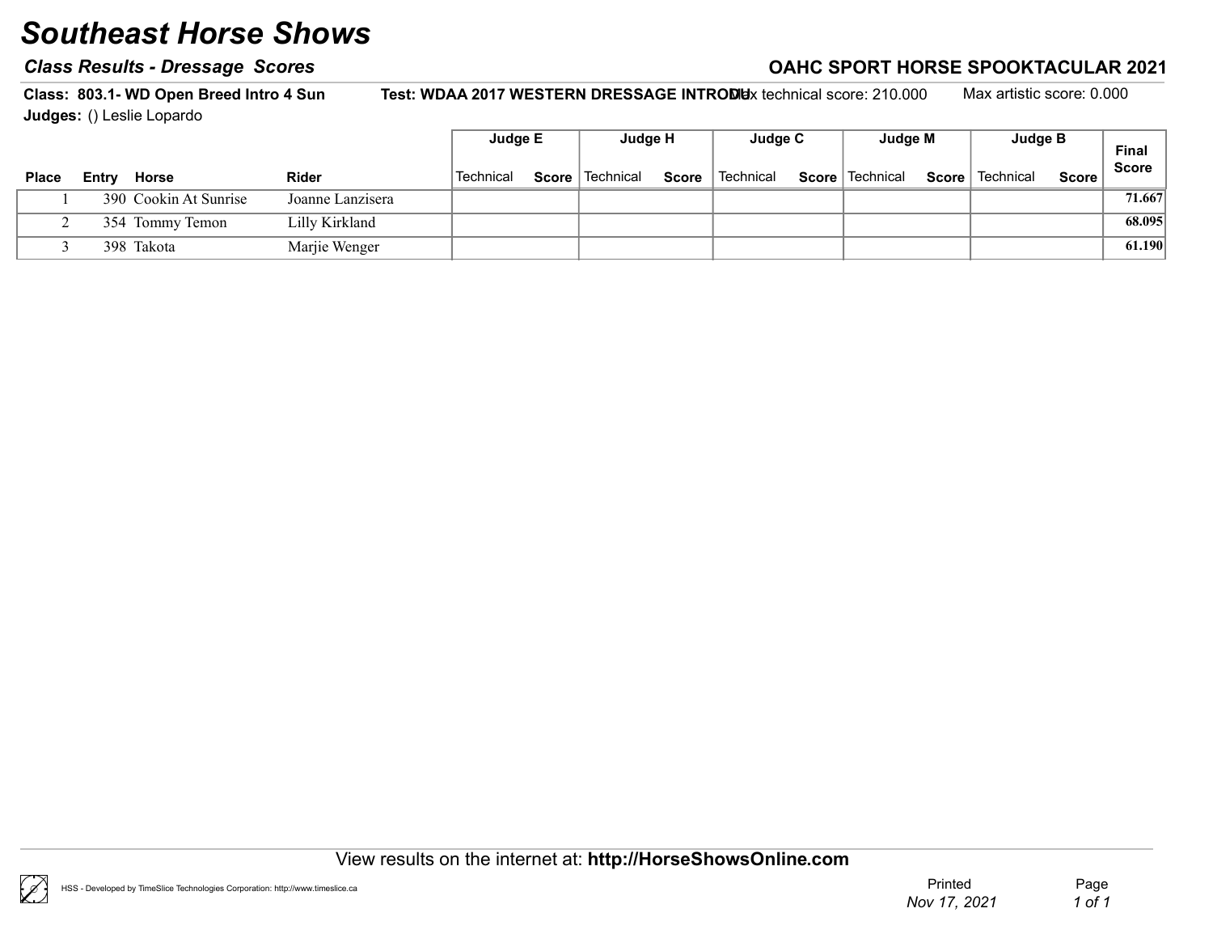# Southeast Horse Shows

**Class Results - Dressage Scores** — **OAHC SPORT HORSE SPOOKTACULAR 2021**

**Class: 803.1- WD Open Breed Intro 4 Sun** — **Test: WDAA 2017 WESTERN DRESSAGE INTRODU** — Max technical score: 210.000 — Max artistic score: 0.000

**Judges:** () Leslie Lopardo

| Place | Entry | Horse | Rider | Judge E | | Judge H | | Judge C | | Judge M | | Judge B | | Final Score |
|---|---|---|---|---|---|---|---|---|---|---|---|---|---|---|
| | | | | Technical | Score | Technical | Score | Technical | Score | Technical | Score | Technical | Score | |
| 1 | 390 | Cookin At Sunrise | Joanne Lanzisera | | | | | | | | | | | 71.667 |
| 2 | 354 | Tommy Temon | Lilly Kirkland | | | | | | | | | | | 68.095 |
| 3 | 398 | Takota | Marjie Wenger | | | | | | | | | | | 61.190 |

View results on the internet at: **http://HorseShowsOnline.com**

HSS - Developed by TimeSlice Technologies Corporation: http://www.timeslice.ca

Printed Nov 17, 2021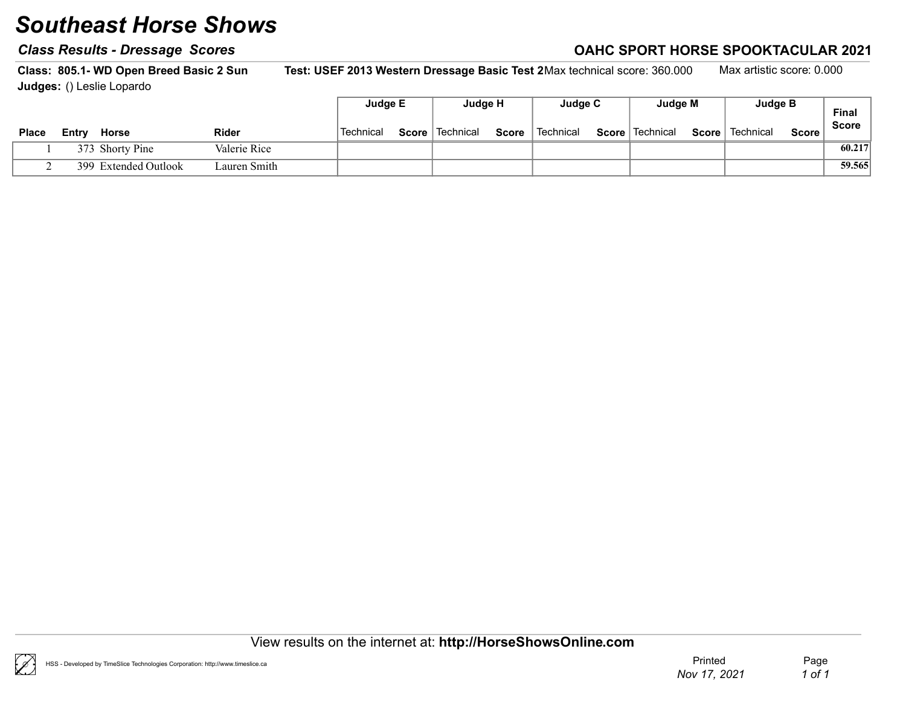# Southeast Horse Shows

***Class Results - Dressage Scores***

**OAHC SPORT HORSE SPOOKTACULAR 2021**

**Class: 805.1- WD Open Breed Basic 2 Sun** **Test: USEF 2013 Western Dressage Basic Test 2** Max technical score: 360.000 Max artistic score: 0.000

**Judges:** () Leslie Lopardo

| | | | | Judge E | | Judge H | | Judge C | | Judge M | | Judge B | | |
|---|---|---|---|---|---|---|---|---|---|---|---|---|---|---|
| **Place** | **Entry** | **Horse** | **Rider** | Technical | **Score** | Technical | **Score** | Technical | **Score** | Technical | **Score** | Technical | **Score** | **Final Score** |
| 1 | 373 | Shorty Pine | Valerie Rice | | | | | | | | | | | **60.217** |
| 2 | 399 | Extended Outlook | Lauren Smith | | | | | | | | | | | **59.565** |

View results on the internet at: **http://HorseShowsOnline.com**

HSS - Developed by TimeSlice Technologies Corporation: http://www.timeslice.ca

Printed *Nov 17, 2021*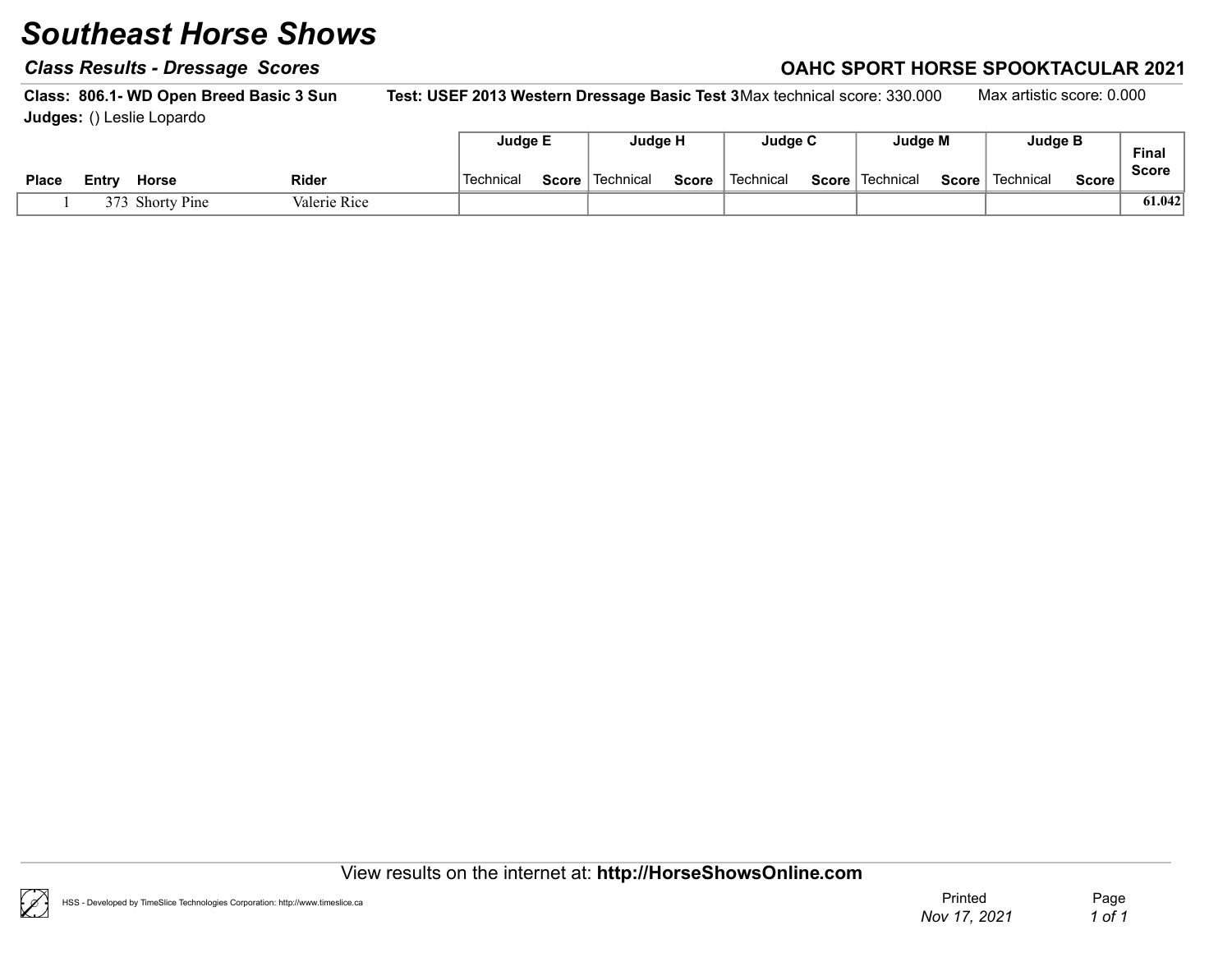# Southeast Horse Shows

***Class Results - Dressage Scores***

**OAHC SPORT HORSE SPOOKTACULAR 2021**

**Class: 806.1- WD Open Breed Basic 3 Sun** **Test: USEF 2013 Western Dressage Basic Test 3** Max technical score: 330.000 Max artistic score: 0.000

**Judges:** () Leslie Lopardo

| | | | | Judge E | | Judge H | | Judge C | | Judge M | | Judge B | | |
|---|---|---|---|---|---|---|---|---|---|---|---|---|---|---|
| **Place** | **Entry** | **Horse** | **Rider** | Technical | **Score** | Technical | **Score** | Technical | **Score** | Technical | **Score** | Technical | **Score** | **Final Score** |
| 1 | 373 | Shorty Pine | Valerie Rice | | | | | | | | | | | **61.042** |

View results on the internet at: **http://HorseShowsOnline.com**

HSS - Developed by TimeSlice Technologies Corporation: http://www.timeslice.ca

Printed *Nov 17, 2021*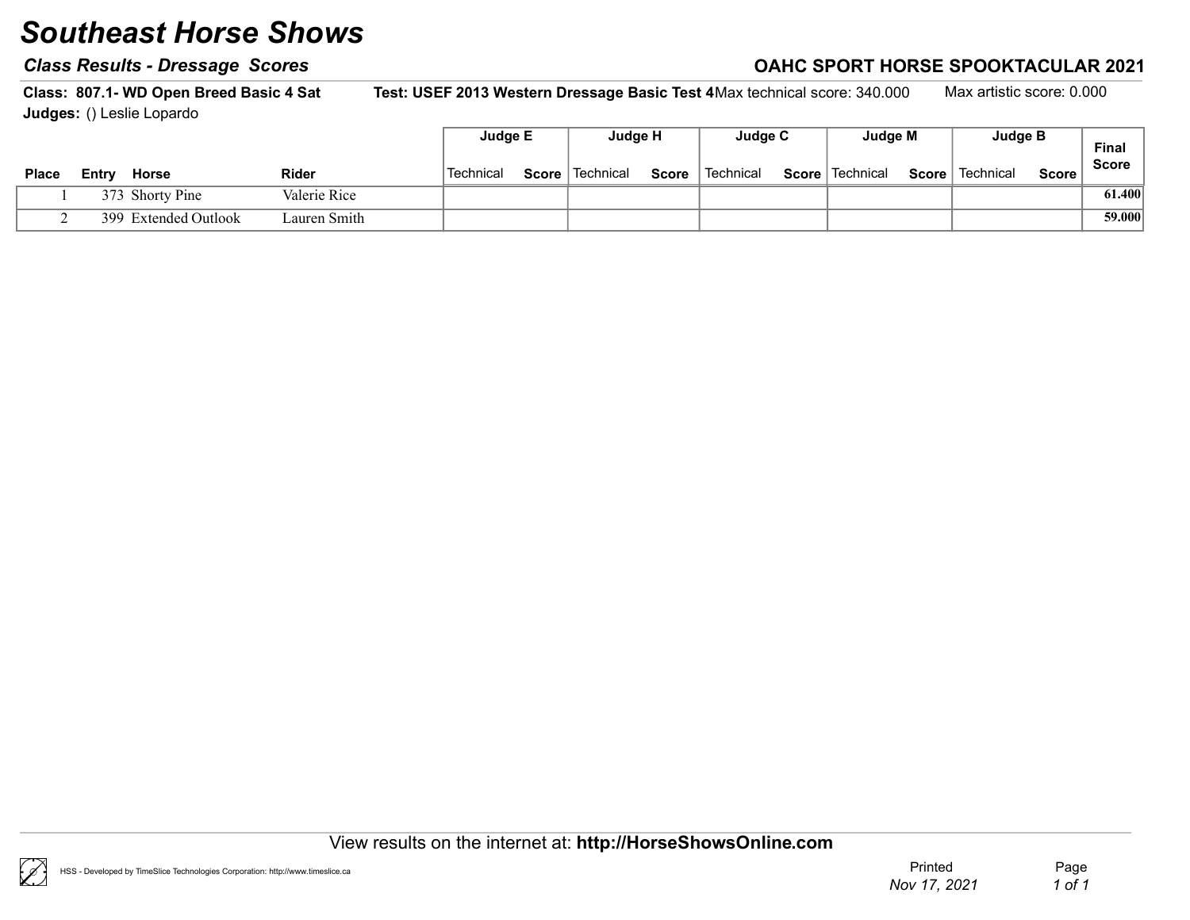# Southeast Horse Shows

***Class Results - Dressage Scores***

**OAHC SPORT HORSE SPOOKTACULAR 2021**

**Class: 807.1- WD Open Breed Basic 4 Sat** **Test: USEF 2013 Western Dressage Basic Test 4** Max technical score: 340.000 Max artistic score: 0.000

**Judges:** () Leslie Lopardo

| | | | | Judge E | | Judge H | | Judge C | | Judge M | | Judge B | | |
|---|---|---|---|---|---|---|---|---|---|---|---|---|---|---|
| **Place** | **Entry** | **Horse** | **Rider** | Technical | **Score** | Technical | **Score** | Technical | **Score** | Technical | **Score** | Technical | **Score** | **Final Score** |
| 1 | 373 | Shorty Pine | Valerie Rice | | | | | | | | | | | **61.400** |
| 2 | 399 | Extended Outlook | Lauren Smith | | | | | | | | | | | **59.000** |

View results on the internet at: **http://HorseShowsOnline.com**

HSS - Developed by TimeSlice Technologies Corporation: http://www.timeslice.ca

Printed *Nov 17, 2021*